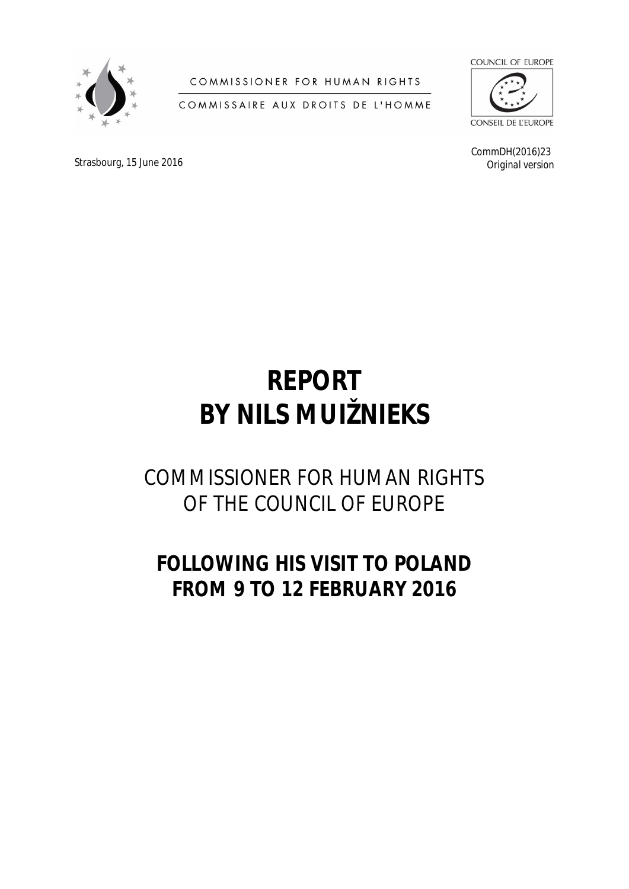COMMISSIONER FOR HUMAN RIGHTS

COMMISSAIRE AUX DROITS DE L'HOMME

COUNCIL OF EUROPE

CONSEIL DE L'EUROPE

Strasbourg, 15 June 2016

CommDH(2016)23
Original version

# REPORT
# BY NILS MUIŽNIEKS

## COMMISSIONER FOR HUMAN RIGHTS OF THE COUNCIL OF EUROPE

## FOLLOWING HIS VISIT TO POLAND FROM 9 TO 12 FEBRUARY 2016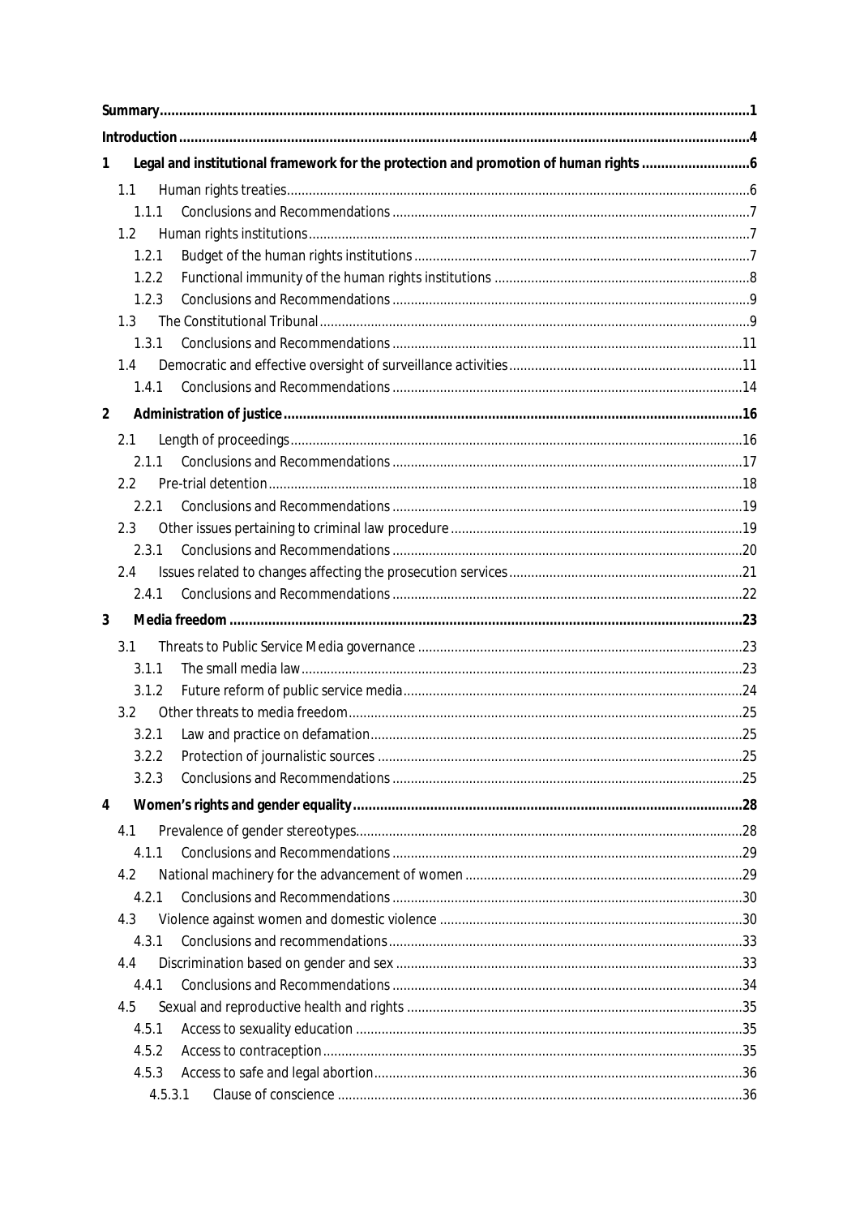| | | |
|---|---|---|
| **Summary** | | **1** |
| **Introduction** | | **4** |
| **1** | **Legal and institutional framework for the protection and promotion of human rights** | **6** |
| 1.1 | Human rights treaties | 6 |
| 1.1.1 | Conclusions and Recommendations | 7 |
| 1.2 | Human rights institutions | 7 |
| 1.2.1 | Budget of the human rights institutions | 7 |
| 1.2.2 | Functional immunity of the human rights institutions | 8 |
| 1.2.3 | Conclusions and Recommendations | 9 |
| 1.3 | The Constitutional Tribunal | 9 |
| 1.3.1 | Conclusions and Recommendations | 11 |
| 1.4 | Democratic and effective oversight of surveillance activities | 11 |
| 1.4.1 | Conclusions and Recommendations | 14 |
| **2** | **Administration of justice** | **16** |
| 2.1 | Length of proceedings | 16 |
| 2.1.1 | Conclusions and Recommendations | 17 |
| 2.2 | Pre-trial detention | 18 |
| 2.2.1 | Conclusions and Recommendations | 19 |
| 2.3 | Other issues pertaining to criminal law procedure | 19 |
| 2.3.1 | Conclusions and Recommendations | 20 |
| 2.4 | Issues related to changes affecting the prosecution services | 21 |
| 2.4.1 | Conclusions and Recommendations | 22 |
| **3** | **Media freedom** | **23** |
| 3.1 | Threats to Public Service Media governance | 23 |
| 3.1.1 | The small media law | 23 |
| 3.1.2 | Future reform of public service media | 24 |
| 3.2 | Other threats to media freedom | 25 |
| 3.2.1 | Law and practice on defamation | 25 |
| 3.2.2 | Protection of journalistic sources | 25 |
| 3.2.3 | Conclusions and Recommendations | 25 |
| **4** | **Women's rights and gender equality** | **28** |
| 4.1 | Prevalence of gender stereotypes | 28 |
| 4.1.1 | Conclusions and Recommendations | 29 |
| 4.2 | National machinery for the advancement of women | 29 |
| 4.2.1 | Conclusions and Recommendations | 30 |
| 4.3 | Violence against women and domestic violence | 30 |
| 4.3.1 | Conclusions and recommendations | 33 |
| 4.4 | Discrimination based on gender and sex | 33 |
| 4.4.1 | Conclusions and Recommendations | 34 |
| 4.5 | Sexual and reproductive health and rights | 35 |
| 4.5.1 | Access to sexuality education | 35 |
| 4.5.2 | Access to contraception | 35 |
| 4.5.3 | Access to safe and legal abortion | 36 |
| 4.5.3.1 | Clause of conscience | 36 |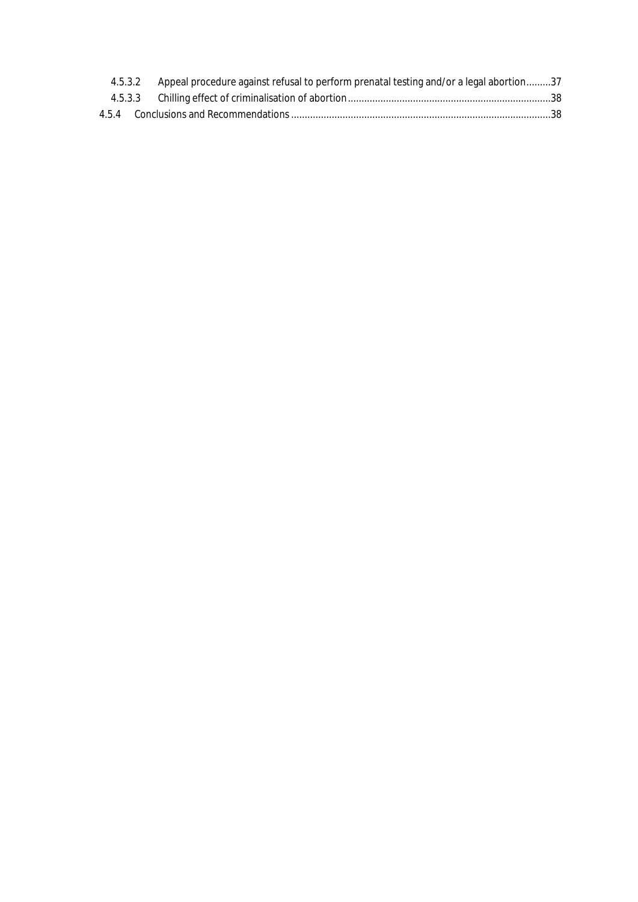4.5.3.2 Appeal procedure against refusal to perform prenatal testing and/or a legal abortion.........37

4.5.3.3 Chilling effect of criminalisation of abortion.........38

4.5.4 Conclusions and Recommendations.........38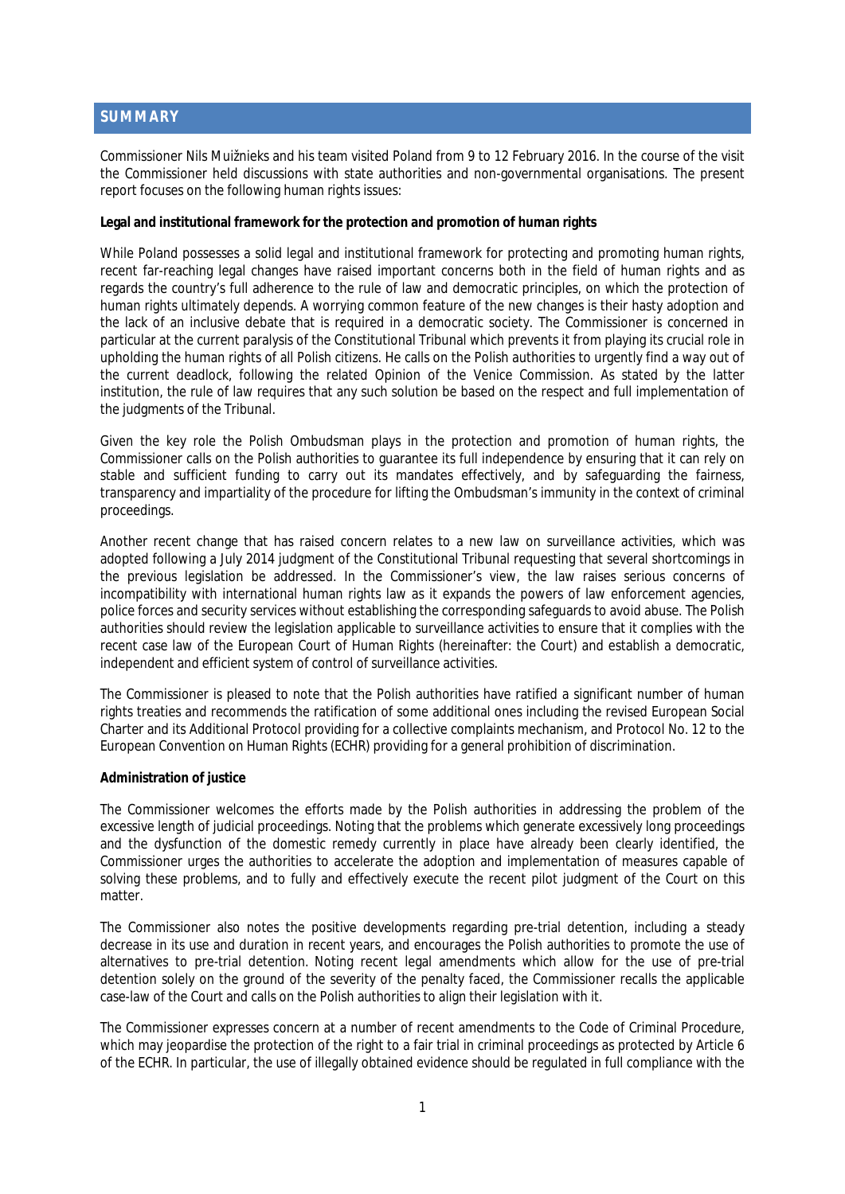## SUMMARY

Commissioner Nils Muižnieks and his team visited Poland from 9 to 12 February 2016. In the course of the visit the Commissioner held discussions with state authorities and non-governmental organisations. The present report focuses on the following human rights issues:

**Legal and institutional framework for the protection and promotion of human rights**

While Poland possesses a solid legal and institutional framework for protecting and promoting human rights, recent far-reaching legal changes have raised important concerns both in the field of human rights and as regards the country's full adherence to the rule of law and democratic principles, on which the protection of human rights ultimately depends. A worrying common feature of the new changes is their hasty adoption and the lack of an inclusive debate that is required in a democratic society. The Commissioner is concerned in particular at the current paralysis of the Constitutional Tribunal which prevents it from playing its crucial role in upholding the human rights of all Polish citizens. He calls on the Polish authorities to urgently find a way out of the current deadlock, following the related Opinion of the Venice Commission. As stated by the latter institution, the rule of law requires that any such solution be based on the respect and full implementation of the judgments of the Tribunal.

Given the key role the Polish Ombudsman plays in the protection and promotion of human rights, the Commissioner calls on the Polish authorities to guarantee its full independence by ensuring that it can rely on stable and sufficient funding to carry out its mandates effectively, and by safeguarding the fairness, transparency and impartiality of the procedure for lifting the Ombudsman's immunity in the context of criminal proceedings.

Another recent change that has raised concern relates to a new law on surveillance activities, which was adopted following a July 2014 judgment of the Constitutional Tribunal requesting that several shortcomings in the previous legislation be addressed. In the Commissioner's view, the law raises serious concerns of incompatibility with international human rights law as it expands the powers of law enforcement agencies, police forces and security services without establishing the corresponding safeguards to avoid abuse. The Polish authorities should review the legislation applicable to surveillance activities to ensure that it complies with the recent case law of the European Court of Human Rights (hereinafter: the Court) and establish a democratic, independent and efficient system of control of surveillance activities.

The Commissioner is pleased to note that the Polish authorities have ratified a significant number of human rights treaties and recommends the ratification of some additional ones including the revised European Social Charter and its Additional Protocol providing for a collective complaints mechanism, and Protocol No. 12 to the European Convention on Human Rights (ECHR) providing for a general prohibition of discrimination.

**Administration of justice**

The Commissioner welcomes the efforts made by the Polish authorities in addressing the problem of the excessive length of judicial proceedings. Noting that the problems which generate excessively long proceedings and the dysfunction of the domestic remedy currently in place have already been clearly identified, the Commissioner urges the authorities to accelerate the adoption and implementation of measures capable of solving these problems, and to fully and effectively execute the recent pilot judgment of the Court on this matter.

The Commissioner also notes the positive developments regarding pre-trial detention, including a steady decrease in its use and duration in recent years, and encourages the Polish authorities to promote the use of alternatives to pre-trial detention. Noting recent legal amendments which allow for the use of pre-trial detention solely on the ground of the severity of the penalty faced, the Commissioner recalls the applicable case-law of the Court and calls on the Polish authorities to align their legislation with it.

The Commissioner expresses concern at a number of recent amendments to the Code of Criminal Procedure, which may jeopardise the protection of the right to a fair trial in criminal proceedings as protected by Article 6 of the ECHR. In particular, the use of illegally obtained evidence should be regulated in full compliance with the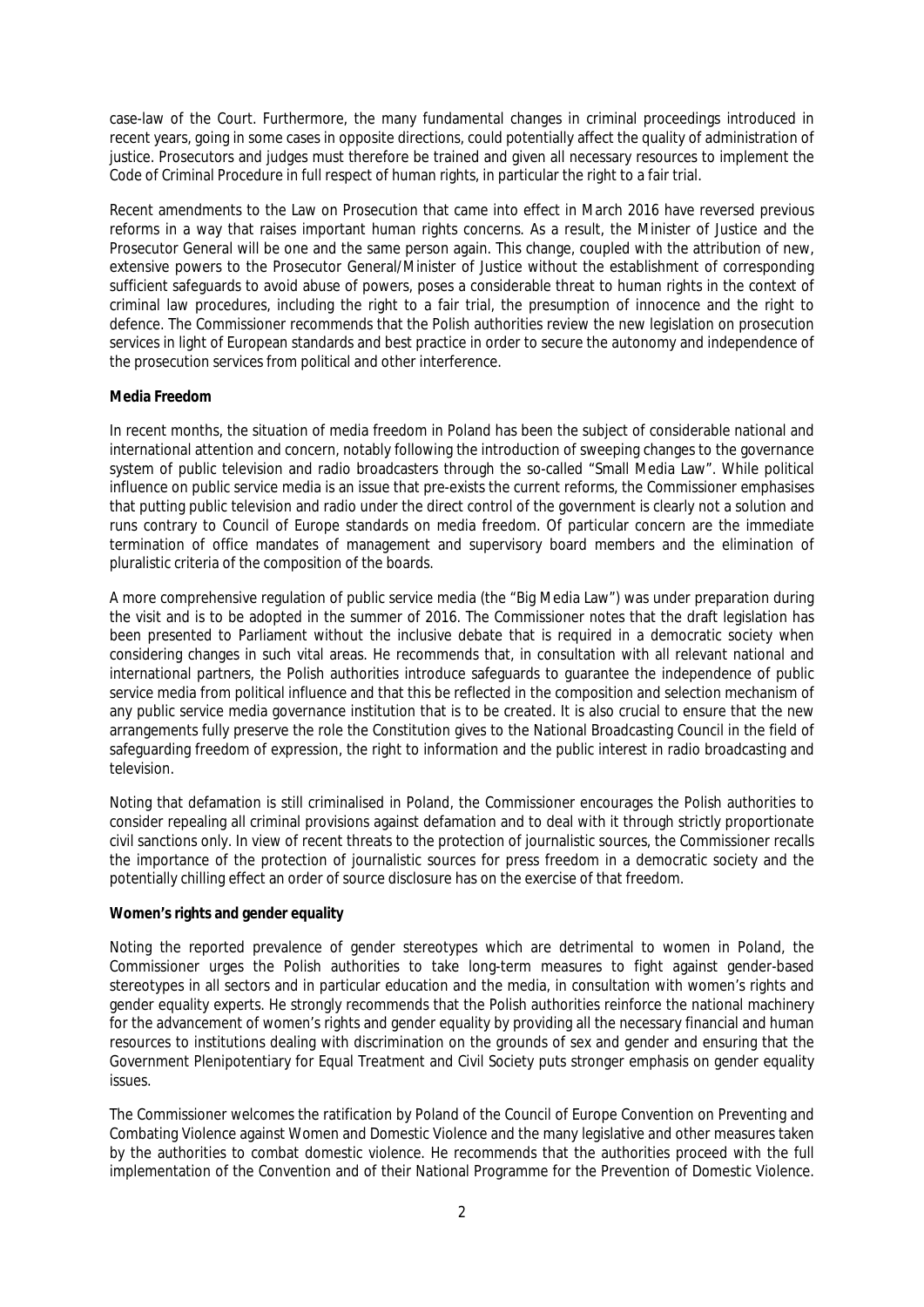case-law of the Court. Furthermore, the many fundamental changes in criminal proceedings introduced in recent years, going in some cases in opposite directions, could potentially affect the quality of administration of justice. Prosecutors and judges must therefore be trained and given all necessary resources to implement the Code of Criminal Procedure in full respect of human rights, in particular the right to a fair trial.

Recent amendments to the Law on Prosecution that came into effect in March 2016 have reversed previous reforms in a way that raises important human rights concerns. As a result, the Minister of Justice and the Prosecutor General will be one and the same person again. This change, coupled with the attribution of new, extensive powers to the Prosecutor General/Minister of Justice without the establishment of corresponding sufficient safeguards to avoid abuse of powers, poses a considerable threat to human rights in the context of criminal law procedures, including the right to a fair trial, the presumption of innocence and the right to defence. The Commissioner recommends that the Polish authorities review the new legislation on prosecution services in light of European standards and best practice in order to secure the autonomy and independence of the prosecution services from political and other interference.

**Media Freedom**

In recent months, the situation of media freedom in Poland has been the subject of considerable national and international attention and concern, notably following the introduction of sweeping changes to the governance system of public television and radio broadcasters through the so-called "Small Media Law". While political influence on public service media is an issue that pre-exists the current reforms, the Commissioner emphasises that putting public television and radio under the direct control of the government is clearly not a solution and runs contrary to Council of Europe standards on media freedom. Of particular concern are the immediate termination of office mandates of management and supervisory board members and the elimination of pluralistic criteria of the composition of the boards.

A more comprehensive regulation of public service media (the "Big Media Law") was under preparation during the visit and is to be adopted in the summer of 2016. The Commissioner notes that the draft legislation has been presented to Parliament without the inclusive debate that is required in a democratic society when considering changes in such vital areas. He recommends that, in consultation with all relevant national and international partners, the Polish authorities introduce safeguards to guarantee the independence of public service media from political influence and that this be reflected in the composition and selection mechanism of any public service media governance institution that is to be created. It is also crucial to ensure that the new arrangements fully preserve the role the Constitution gives to the National Broadcasting Council in the field of safeguarding freedom of expression, the right to information and the public interest in radio broadcasting and television.

Noting that defamation is still criminalised in Poland, the Commissioner encourages the Polish authorities to consider repealing all criminal provisions against defamation and to deal with it through strictly proportionate civil sanctions only. In view of recent threats to the protection of journalistic sources, the Commissioner recalls the importance of the protection of journalistic sources for press freedom in a democratic society and the potentially chilling effect an order of source disclosure has on the exercise of that freedom.

**Women's rights and gender equality**

Noting the reported prevalence of gender stereotypes which are detrimental to women in Poland, the Commissioner urges the Polish authorities to take long-term measures to fight against gender-based stereotypes in all sectors and in particular education and the media, in consultation with women's rights and gender equality experts. He strongly recommends that the Polish authorities reinforce the national machinery for the advancement of women's rights and gender equality by providing all the necessary financial and human resources to institutions dealing with discrimination on the grounds of sex and gender and ensuring that the Government Plenipotentiary for Equal Treatment and Civil Society puts stronger emphasis on gender equality issues.

The Commissioner welcomes the ratification by Poland of the Council of Europe Convention on Preventing and Combating Violence against Women and Domestic Violence and the many legislative and other measures taken by the authorities to combat domestic violence. He recommends that the authorities proceed with the full implementation of the Convention and of their National Programme for the Prevention of Domestic Violence.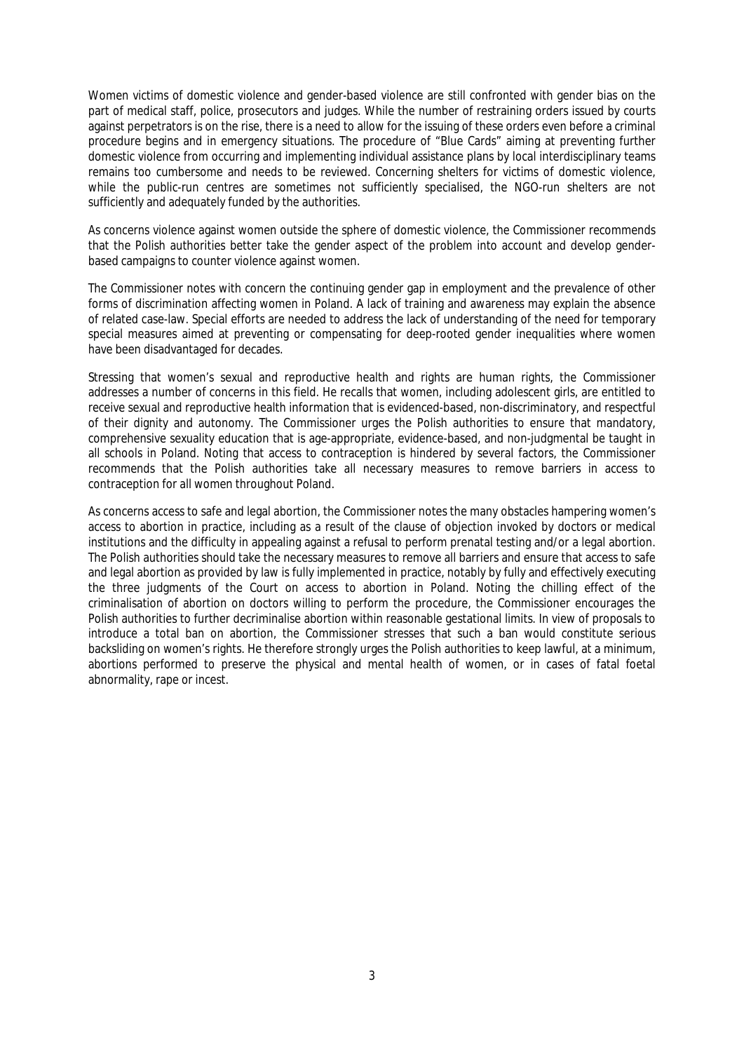Women victims of domestic violence and gender-based violence are still confronted with gender bias on the part of medical staff, police, prosecutors and judges. While the number of restraining orders issued by courts against perpetrators is on the rise, there is a need to allow for the issuing of these orders even before a criminal procedure begins and in emergency situations. The procedure of "Blue Cards" aiming at preventing further domestic violence from occurring and implementing individual assistance plans by local interdisciplinary teams remains too cumbersome and needs to be reviewed. Concerning shelters for victims of domestic violence, while the public-run centres are sometimes not sufficiently specialised, the NGO-run shelters are not sufficiently and adequately funded by the authorities.

As concerns violence against women outside the sphere of domestic violence, the Commissioner recommends that the Polish authorities better take the gender aspect of the problem into account and develop gender-based campaigns to counter violence against women.

The Commissioner notes with concern the continuing gender gap in employment and the prevalence of other forms of discrimination affecting women in Poland. A lack of training and awareness may explain the absence of related case-law. Special efforts are needed to address the lack of understanding of the need for temporary special measures aimed at preventing or compensating for deep-rooted gender inequalities where women have been disadvantaged for decades.

Stressing that women's sexual and reproductive health and rights are human rights, the Commissioner addresses a number of concerns in this field. He recalls that women, including adolescent girls, are entitled to receive sexual and reproductive health information that is evidenced-based, non-discriminatory, and respectful of their dignity and autonomy. The Commissioner urges the Polish authorities to ensure that mandatory, comprehensive sexuality education that is age-appropriate, evidence-based, and non-judgmental be taught in all schools in Poland. Noting that access to contraception is hindered by several factors, the Commissioner recommends that the Polish authorities take all necessary measures to remove barriers in access to contraception for all women throughout Poland.

As concerns access to safe and legal abortion, the Commissioner notes the many obstacles hampering women's access to abortion in practice, including as a result of the clause of objection invoked by doctors or medical institutions and the difficulty in appealing against a refusal to perform prenatal testing and/or a legal abortion. The Polish authorities should take the necessary measures to remove all barriers and ensure that access to safe and legal abortion as provided by law is fully implemented in practice, notably by fully and effectively executing the three judgments of the Court on access to abortion in Poland. Noting the chilling effect of the criminalisation of abortion on doctors willing to perform the procedure, the Commissioner encourages the Polish authorities to further decriminalise abortion within reasonable gestational limits. In view of proposals to introduce a total ban on abortion, the Commissioner stresses that such a ban would constitute serious backsliding on women's rights. He therefore strongly urges the Polish authorities to keep lawful, at a minimum, abortions performed to preserve the physical and mental health of women, or in cases of fatal foetal abnormality, rape or incest.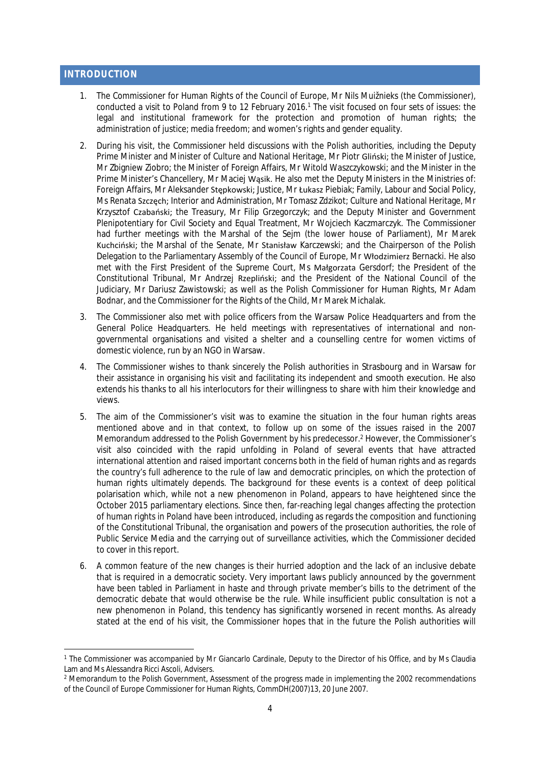## INTRODUCTION

1. The Commissioner for Human Rights of the Council of Europe, Mr Nils Muižnieks (the Commissioner), conducted a visit to Poland from 9 to 12 February 2016.[1] The visit focused on four sets of issues: the legal and institutional framework for the protection and promotion of human rights; the administration of justice; media freedom; and women's rights and gender equality.

2. During his visit, the Commissioner held discussions with the Polish authorities, including the Deputy Prime Minister and Minister of Culture and National Heritage, Mr Piotr Gliński; the Minister of Justice, Mr Zbigniew Ziobro; the Minister of Foreign Affairs, Mr Witold Waszczykowski; and the Minister in the Prime Minister's Chancellery, Mr Maciej Wąsik. He also met the Deputy Ministers in the Ministries of: Foreign Affairs, Mr Aleksander Stępkowski; Justice, Mr Łukasz Piebiak; Family, Labour and Social Policy, Ms Renata Szczęch; Interior and Administration, Mr Tomasz Zdzikot; Culture and National Heritage, Mr Krzysztof Czabański; the Treasury, Mr Filip Grzegorczyk; and the Deputy Minister and Government Plenipotentiary for Civil Society and Equal Treatment, Mr Wojciech Kaczmarczyk. The Commissioner had further meetings with the Marshal of the Sejm (the lower house of Parliament), Mr Marek Kuchciński; the Marshal of the Senate, Mr Stanisław Karczewski; and the Chairperson of the Polish Delegation to the Parliamentary Assembly of the Council of Europe, Mr Włodzimierz Bernacki. He also met with the First President of the Supreme Court, Ms Małgorzata Gersdorf; the President of the Constitutional Tribunal, Mr Andrzej Rzepliński; and the President of the National Council of the Judiciary, Mr Dariusz Zawistowski; as well as the Polish Commissioner for Human Rights, Mr Adam Bodnar, and the Commissioner for the Rights of the Child, Mr Marek Michalak.

3. The Commissioner also met with police officers from the Warsaw Police Headquarters and from the General Police Headquarters. He held meetings with representatives of international and non-governmental organisations and visited a shelter and a counselling centre for women victims of domestic violence, run by an NGO in Warsaw.

4. The Commissioner wishes to thank sincerely the Polish authorities in Strasbourg and in Warsaw for their assistance in organising his visit and facilitating its independent and smooth execution. He also extends his thanks to all his interlocutors for their willingness to share with him their knowledge and views.

5. The aim of the Commissioner's visit was to examine the situation in the four human rights areas mentioned above and in that context, to follow up on some of the issues raised in the 2007 Memorandum addressed to the Polish Government by his predecessor.[2] However, the Commissioner's visit also coincided with the rapid unfolding in Poland of several events that have attracted international attention and raised important concerns both in the field of human rights and as regards the country's full adherence to the rule of law and democratic principles, on which the protection of human rights ultimately depends. The background for these events is a context of deep political polarisation which, while not a new phenomenon in Poland, appears to have heightened since the October 2015 parliamentary elections. Since then, far-reaching legal changes affecting the protection of human rights in Poland have been introduced, including as regards the composition and functioning of the Constitutional Tribunal, the organisation and powers of the prosecution authorities, the role of Public Service Media and the carrying out of surveillance activities, which the Commissioner decided to cover in this report.

6. A common feature of the new changes is their hurried adoption and the lack of an inclusive debate that is required in a democratic society. Very important laws publicly announced by the government have been tabled in Parliament in haste and through private member's bills to the detriment of the democratic debate that would otherwise be the rule. While insufficient public consultation is not a new phenomenon in Poland, this tendency has significantly worsened in recent months. As already stated at the end of his visit, the Commissioner hopes that in the future the Polish authorities will

[1] The Commissioner was accompanied by Mr Giancarlo Cardinale, Deputy to the Director of his Office, and by Ms Claudia Lam and Ms Alessandra Ricci Ascoli, Advisers.

[2] Memorandum to the Polish Government, Assessment of the progress made in implementing the 2002 recommendations of the Council of Europe Commissioner for Human Rights, CommDH(2007)13, 20 June 2007.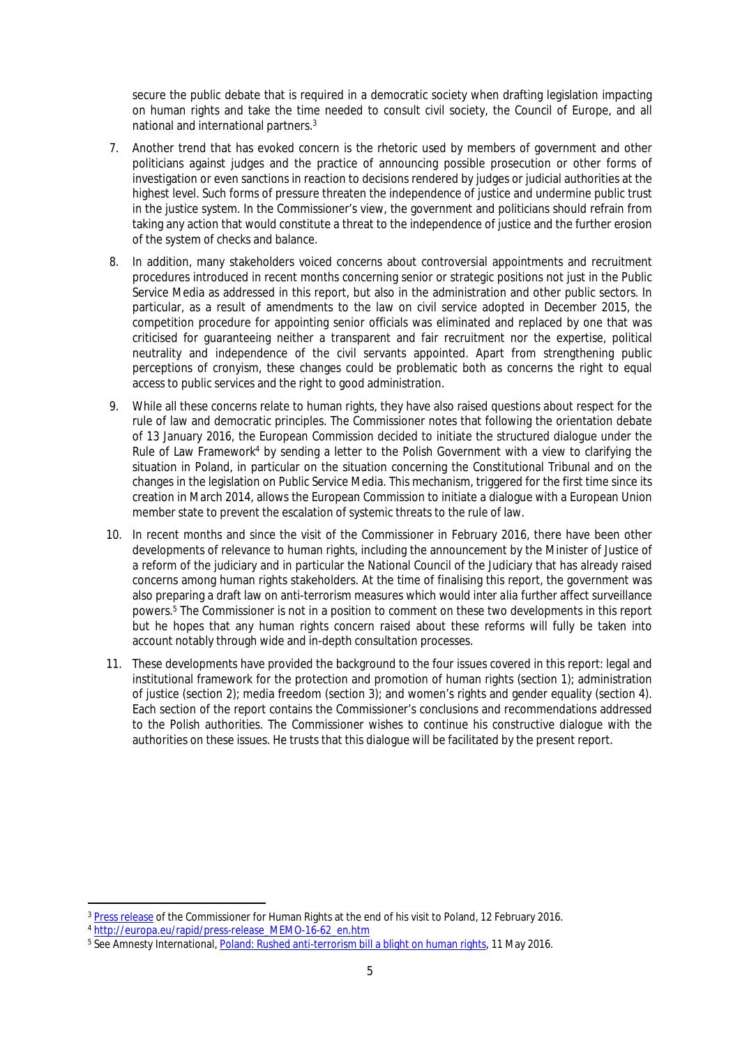secure the public debate that is required in a democratic society when drafting legislation impacting on human rights and take the time needed to consult civil society, the Council of Europe, and all national and international partners.[3]

7. Another trend that has evoked concern is the rhetoric used by members of government and other politicians against judges and the practice of announcing possible prosecution or other forms of investigation or even sanctions in reaction to decisions rendered by judges or judicial authorities at the highest level. Such forms of pressure threaten the independence of justice and undermine public trust in the justice system. In the Commissioner's view, the government and politicians should refrain from taking any action that would constitute a threat to the independence of justice and the further erosion of the system of checks and balance.

8. In addition, many stakeholders voiced concerns about controversial appointments and recruitment procedures introduced in recent months concerning senior or strategic positions not just in the Public Service Media as addressed in this report, but also in the administration and other public sectors. In particular, as a result of amendments to the law on civil service adopted in December 2015, the competition procedure for appointing senior officials was eliminated and replaced by one that was criticised for guaranteeing neither a transparent and fair recruitment nor the expertise, political neutrality and independence of the civil servants appointed. Apart from strengthening public perceptions of cronyism, these changes could be problematic both as concerns the right to equal access to public services and the right to good administration.

9. While all these concerns relate to human rights, they have also raised questions about respect for the rule of law and democratic principles. The Commissioner notes that following the orientation debate of 13 January 2016, the European Commission decided to initiate the structured dialogue under the Rule of Law Framework[4] by sending a letter to the Polish Government with a view to clarifying the situation in Poland, in particular on the situation concerning the Constitutional Tribunal and on the changes in the legislation on Public Service Media. This mechanism, triggered for the first time since its creation in March 2014, allows the European Commission to initiate a dialogue with a European Union member state to prevent the escalation of systemic threats to the rule of law.

10. In recent months and since the visit of the Commissioner in February 2016, there have been other developments of relevance to human rights, including the announcement by the Minister of Justice of a reform of the judiciary and in particular the National Council of the Judiciary that has already raised concerns among human rights stakeholders. At the time of finalising this report, the government was also preparing a draft law on anti-terrorism measures which would *inter alia* further affect surveillance powers.[5] The Commissioner is not in a position to comment on these two developments in this report but he hopes that any human rights concern raised about these reforms will fully be taken into account notably through wide and in-depth consultation processes.

11. These developments have provided the background to the four issues covered in this report: legal and institutional framework for the protection and promotion of human rights (section 1); administration of justice (section 2); media freedom (section 3); and women's rights and gender equality (section 4). Each section of the report contains the Commissioner's conclusions and recommendations addressed to the Polish authorities. The Commissioner wishes to continue his constructive dialogue with the authorities on these issues. He trusts that this dialogue will be facilitated by the present report.

---

[3] Press release of the Commissioner for Human Rights at the end of his visit to Poland, 12 February 2016.

[4] http://europa.eu/rapid/press-release_MEMO-16-62_en.htm

[5] See Amnesty International, Poland: Rushed anti-terrorism bill a blight on human rights, 11 May 2016.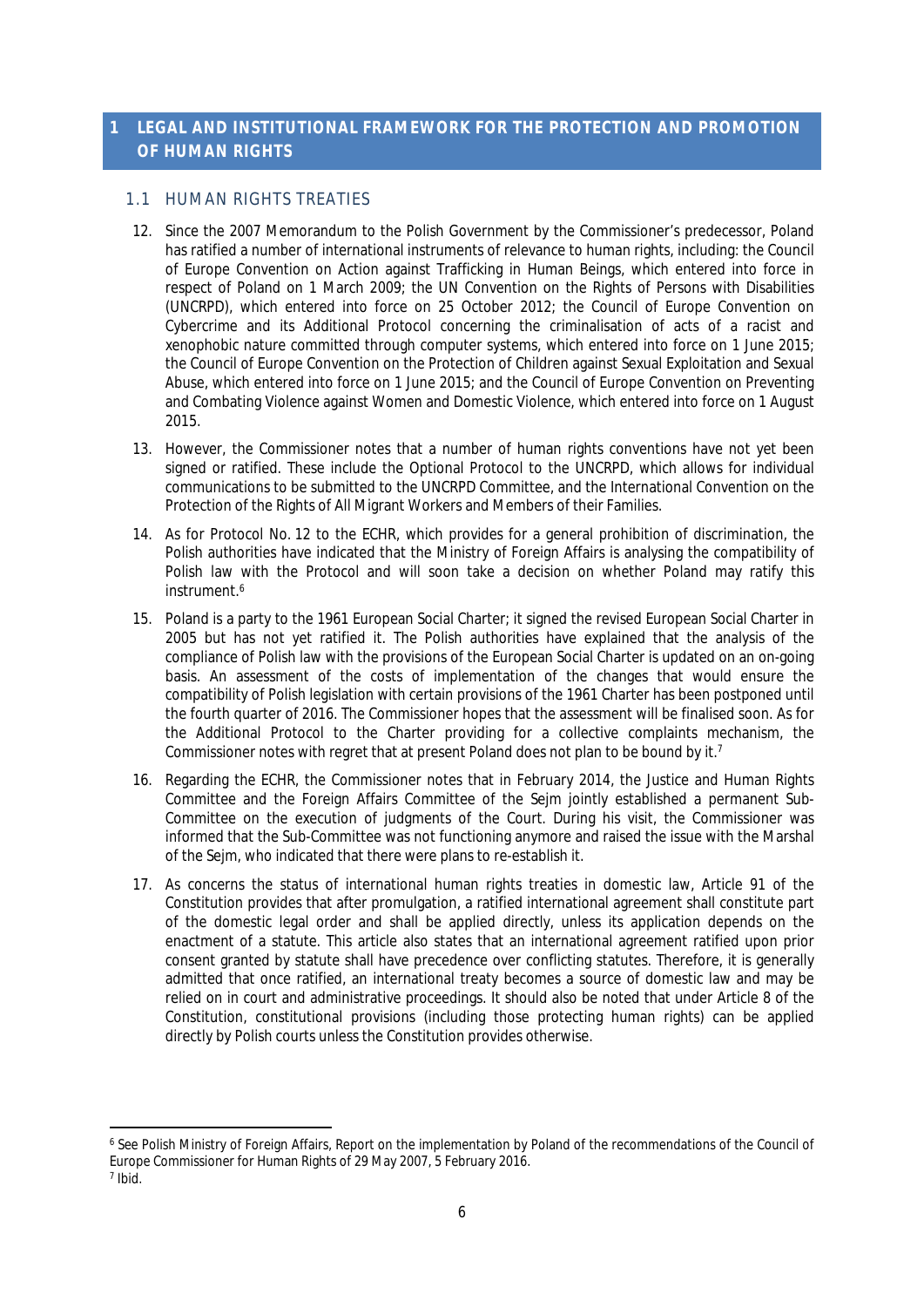# 1 LEGAL AND INSTITUTIONAL FRAMEWORK FOR THE PROTECTION AND PROMOTION OF HUMAN RIGHTS

## 1.1 HUMAN RIGHTS TREATIES

12. Since the 2007 Memorandum to the Polish Government by the Commissioner's predecessor, Poland has ratified a number of international instruments of relevance to human rights, including: the Council of Europe Convention on Action against Trafficking in Human Beings, which entered into force in respect of Poland on 1 March 2009; the UN Convention on the Rights of Persons with Disabilities (UNCRPD), which entered into force on 25 October 2012; the Council of Europe Convention on Cybercrime and its Additional Protocol concerning the criminalisation of acts of a racist and xenophobic nature committed through computer systems, which entered into force on 1 June 2015; the Council of Europe Convention on the Protection of Children against Sexual Exploitation and Sexual Abuse, which entered into force on 1 June 2015; and the Council of Europe Convention on Preventing and Combating Violence against Women and Domestic Violence, which entered into force on 1 August 2015.

13. However, the Commissioner notes that a number of human rights conventions have not yet been signed or ratified. These include the Optional Protocol to the UNCRPD, which allows for individual communications to be submitted to the UNCRPD Committee, and the International Convention on the Protection of the Rights of All Migrant Workers and Members of their Families.

14. As for Protocol No. 12 to the ECHR, which provides for a general prohibition of discrimination, the Polish authorities have indicated that the Ministry of Foreign Affairs is analysing the compatibility of Polish law with the Protocol and will soon take a decision on whether Poland may ratify this instrument.[6]

15. Poland is a party to the 1961 European Social Charter; it signed the revised European Social Charter in 2005 but has not yet ratified it. The Polish authorities have explained that the analysis of the compliance of Polish law with the provisions of the European Social Charter is updated on an on-going basis. An assessment of the costs of implementation of the changes that would ensure the compatibility of Polish legislation with certain provisions of the 1961 Charter has been postponed until the fourth quarter of 2016. The Commissioner hopes that the assessment will be finalised soon. As for the Additional Protocol to the Charter providing for a collective complaints mechanism, the Commissioner notes with regret that at present Poland does not plan to be bound by it.[7]

16. Regarding the ECHR, the Commissioner notes that in February 2014, the Justice and Human Rights Committee and the Foreign Affairs Committee of the Sejm jointly established a permanent Sub-Committee on the execution of judgments of the Court. During his visit, the Commissioner was informed that the Sub-Committee was not functioning anymore and raised the issue with the Marshal of the Sejm, who indicated that there were plans to re-establish it.

17. As concerns the status of international human rights treaties in domestic law, Article 91 of the Constitution provides that after promulgation, a ratified international agreement shall constitute part of the domestic legal order and shall be applied directly, unless its application depends on the enactment of a statute. This article also states that an international agreement ratified upon prior consent granted by statute shall have precedence over conflicting statutes. Therefore, it is generally admitted that once ratified, an international treaty becomes a source of domestic law and may be relied on in court and administrative proceedings. It should also be noted that under Article 8 of the Constitution, constitutional provisions (including those protecting human rights) can be applied directly by Polish courts unless the Constitution provides otherwise.

---

[6] See Polish Ministry of Foreign Affairs, Report on the implementation by Poland of the recommendations of the Council of Europe Commissioner for Human Rights of 29 May 2007, 5 February 2016.

[7] Ibid.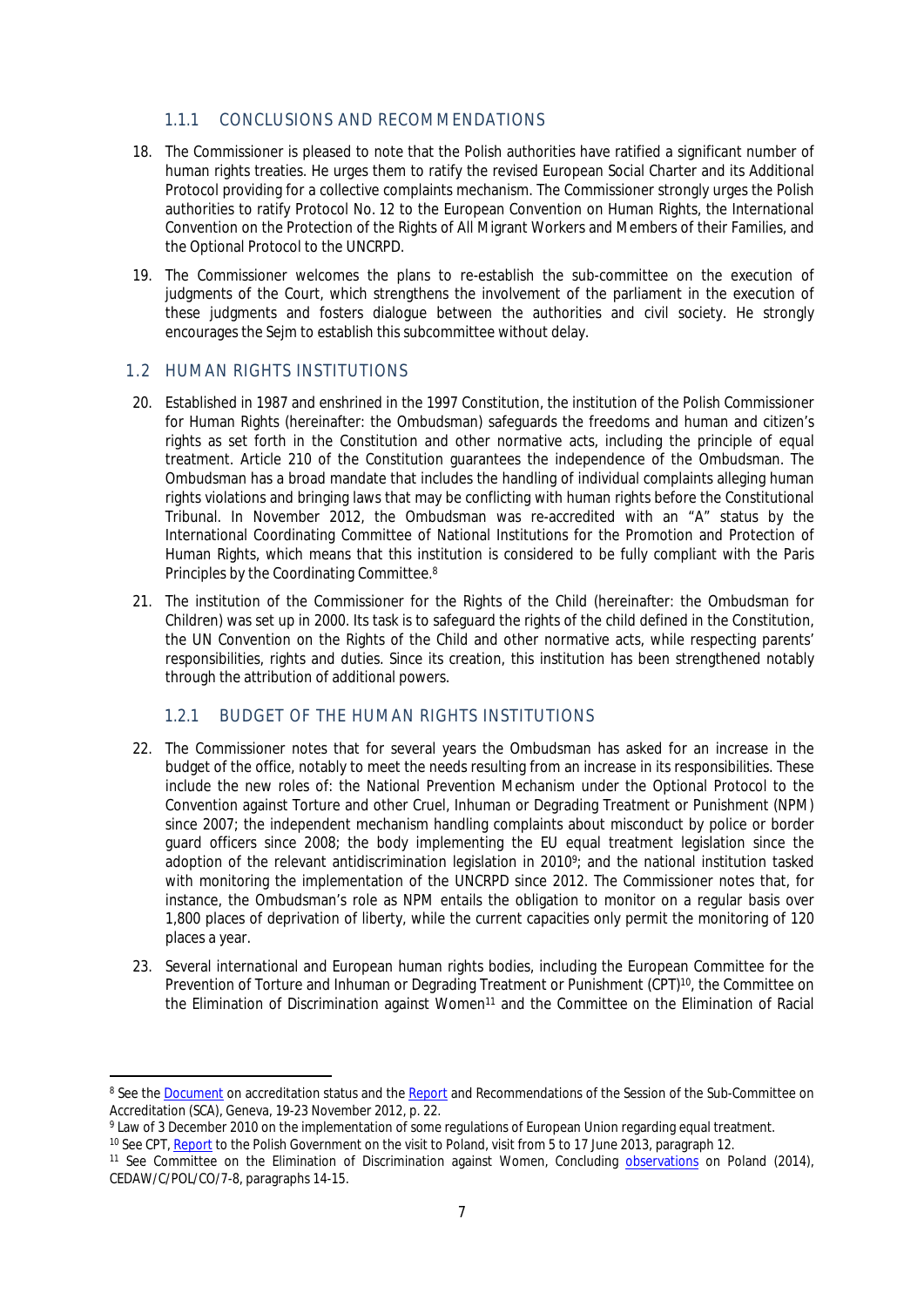### 1.1.1 CONCLUSIONS AND RECOMMENDATIONS

18. The Commissioner is pleased to note that the Polish authorities have ratified a significant number of human rights treaties. He urges them to ratify the revised European Social Charter and its Additional Protocol providing for a collective complaints mechanism. The Commissioner strongly urges the Polish authorities to ratify Protocol No. 12 to the European Convention on Human Rights, the International Convention on the Protection of the Rights of All Migrant Workers and Members of their Families, and the Optional Protocol to the UNCRPD.

19. The Commissioner welcomes the plans to re-establish the sub-committee on the execution of judgments of the Court, which strengthens the involvement of the parliament in the execution of these judgments and fosters dialogue between the authorities and civil society. He strongly encourages the Sejm to establish this subcommittee without delay.

## 1.2 HUMAN RIGHTS INSTITUTIONS

20. Established in 1987 and enshrined in the 1997 Constitution, the institution of the Polish Commissioner for Human Rights (hereinafter: the Ombudsman) safeguards the freedoms and human and citizen's rights as set forth in the Constitution and other normative acts, including the principle of equal treatment. Article 210 of the Constitution guarantees the independence of the Ombudsman. The Ombudsman has a broad mandate that includes the handling of individual complaints alleging human rights violations and bringing laws that may be conflicting with human rights before the Constitutional Tribunal. In November 2012, the Ombudsman was re-accredited with an "A" status by the International Coordinating Committee of National Institutions for the Promotion and Protection of Human Rights, which means that this institution is considered to be fully compliant with the Paris Principles by the Coordinating Committee.[8]

21. The institution of the Commissioner for the Rights of the Child (hereinafter: the Ombudsman for Children) was set up in 2000. Its task is to safeguard the rights of the child defined in the Constitution, the UN Convention on the Rights of the Child and other normative acts, while respecting parents' responsibilities, rights and duties. Since its creation, this institution has been strengthened notably through the attribution of additional powers.

### 1.2.1 BUDGET OF THE HUMAN RIGHTS INSTITUTIONS

22. The Commissioner notes that for several years the Ombudsman has asked for an increase in the budget of the office, notably to meet the needs resulting from an increase in its responsibilities. These include the new roles of: the National Prevention Mechanism under the Optional Protocol to the Convention against Torture and other Cruel, Inhuman or Degrading Treatment or Punishment (NPM) since 2007; the independent mechanism handling complaints about misconduct by police or border guard officers since 2008; the body implementing the EU equal treatment legislation since the adoption of the relevant antidiscrimination legislation in 2010[9]; and the national institution tasked with monitoring the implementation of the UNCRPD since 2012. The Commissioner notes that, for instance, the Ombudsman's role as NPM entails the obligation to monitor on a regular basis over 1,800 places of deprivation of liberty, while the current capacities only permit the monitoring of 120 places a year.

23. Several international and European human rights bodies, including the European Committee for the Prevention of Torture and Inhuman or Degrading Treatment or Punishment (CPT)[10], the Committee on the Elimination of Discrimination against Women[11] and the Committee on the Elimination of Racial

---

[8] See the Document on accreditation status and the Report and Recommendations of the Session of the Sub-Committee on Accreditation (SCA), Geneva, 19-23 November 2012, p. 22.

[9] Law of 3 December 2010 on the implementation of some regulations of European Union regarding equal treatment.

[10] See CPT, Report to the Polish Government on the visit to Poland, visit from 5 to 17 June 2013, paragraph 12.

[11] See Committee on the Elimination of Discrimination against Women, Concluding observations on Poland (2014), CEDAW/C/POL/CO/7-8, paragraphs 14-15.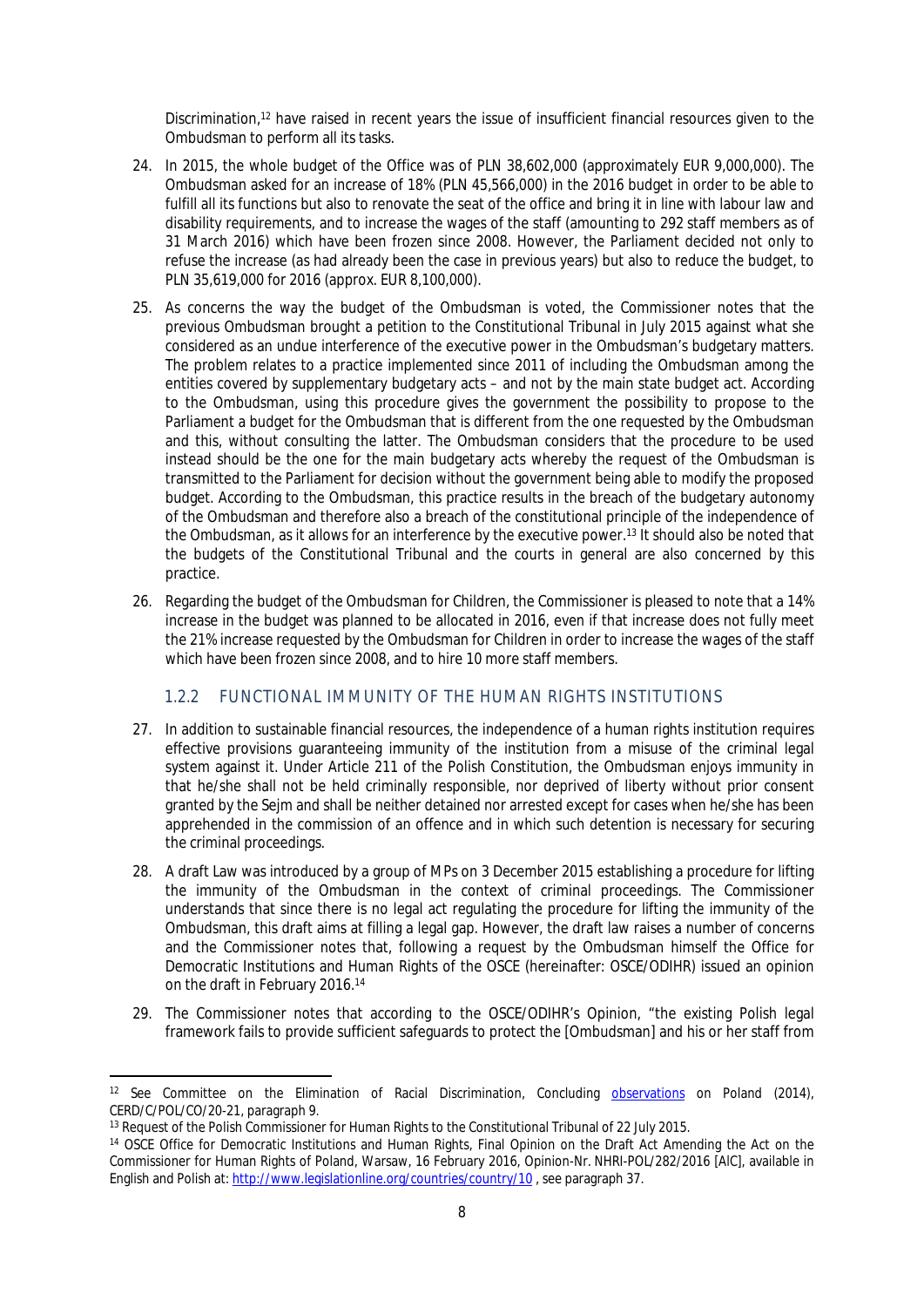Discrimination,[12] have raised in recent years the issue of insufficient financial resources given to the Ombudsman to perform all its tasks.

24. In 2015, the whole budget of the Office was of PLN 38,602,000 (approximately EUR 9,000,000). The Ombudsman asked for an increase of 18% (PLN 45,566,000) in the 2016 budget in order to be able to fulfill all its functions but also to renovate the seat of the office and bring it in line with labour law and disability requirements, and to increase the wages of the staff (amounting to 292 staff members as of 31 March 2016) which have been frozen since 2008. However, the Parliament decided not only to refuse the increase (as had already been the case in previous years) but also to reduce the budget, to PLN 35,619,000 for 2016 (approx. EUR 8,100,000).

25. As concerns the way the budget of the Ombudsman is voted, the Commissioner notes that the previous Ombudsman brought a petition to the Constitutional Tribunal in July 2015 against what she considered as an undue interference of the executive power in the Ombudsman's budgetary matters. The problem relates to a practice implemented since 2011 of including the Ombudsman among the entities covered by supplementary budgetary acts – and not by the main state budget act. According to the Ombudsman, using this procedure gives the government the possibility to propose to the Parliament a budget for the Ombudsman that is different from the one requested by the Ombudsman and this, without consulting the latter. The Ombudsman considers that the procedure to be used instead should be the one for the main budgetary acts whereby the request of the Ombudsman is transmitted to the Parliament for decision without the government being able to modify the proposed budget. According to the Ombudsman, this practice results in the breach of the budgetary autonomy of the Ombudsman and therefore also a breach of the constitutional principle of the independence of the Ombudsman, as it allows for an interference by the executive power.[13] It should also be noted that the budgets of the Constitutional Tribunal and the courts in general are also concerned by this practice.

26. Regarding the budget of the Ombudsman for Children, the Commissioner is pleased to note that a 14% increase in the budget was planned to be allocated in 2016, even if that increase does not fully meet the 21% increase requested by the Ombudsman for Children in order to increase the wages of the staff which have been frozen since 2008, and to hire 10 more staff members.

### 1.2.2 FUNCTIONAL IMMUNITY OF THE HUMAN RIGHTS INSTITUTIONS

27. In addition to sustainable financial resources, the independence of a human rights institution requires effective provisions guaranteeing immunity of the institution from a misuse of the criminal legal system against it. Under Article 211 of the Polish Constitution, the Ombudsman enjoys immunity in that he/she shall not be held criminally responsible, nor deprived of liberty without prior consent granted by the Sejm and shall be neither detained nor arrested except for cases when he/she has been apprehended in the commission of an offence and in which such detention is necessary for securing the criminal proceedings.

28. A draft Law was introduced by a group of MPs on 3 December 2015 establishing a procedure for lifting the immunity of the Ombudsman in the context of criminal proceedings. The Commissioner understands that since there is no legal act regulating the procedure for lifting the immunity of the Ombudsman, this draft aims at filling a legal gap. However, the draft law raises a number of concerns and the Commissioner notes that, following a request by the Ombudsman himself the Office for Democratic Institutions and Human Rights of the OSCE (hereinafter: OSCE/ODIHR) issued an opinion on the draft in February 2016.[14]

29. The Commissioner notes that according to the OSCE/ODIHR's Opinion, "the existing Polish legal framework fails to provide sufficient safeguards to protect the [Ombudsman] and his or her staff from

---

[12] See Committee on the Elimination of Racial Discrimination, Concluding observations on Poland (2014), CERD/C/POL/CO/20-21, paragraph 9.

[13] Request of the Polish Commissioner for Human Rights to the Constitutional Tribunal of 22 July 2015.

[14] OSCE Office for Democratic Institutions and Human Rights, Final Opinion on the Draft Act Amending the Act on the Commissioner for Human Rights of Poland, Warsaw, 16 February 2016, Opinion-Nr. NHRI-POL/282/2016 [AIC], available in English and Polish at: http://www.legislationline.org/countries/country/10 , see paragraph 37.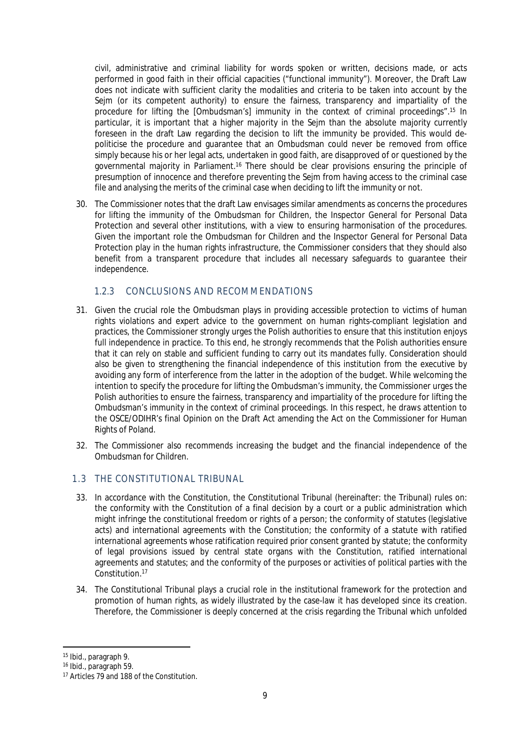civil, administrative and criminal liability for words spoken or written, decisions made, or acts performed in good faith in their official capacities ("functional immunity"). Moreover, the Draft Law does not indicate with sufficient clarity the modalities and criteria to be taken into account by the Sejm (or its competent authority) to ensure the fairness, transparency and impartiality of the procedure for lifting the [Ombudsman's] immunity in the context of criminal proceedings".[15] In particular, it is important that a higher majority in the Sejm than the absolute majority currently foreseen in the draft Law regarding the decision to lift the immunity be provided. This would de-politicise the procedure and guarantee that an Ombudsman could never be removed from office simply because his or her legal acts, undertaken in good faith, are disapproved of or questioned by the governmental majority in Parliament.[16] There should be clear provisions ensuring the principle of presumption of innocence and therefore preventing the Sejm from having access to the criminal case file and analysing the merits of the criminal case when deciding to lift the immunity or not.

30. The Commissioner notes that the draft Law envisages similar amendments as concerns the procedures for lifting the immunity of the Ombudsman for Children, the Inspector General for Personal Data Protection and several other institutions, with a view to ensuring harmonisation of the procedures. Given the important role the Ombudsman for Children and the Inspector General for Personal Data Protection play in the human rights infrastructure, the Commissioner considers that they should also benefit from a transparent procedure that includes all necessary safeguards to guarantee their independence.

#### 1.2.3 CONCLUSIONS AND RECOMMENDATIONS

31. Given the crucial role the Ombudsman plays in providing accessible protection to victims of human rights violations and expert advice to the government on human rights-compliant legislation and practices, the Commissioner strongly urges the Polish authorities to ensure that this institution enjoys full independence in practice. To this end, he strongly recommends that the Polish authorities ensure that it can rely on stable and sufficient funding to carry out its mandates fully. Consideration should also be given to strengthening the financial independence of this institution from the executive by avoiding any form of interference from the latter in the adoption of the budget. While welcoming the intention to specify the procedure for lifting the Ombudsman's immunity, the Commissioner urges the Polish authorities to ensure the fairness, transparency and impartiality of the procedure for lifting the Ombudsman's immunity in the context of criminal proceedings. In this respect, he draws attention to the OSCE/ODIHR's final Opinion on the Draft Act amending the Act on the Commissioner for Human Rights of Poland.

32. The Commissioner also recommends increasing the budget and the financial independence of the Ombudsman for Children.

### 1.3 THE CONSTITUTIONAL TRIBUNAL

33. In accordance with the Constitution, the Constitutional Tribunal (hereinafter: the Tribunal) rules on: the conformity with the Constitution of a final decision by a court or a public administration which might infringe the constitutional freedom or rights of a person; the conformity of statutes (legislative acts) and international agreements with the Constitution; the conformity of a statute with ratified international agreements whose ratification required prior consent granted by statute; the conformity of legal provisions issued by central state organs with the Constitution, ratified international agreements and statutes; and the conformity of the purposes or activities of political parties with the Constitution.[17]

34. The Constitutional Tribunal plays a crucial role in the institutional framework for the protection and promotion of human rights, as widely illustrated by the case-law it has developed since its creation. Therefore, the Commissioner is deeply concerned at the crisis regarding the Tribunal which unfolded

---

[15] Ibid., paragraph 9.

[16] Ibid., paragraph 59.

[17] Articles 79 and 188 of the Constitution.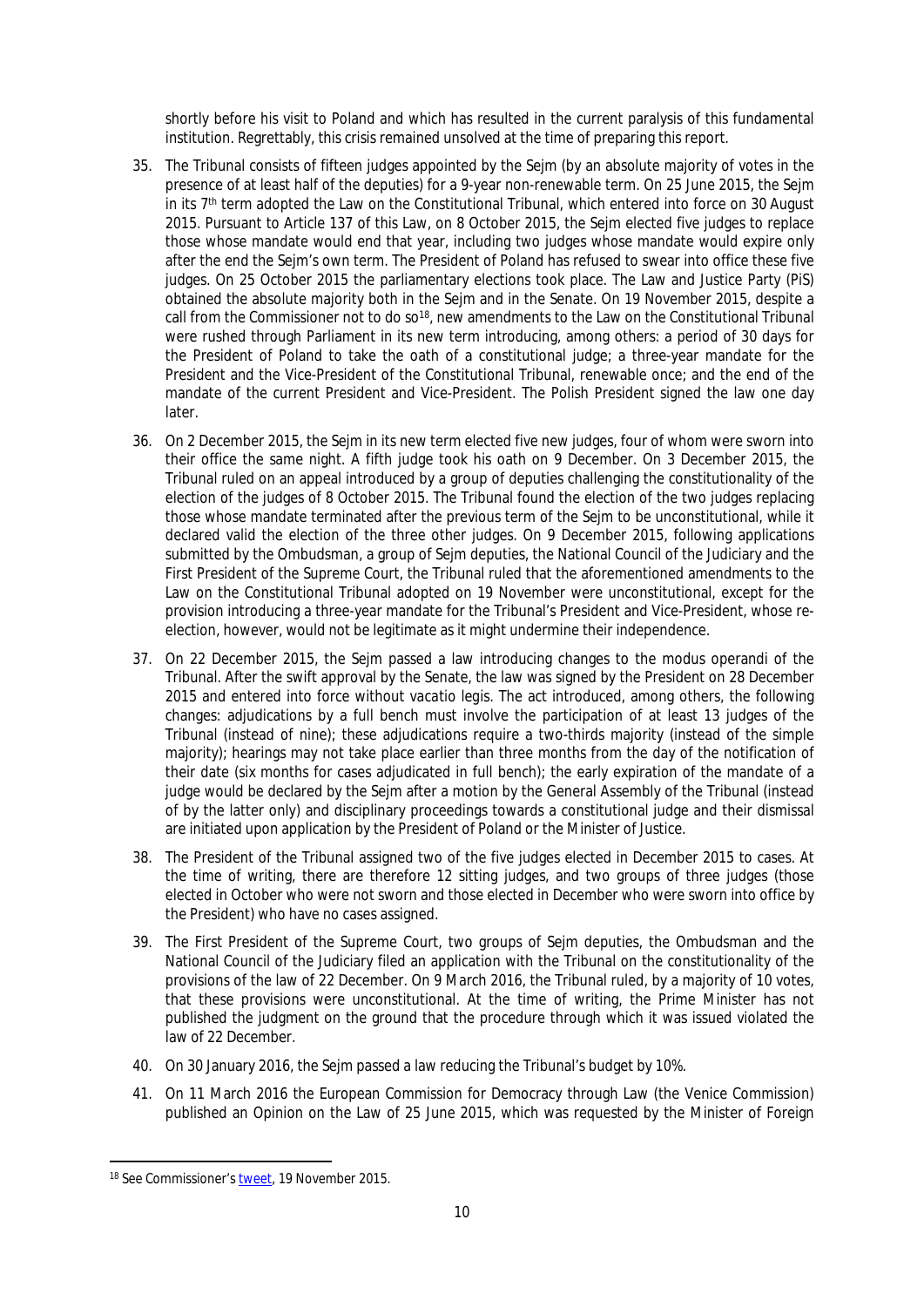shortly before his visit to Poland and which has resulted in the current paralysis of this fundamental institution. Regrettably, this crisis remained unsolved at the time of preparing this report.

35. The Tribunal consists of fifteen judges appointed by the Sejm (by an absolute majority of votes in the presence of at least half of the deputies) for a 9-year non-renewable term. On 25 June 2015, the Sejm in its 7th term adopted the Law on the Constitutional Tribunal, which entered into force on 30 August 2015. Pursuant to Article 137 of this Law, on 8 October 2015, the Sejm elected five judges to replace those whose mandate would end that year, including two judges whose mandate would expire only after the end the Sejm's own term. The President of Poland has refused to swear into office these five judges. On 25 October 2015 the parliamentary elections took place. The Law and Justice Party (PiS) obtained the absolute majority both in the Sejm and in the Senate. On 19 November 2015, despite a call from the Commissioner not to do so[18], new amendments to the Law on the Constitutional Tribunal were rushed through Parliament in its new term introducing, among others: a period of 30 days for the President of Poland to take the oath of a constitutional judge; a three-year mandate for the President and the Vice-President of the Constitutional Tribunal, renewable once; and the end of the mandate of the current President and Vice-President. The Polish President signed the law one day later.

36. On 2 December 2015, the Sejm in its new term elected five new judges, four of whom were sworn into their office the same night. A fifth judge took his oath on 9 December. On 3 December 2015, the Tribunal ruled on an appeal introduced by a group of deputies challenging the constitutionality of the election of the judges of 8 October 2015. The Tribunal found the election of the two judges replacing those whose mandate terminated after the previous term of the Sejm to be unconstitutional, while it declared valid the election of the three other judges. On 9 December 2015, following applications submitted by the Ombudsman, a group of Sejm deputies, the National Council of the Judiciary and the First President of the Supreme Court, the Tribunal ruled that the aforementioned amendments to the Law on the Constitutional Tribunal adopted on 19 November were unconstitutional, except for the provision introducing a three-year mandate for the Tribunal's President and Vice-President, whose re-election, however, would not be legitimate as it might undermine their independence.

37. On 22 December 2015, the Sejm passed a law introducing changes to the modus operandi of the Tribunal. After the swift approval by the Senate, the law was signed by the President on 28 December 2015 and entered into force without *vacatio legis*. The act introduced, among others, the following changes: adjudications by a full bench must involve the participation of at least 13 judges of the Tribunal (instead of nine); these adjudications require a two-thirds majority (instead of the simple majority); hearings may not take place earlier than three months from the day of the notification of their date (six months for cases adjudicated in full bench); the early expiration of the mandate of a judge would be declared by the Sejm after a motion by the General Assembly of the Tribunal (instead of by the latter only) and disciplinary proceedings towards a constitutional judge and their dismissal are initiated upon application by the President of Poland or the Minister of Justice.

38. The President of the Tribunal assigned two of the five judges elected in December 2015 to cases. At the time of writing, there are therefore 12 sitting judges, and two groups of three judges (those elected in October who were not sworn and those elected in December who were sworn into office by the President) who have no cases assigned.

39. The First President of the Supreme Court, two groups of Sejm deputies, the Ombudsman and the National Council of the Judiciary filed an application with the Tribunal on the constitutionality of the provisions of the law of 22 December. On 9 March 2016, the Tribunal ruled, by a majority of 10 votes, that these provisions were unconstitutional. At the time of writing, the Prime Minister has not published the judgment on the ground that the procedure through which it was issued violated the law of 22 December.

40. On 30 January 2016, the Sejm passed a law reducing the Tribunal's budget by 10%.

41. On 11 March 2016 the European Commission for Democracy through Law (the Venice Commission) published an Opinion on the Law of 25 June 2015, which was requested by the Minister of Foreign

---

[18] See Commissioner's tweet, 19 November 2015.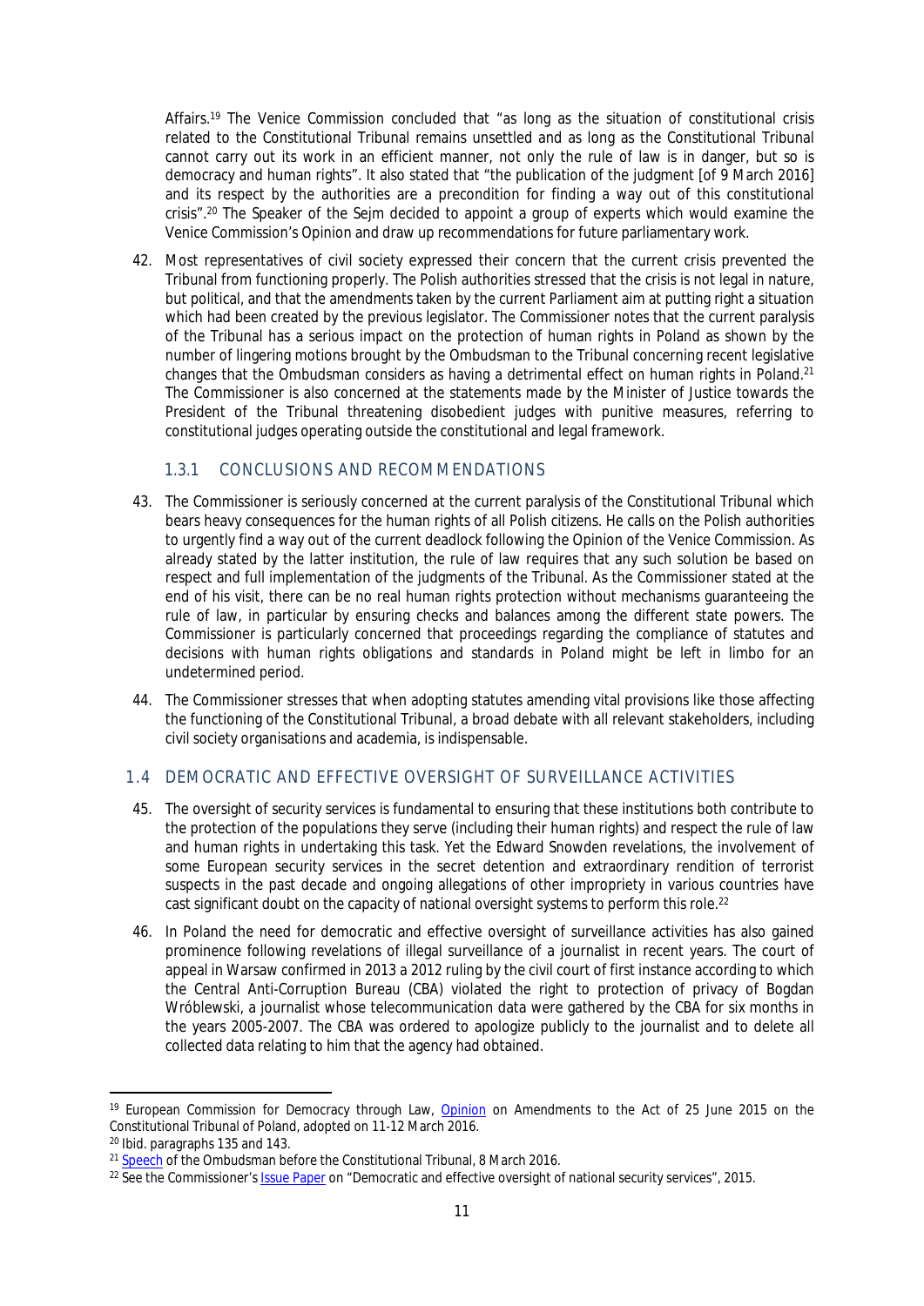Affairs.[19] The Venice Commission concluded that "as long as the situation of constitutional crisis related to the Constitutional Tribunal remains unsettled and as long as the Constitutional Tribunal cannot carry out its work in an efficient manner, not only the rule of law is in danger, but so is democracy and human rights". It also stated that "the publication of the judgment [of 9 March 2016] and its respect by the authorities are a precondition for finding a way out of this constitutional crisis".[20] The Speaker of the Sejm decided to appoint a group of experts which would examine the Venice Commission's Opinion and draw up recommendations for future parliamentary work.

42. Most representatives of civil society expressed their concern that the current crisis prevented the Tribunal from functioning properly. The Polish authorities stressed that the crisis is not legal in nature, but political, and that the amendments taken by the current Parliament aim at putting right a situation which had been created by the previous legislator. The Commissioner notes that the current paralysis of the Tribunal has a serious impact on the protection of human rights in Poland as shown by the number of lingering motions brought by the Ombudsman to the Tribunal concerning recent legislative changes that the Ombudsman considers as having a detrimental effect on human rights in Poland.[21] The Commissioner is also concerned at the statements made by the Minister of Justice towards the President of the Tribunal threatening disobedient judges with punitive measures, referring to constitutional judges operating outside the constitutional and legal framework.

### 1.3.1 CONCLUSIONS AND RECOMMENDATIONS

43. The Commissioner is seriously concerned at the current paralysis of the Constitutional Tribunal which bears heavy consequences for the human rights of all Polish citizens. He calls on the Polish authorities to urgently find a way out of the current deadlock following the Opinion of the Venice Commission. As already stated by the latter institution, the rule of law requires that any such solution be based on respect and full implementation of the judgments of the Tribunal. As the Commissioner stated at the end of his visit, there can be no real human rights protection without mechanisms guaranteeing the rule of law, in particular by ensuring checks and balances among the different state powers. The Commissioner is particularly concerned that proceedings regarding the compliance of statutes and decisions with human rights obligations and standards in Poland might be left in limbo for an undetermined period.

44. The Commissioner stresses that when adopting statutes amending vital provisions like those affecting the functioning of the Constitutional Tribunal, a broad debate with all relevant stakeholders, including civil society organisations and academia, is indispensable.

## 1.4 DEMOCRATIC AND EFFECTIVE OVERSIGHT OF SURVEILLANCE ACTIVITIES

45. The oversight of security services is fundamental to ensuring that these institutions both contribute to the protection of the populations they serve (including their human rights) and respect the rule of law and human rights in undertaking this task. Yet the Edward Snowden revelations, the involvement of some European security services in the secret detention and extraordinary rendition of terrorist suspects in the past decade and ongoing allegations of other impropriety in various countries have cast significant doubt on the capacity of national oversight systems to perform this role.[22]

46. In Poland the need for democratic and effective oversight of surveillance activities has also gained prominence following revelations of illegal surveillance of a journalist in recent years. The court of appeal in Warsaw confirmed in 2013 a 2012 ruling by the civil court of first instance according to which the Central Anti-Corruption Bureau (CBA) violated the right to protection of privacy of Bogdan Wróblewski, a journalist whose telecommunication data were gathered by the CBA for six months in the years 2005-2007. The CBA was ordered to apologize publicly to the journalist and to delete all collected data relating to him that the agency had obtained.

---

[19] European Commission for Democracy through Law, Opinion on Amendments to the Act of 25 June 2015 on the Constitutional Tribunal of Poland, adopted on 11-12 March 2016.

[20] Ibid. paragraphs 135 and 143.

[21] Speech of the Ombudsman before the Constitutional Tribunal, 8 March 2016.

[22] See the Commissioner's Issue Paper on "Democratic and effective oversight of national security services", 2015.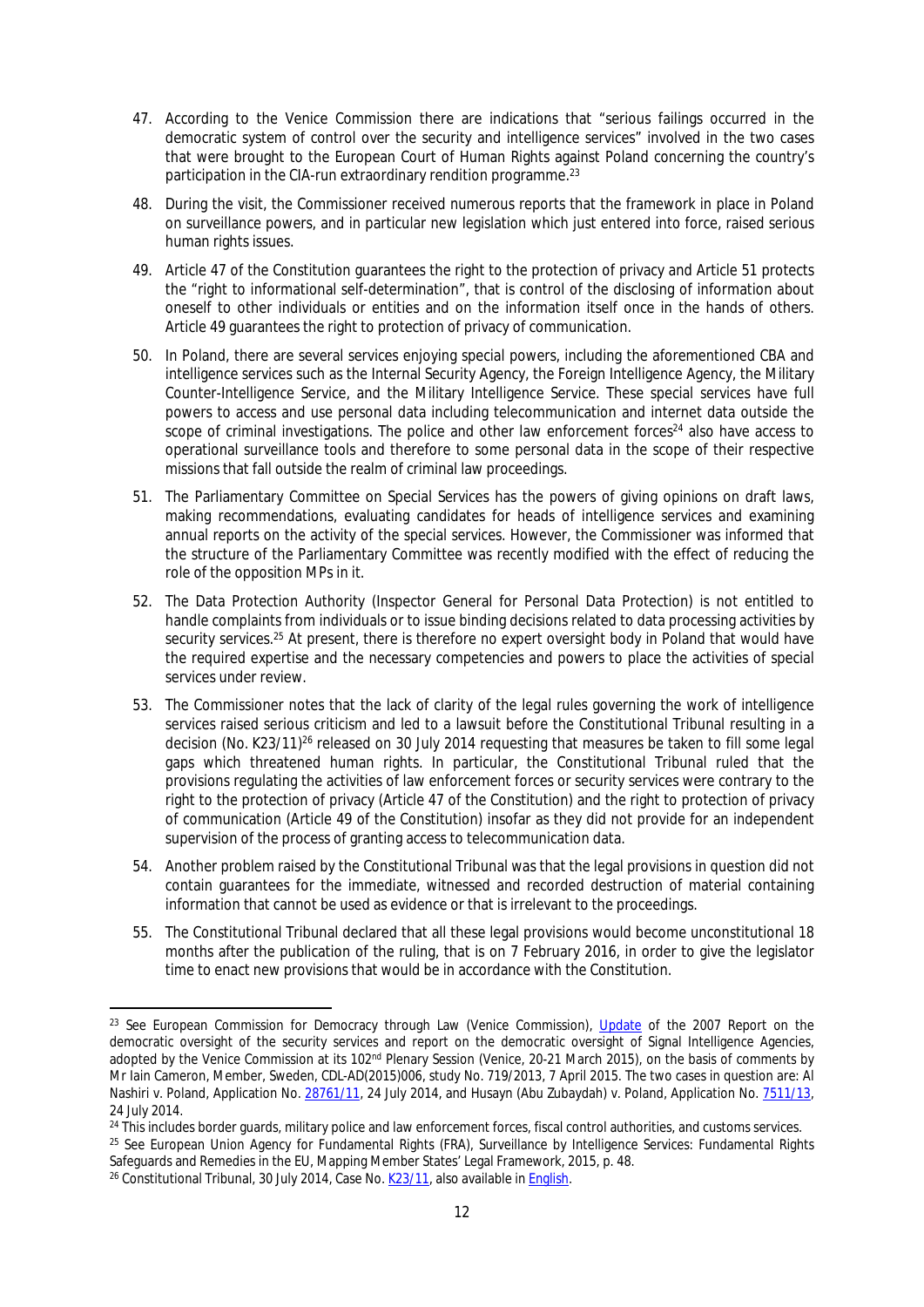47. According to the Venice Commission there are indications that "serious failings occurred in the democratic system of control over the security and intelligence services" involved in the two cases that were brought to the European Court of Human Rights against Poland concerning the country's participation in the CIA-run extraordinary rendition programme.[23]

48. During the visit, the Commissioner received numerous reports that the framework in place in Poland on surveillance powers, and in particular new legislation which just entered into force, raised serious human rights issues.

49. Article 47 of the Constitution guarantees the right to the protection of privacy and Article 51 protects the "right to informational self-determination", that is control of the disclosing of information about oneself to other individuals or entities and on the information itself once in the hands of others. Article 49 guarantees the right to protection of privacy of communication.

50. In Poland, there are several services enjoying special powers, including the aforementioned CBA and intelligence services such as the Internal Security Agency, the Foreign Intelligence Agency, the Military Counter-Intelligence Service, and the Military Intelligence Service. These special services have full powers to access and use personal data including telecommunication and internet data outside the scope of criminal investigations. The police and other law enforcement forces[24] also have access to operational surveillance tools and therefore to some personal data in the scope of their respective missions that fall outside the realm of criminal law proceedings.

51. The Parliamentary Committee on Special Services has the powers of giving opinions on draft laws, making recommendations, evaluating candidates for heads of intelligence services and examining annual reports on the activity of the special services. However, the Commissioner was informed that the structure of the Parliamentary Committee was recently modified with the effect of reducing the role of the opposition MPs in it.

52. The Data Protection Authority (Inspector General for Personal Data Protection) is not entitled to handle complaints from individuals or to issue binding decisions related to data processing activities by security services.[25] At present, there is therefore no expert oversight body in Poland that would have the required expertise and the necessary competencies and powers to place the activities of special services under review.

53. The Commissioner notes that the lack of clarity of the legal rules governing the work of intelligence services raised serious criticism and led to a lawsuit before the Constitutional Tribunal resulting in a decision (No. K23/11)[26] released on 30 July 2014 requesting that measures be taken to fill some legal gaps which threatened human rights. In particular, the Constitutional Tribunal ruled that the provisions regulating the activities of law enforcement forces or security services were contrary to the right to the protection of privacy (Article 47 of the Constitution) and the right to protection of privacy of communication (Article 49 of the Constitution) insofar as they did not provide for an independent supervision of the process of granting access to telecommunication data.

54. Another problem raised by the Constitutional Tribunal was that the legal provisions in question did not contain guarantees for the immediate, witnessed and recorded destruction of material containing information that cannot be used as evidence or that is irrelevant to the proceedings.

55. The Constitutional Tribunal declared that all these legal provisions would become unconstitutional 18 months after the publication of the ruling, that is on 7 February 2016, in order to give the legislator time to enact new provisions that would be in accordance with the Constitution.

---

[23] See European Commission for Democracy through Law (Venice Commission), Update of the 2007 Report on the democratic oversight of the security services and report on the democratic oversight of Signal Intelligence Agencies, adopted by the Venice Commission at its 102nd Plenary Session (Venice, 20-21 March 2015), on the basis of comments by Mr Iain Cameron, Member, Sweden, CDL-AD(2015)006, study No. 719/2013, 7 April 2015. The two cases in question are: Al Nashiri v. Poland, Application No. 28761/11, 24 July 2014, and Husayn (Abu Zubaydah) v. Poland, Application No. 7511/13, 24 July 2014.

[24] This includes border guards, military police and law enforcement forces, fiscal control authorities, and customs services.

[25] See European Union Agency for Fundamental Rights (FRA), Surveillance by Intelligence Services: Fundamental Rights Safeguards and Remedies in the EU, Mapping Member States' Legal Framework, 2015, p. 48.

[26] Constitutional Tribunal, 30 July 2014, Case No. K23/11, also available in English.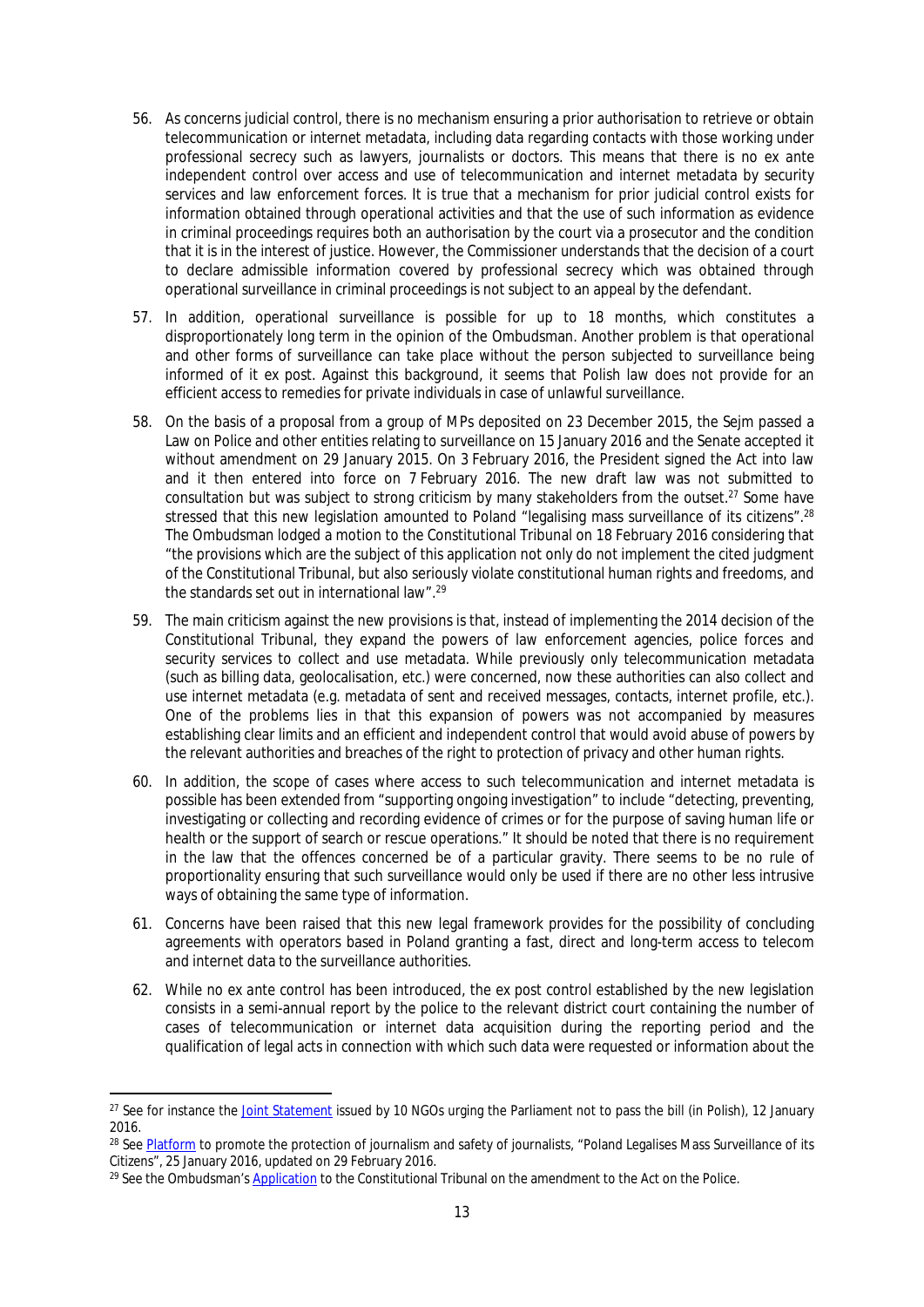56. As concerns judicial control, there is no mechanism ensuring a prior authorisation to retrieve or obtain telecommunication or internet metadata, including data regarding contacts with those working under professional secrecy such as lawyers, journalists or doctors. This means that there is no ex ante independent control over access and use of telecommunication and internet metadata by security services and law enforcement forces. It is true that a mechanism for prior judicial control exists for information obtained through operational activities and that the use of such information as evidence in criminal proceedings requires both an authorisation by the court via a prosecutor and the condition that it is in the interest of justice. However, the Commissioner understands that the decision of a court to declare admissible information covered by professional secrecy which was obtained through operational surveillance in criminal proceedings is not subject to an appeal by the defendant.

57. In addition, operational surveillance is possible for up to 18 months, which constitutes a disproportionately long term in the opinion of the Ombudsman. Another problem is that operational and other forms of surveillance can take place without the person subjected to surveillance being informed of it ex post. Against this background, it seems that Polish law does not provide for an efficient access to remedies for private individuals in case of unlawful surveillance.

58. On the basis of a proposal from a group of MPs deposited on 23 December 2015, the Sejm passed a Law on Police and other entities relating to surveillance on 15 January 2016 and the Senate accepted it without amendment on 29 January 2015. On 3 February 2016, the President signed the Act into law and it then entered into force on 7 February 2016. The new draft law was not submitted to consultation but was subject to strong criticism by many stakeholders from the outset.[27] Some have stressed that this new legislation amounted to Poland "legalising mass surveillance of its citizens".[28] The Ombudsman lodged a motion to the Constitutional Tribunal on 18 February 2016 considering that "the provisions which are the subject of this application not only do not implement the cited judgment of the Constitutional Tribunal, but also seriously violate constitutional human rights and freedoms, and the standards set out in international law".[29]

59. The main criticism against the new provisions is that, instead of implementing the 2014 decision of the Constitutional Tribunal, they expand the powers of law enforcement agencies, police forces and security services to collect and use metadata. While previously only telecommunication metadata (such as billing data, geolocalisation, etc.) were concerned, now these authorities can also collect and use internet metadata (e.g. metadata of sent and received messages, contacts, internet profile, etc.). One of the problems lies in that this expansion of powers was not accompanied by measures establishing clear limits and an efficient and independent control that would avoid abuse of powers by the relevant authorities and breaches of the right to protection of privacy and other human rights.

60. In addition, the scope of cases where access to such telecommunication and internet metadata is possible has been extended from "supporting ongoing investigation" to include "detecting, preventing, investigating or collecting and recording evidence of crimes or for the purpose of saving human life or health or the support of search or rescue operations." It should be noted that there is no requirement in the law that the offences concerned be of a particular gravity. There seems to be no rule of proportionality ensuring that such surveillance would only be used if there are no other less intrusive ways of obtaining the same type of information.

61. Concerns have been raised that this new legal framework provides for the possibility of concluding agreements with operators based in Poland granting a fast, direct and long-term access to telecom and internet data to the surveillance authorities.

62. While no ex ante control has been introduced, the ex post control established by the new legislation consists in a semi-annual report by the police to the relevant district court containing the number of cases of telecommunication or internet data acquisition during the reporting period and the qualification of legal acts in connection with which such data were requested or information about the

---

[27] See for instance the Joint Statement issued by 10 NGOs urging the Parliament not to pass the bill (in Polish), 12 January 2016.

[28] See Platform to promote the protection of journalism and safety of journalists, "Poland Legalises Mass Surveillance of its Citizens", 25 January 2016, updated on 29 February 2016.

[29] See the Ombudsman's Application to the Constitutional Tribunal on the amendment to the Act on the Police.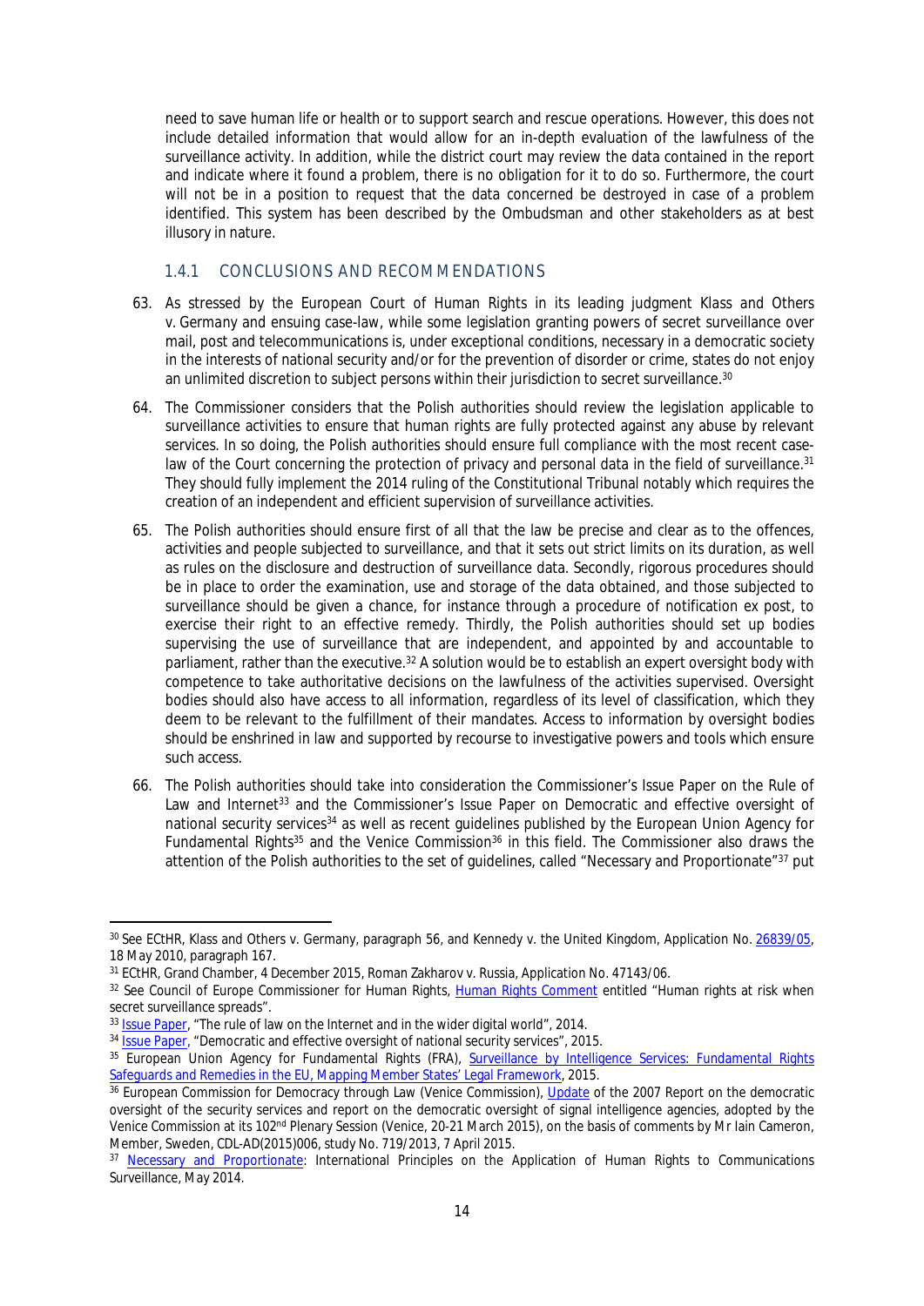need to save human life or health or to support search and rescue operations. However, this does not include detailed information that would allow for an in-depth evaluation of the lawfulness of the surveillance activity. In addition, while the district court may review the data contained in the report and indicate where it found a problem, there is no obligation for it to do so. Furthermore, the court will not be in a position to request that the data concerned be destroyed in case of a problem identified. This system has been described by the Ombudsman and other stakeholders as at best illusory in nature.

### 1.4.1 CONCLUSIONS AND RECOMMENDATIONS

63. As stressed by the European Court of Human Rights in its leading judgment *Klass and Others v. Germany* and ensuing case-law, while some legislation granting powers of secret surveillance over mail, post and telecommunications is, under exceptional conditions, necessary in a democratic society in the interests of national security and/or for the prevention of disorder or crime, states do not enjoy an unlimited discretion to subject persons within their jurisdiction to secret surveillance.[30]

64. The Commissioner considers that the Polish authorities should review the legislation applicable to surveillance activities to ensure that human rights are fully protected against any abuse by relevant services. In so doing, the Polish authorities should ensure full compliance with the most recent case-law of the Court concerning the protection of privacy and personal data in the field of surveillance.[31] They should fully implement the 2014 ruling of the Constitutional Tribunal notably which requires the creation of an independent and efficient supervision of surveillance activities.

65. The Polish authorities should ensure first of all that the law be precise and clear as to the offences, activities and people subjected to surveillance, and that it sets out strict limits on its duration, as well as rules on the disclosure and destruction of surveillance data. Secondly, rigorous procedures should be in place to order the examination, use and storage of the data obtained, and those subjected to surveillance should be given a chance, for instance through a procedure of notification ex post, to exercise their right to an effective remedy. Thirdly, the Polish authorities should set up bodies supervising the use of surveillance that are independent, and appointed by and accountable to parliament, rather than the executive.[32] A solution would be to establish an expert oversight body with competence to take authoritative decisions on the lawfulness of the activities supervised. Oversight bodies should also have access to all information, regardless of its level of classification, which they deem to be relevant to the fulfillment of their mandates. Access to information by oversight bodies should be enshrined in law and supported by recourse to investigative powers and tools which ensure such access.

66. The Polish authorities should take into consideration the Commissioner's Issue Paper on the Rule of Law and Internet[33] and the Commissioner's Issue Paper on Democratic and effective oversight of national security services[34] as well as recent guidelines published by the European Union Agency for Fundamental Rights[35] and the Venice Commission[36] in this field. The Commissioner also draws the attention of the Polish authorities to the set of guidelines, called "Necessary and Proportionate"[37] put

---

[30] See ECtHR, Klass and Others v. Germany, paragraph 56, and Kennedy v. the United Kingdom, Application No. 26839/05, 18 May 2010, paragraph 167.

[31] ECtHR, Grand Chamber, 4 December 2015, Roman Zakharov v. Russia, Application No. 47143/06.

[32] See Council of Europe Commissioner for Human Rights, Human Rights Comment entitled "Human rights at risk when secret surveillance spreads".

[33] Issue Paper, "The rule of law on the Internet and in the wider digital world", 2014.

[34] Issue Paper, "Democratic and effective oversight of national security services", 2015.

[35] European Union Agency for Fundamental Rights (FRA), Surveillance by Intelligence Services: Fundamental Rights Safeguards and Remedies in the EU, Mapping Member States' Legal Framework, 2015.

[36] European Commission for Democracy through Law (Venice Commission), Update of the 2007 Report on the democratic oversight of the security services and report on the democratic oversight of signal intelligence agencies, adopted by the Venice Commission at its 102nd Plenary Session (Venice, 20-21 March 2015), on the basis of comments by Mr Iain Cameron, Member, Sweden, CDL-AD(2015)006, study No. 719/2013, 7 April 2015.

[37] Necessary and Proportionate: International Principles on the Application of Human Rights to Communications Surveillance, May 2014.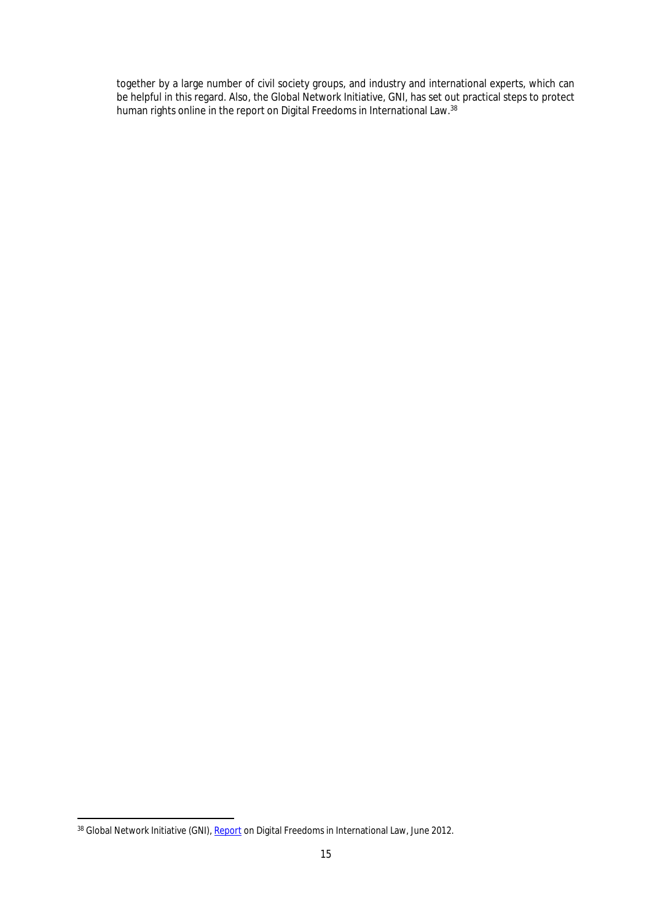together by a large number of civil society groups, and industry and international experts, which can be helpful in this regard. Also, the Global Network Initiative, GNI, has set out practical steps to protect human rights online in the report on Digital Freedoms in International Law.[38]

[38] Global Network Initiative (GNI), Report on Digital Freedoms in International Law, June 2012.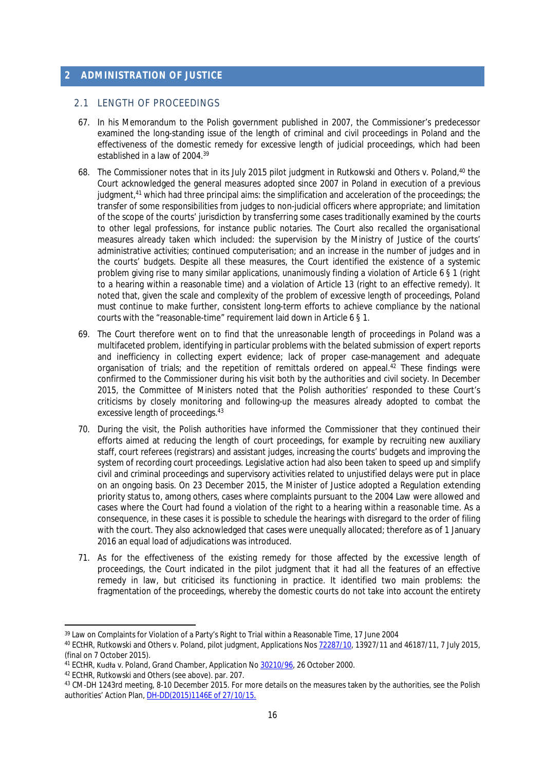## 2 ADMINISTRATION OF JUSTICE

### 2.1 LENGTH OF PROCEEDINGS

67. In his Memorandum to the Polish government published in 2007, the Commissioner's predecessor examined the long-standing issue of the length of criminal and civil proceedings in Poland and the effectiveness of the domestic remedy for excessive length of judicial proceedings, which had been established in a law of 2004.[39]

68. The Commissioner notes that in its July 2015 pilot judgment in Rutkowski and Others v. Poland,[40] the Court acknowledged the general measures adopted since 2007 in Poland in execution of a previous judgment,[41] which had three principal aims: the simplification and acceleration of the proceedings; the transfer of some responsibilities from judges to non-judicial officers where appropriate; and limitation of the scope of the courts' jurisdiction by transferring some cases traditionally examined by the courts to other legal professions, for instance public notaries. The Court also recalled the organisational measures already taken which included: the supervision by the Ministry of Justice of the courts' administrative activities; continued computerisation; and an increase in the number of judges and in the courts' budgets. Despite all these measures, the Court identified the existence of a systemic problem giving rise to many similar applications, unanimously finding a violation of Article 6 § 1 (right to a hearing within a reasonable time) and a violation of Article 13 (right to an effective remedy). It noted that, given the scale and complexity of the problem of excessive length of proceedings, Poland must continue to make further, consistent long-term efforts to achieve compliance by the national courts with the "reasonable-time" requirement laid down in Article 6 § 1.

69. The Court therefore went on to find that the unreasonable length of proceedings in Poland was a multifaceted problem, identifying in particular problems with the belated submission of expert reports and inefficiency in collecting expert evidence; lack of proper case-management and adequate organisation of trials; and the repetition of remittals ordered on appeal.[42] These findings were confirmed to the Commissioner during his visit both by the authorities and civil society. In December 2015, the Committee of Ministers noted that the Polish authorities' responded to these Court's criticisms by closely monitoring and following-up the measures already adopted to combat the excessive length of proceedings.[43]

70. During the visit, the Polish authorities have informed the Commissioner that they continued their efforts aimed at reducing the length of court proceedings, for example by recruiting new auxiliary staff, court referees (registrars) and assistant judges, increasing the courts' budgets and improving the system of recording court proceedings. Legislative action had also been taken to speed up and simplify civil and criminal proceedings and supervisory activities related to unjustified delays were put in place on an ongoing basis. On 23 December 2015, the Minister of Justice adopted a Regulation extending priority status to, among others, cases where complaints pursuant to the 2004 Law were allowed and cases where the Court had found a violation of the right to a hearing within a reasonable time. As a consequence, in these cases it is possible to schedule the hearings with disregard to the order of filing with the court. They also acknowledged that cases were unequally allocated; therefore as of 1 January 2016 an equal load of adjudications was introduced.

71. As for the effectiveness of the existing remedy for those affected by the excessive length of proceedings, the Court indicated in the pilot judgment that it had all the features of an effective remedy in law, but criticised its functioning in practice. It identified two main problems: the fragmentation of the proceedings, whereby the domestic courts do not take into account the entirety

---

[39] Law on Complaints for Violation of a Party's Right to Trial within a Reasonable Time, 17 June 2004

[40] ECtHR, Rutkowski and Others v. Poland, pilot judgment, Applications Nos 72287/10, 13927/11 and 46187/11, 7 July 2015, (final on 7 October 2015).

[41] ECtHR, Kudła v. Poland, Grand Chamber, Application No 30210/96, 26 October 2000.

[42] ECtHR, Rutkowski and Others (see above). par. 207.

[43] CM-DH 1243rd meeting, 8-10 December 2015. For more details on the measures taken by the authorities, see the Polish authorities' Action Plan, DH-DD(2015)1146E of 27/10/15.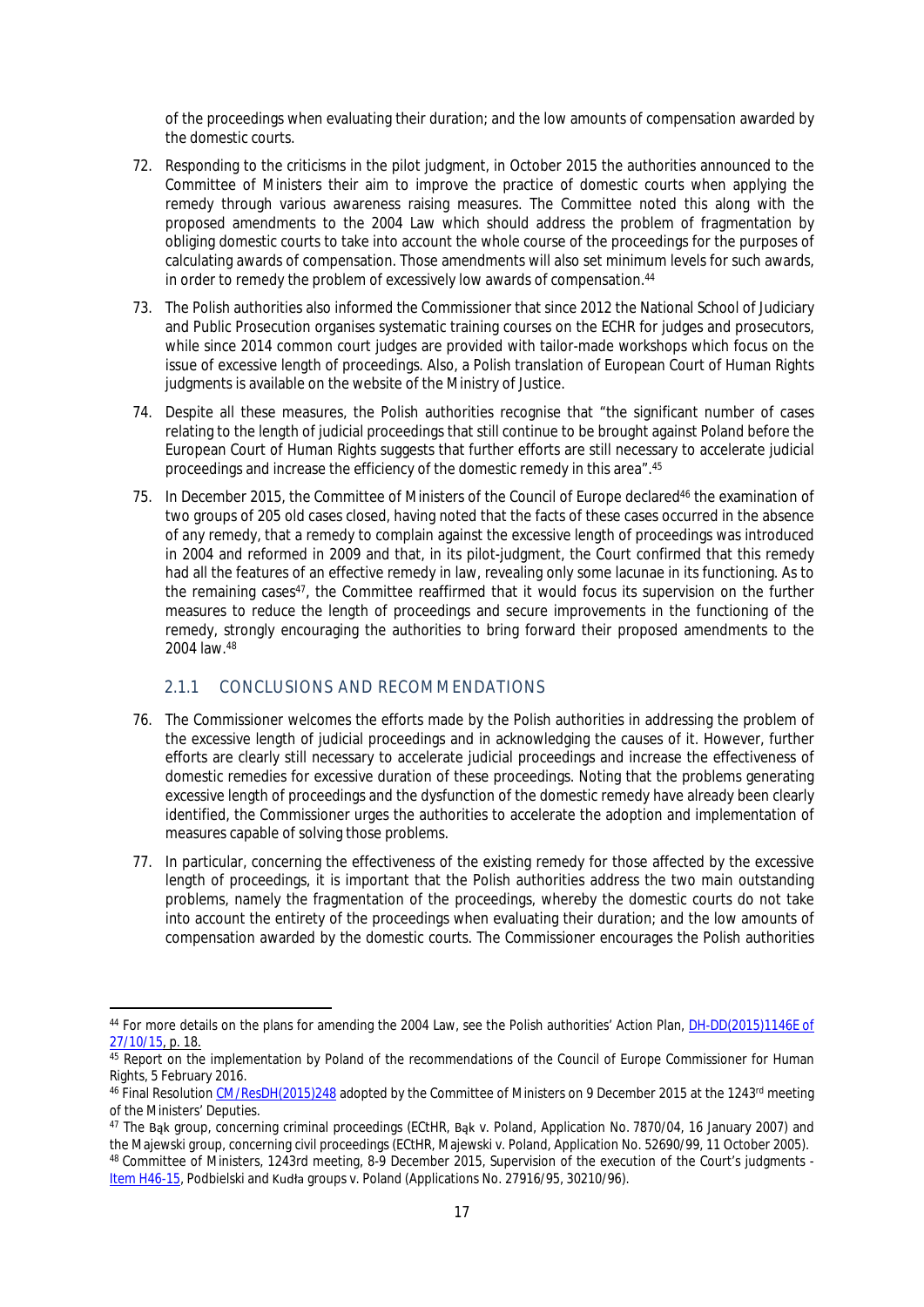of the proceedings when evaluating their duration; and the low amounts of compensation awarded by the domestic courts.

72. Responding to the criticisms in the pilot judgment, in October 2015 the authorities announced to the Committee of Ministers their aim to improve the practice of domestic courts when applying the remedy through various awareness raising measures. The Committee noted this along with the proposed amendments to the 2004 Law which should address the problem of fragmentation by obliging domestic courts to take into account the whole course of the proceedings for the purposes of calculating awards of compensation. Those amendments will also set minimum levels for such awards, in order to remedy the problem of excessively low awards of compensation.[44]

73. The Polish authorities also informed the Commissioner that since 2012 the National School of Judiciary and Public Prosecution organises systematic training courses on the ECHR for judges and prosecutors, while since 2014 common court judges are provided with tailor-made workshops which focus on the issue of excessive length of proceedings. Also, a Polish translation of European Court of Human Rights judgments is available on the website of the Ministry of Justice.

74. Despite all these measures, the Polish authorities recognise that "the significant number of cases relating to the length of judicial proceedings that still continue to be brought against Poland before the European Court of Human Rights suggests that further efforts are still necessary to accelerate judicial proceedings and increase the efficiency of the domestic remedy in this area".[45]

75. In December 2015, the Committee of Ministers of the Council of Europe declared[46] the examination of two groups of 205 old cases closed, having noted that the facts of these cases occurred in the absence of any remedy, that a remedy to complain against the excessive length of proceedings was introduced in 2004 and reformed in 2009 and that, in its pilot-judgment, the Court confirmed that this remedy had all the features of an effective remedy in law, revealing only some lacunae in its functioning. As to the remaining cases[47], the Committee reaffirmed that it would focus its supervision on the further measures to reduce the length of proceedings and secure improvements in the functioning of the remedy, strongly encouraging the authorities to bring forward their proposed amendments to the 2004 law.[48]

### 2.1.1 CONCLUSIONS AND RECOMMENDATIONS

76. The Commissioner welcomes the efforts made by the Polish authorities in addressing the problem of the excessive length of judicial proceedings and in acknowledging the causes of it. However, further efforts are clearly still necessary to accelerate judicial proceedings and increase the effectiveness of domestic remedies for excessive duration of these proceedings. Noting that the problems generating excessive length of proceedings and the dysfunction of the domestic remedy have already been clearly identified, the Commissioner urges the authorities to accelerate the adoption and implementation of measures capable of solving those problems.

77. In particular, concerning the effectiveness of the existing remedy for those affected by the excessive length of proceedings, it is important that the Polish authorities address the two main outstanding problems, namely the fragmentation of the proceedings, whereby the domestic courts do not take into account the entirety of the proceedings when evaluating their duration; and the low amounts of compensation awarded by the domestic courts. The Commissioner encourages the Polish authorities

---

[44] For more details on the plans for amending the 2004 Law, see the Polish authorities' Action Plan, DH-DD(2015)1146E of 27/10/15, p. 18.

[45] Report on the implementation by Poland of the recommendations of the Council of Europe Commissioner for Human Rights, 5 February 2016.

[46] Final Resolution CM/ResDH(2015)248 adopted by the Committee of Ministers on 9 December 2015 at the 1243rd meeting of the Ministers' Deputies.

[47] The Bąk group, concerning criminal proceedings (ECtHR, Bąk v. Poland, Application No. 7870/04, 16 January 2007) and the Majewski group, concerning civil proceedings (ECtHR, Majewski v. Poland, Application No. 52690/99, 11 October 2005).

[48] Committee of Ministers, 1243rd meeting, 8-9 December 2015, Supervision of the execution of the Court's judgments - Item H46-15, Podbielski and Kudła groups v. Poland (Applications No. 27916/95, 30210/96).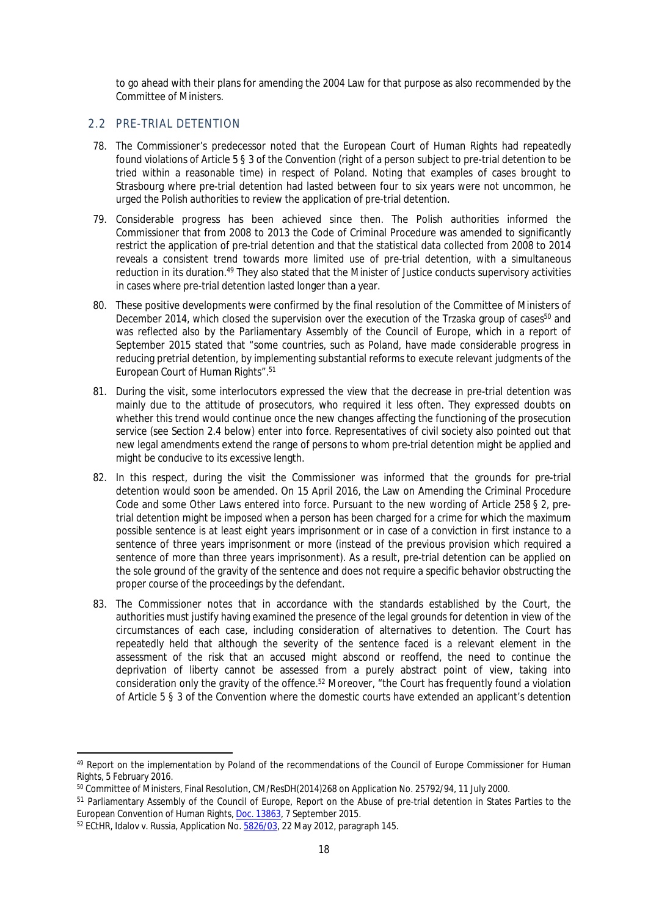to go ahead with their plans for amending the 2004 Law for that purpose as also recommended by the Committee of Ministers.

## 2.2 PRE-TRIAL DETENTION

78. The Commissioner's predecessor noted that the European Court of Human Rights had repeatedly found violations of Article 5 § 3 of the Convention (right of a person subject to pre-trial detention to be tried within a reasonable time) in respect of Poland. Noting that examples of cases brought to Strasbourg where pre-trial detention had lasted between four to six years were not uncommon, he urged the Polish authorities to review the application of pre-trial detention.

79. Considerable progress has been achieved since then. The Polish authorities informed the Commissioner that from 2008 to 2013 the Code of Criminal Procedure was amended to significantly restrict the application of pre-trial detention and that the statistical data collected from 2008 to 2014 reveals a consistent trend towards more limited use of pre-trial detention, with a simultaneous reduction in its duration.[49] They also stated that the Minister of Justice conducts supervisory activities in cases where pre-trial detention lasted longer than a year.

80. These positive developments were confirmed by the final resolution of the Committee of Ministers of December 2014, which closed the supervision over the execution of the Trzaska group of cases[50] and was reflected also by the Parliamentary Assembly of the Council of Europe, which in a report of September 2015 stated that "some countries, such as Poland, have made considerable progress in reducing pretrial detention, by implementing substantial reforms to execute relevant judgments of the European Court of Human Rights".[51]

81. During the visit, some interlocutors expressed the view that the decrease in pre-trial detention was mainly due to the attitude of prosecutors, who required it less often. They expressed doubts on whether this trend would continue once the new changes affecting the functioning of the prosecution service (see Section 2.4 below) enter into force. Representatives of civil society also pointed out that new legal amendments extend the range of persons to whom pre-trial detention might be applied and might be conducive to its excessive length.

82. In this respect, during the visit the Commissioner was informed that the grounds for pre-trial detention would soon be amended. On 15 April 2016, the Law on Amending the Criminal Procedure Code and some Other Laws entered into force. Pursuant to the new wording of Article 258 § 2, pre-trial detention might be imposed when a person has been charged for a crime for which the maximum possible sentence is at least eight years imprisonment or in case of a conviction in first instance to a sentence of three years imprisonment or more (instead of the previous provision which required a sentence of more than three years imprisonment). As a result, pre-trial detention can be applied on the sole ground of the gravity of the sentence and does not require a specific behavior obstructing the proper course of the proceedings by the defendant.

83. The Commissioner notes that in accordance with the standards established by the Court, the authorities must justify having examined the presence of the legal grounds for detention in view of the circumstances of each case, including consideration of alternatives to detention. The Court has repeatedly held that although the severity of the sentence faced is a relevant element in the assessment of the risk that an accused might abscond or reoffend, the need to continue the deprivation of liberty cannot be assessed from a purely abstract point of view, taking into consideration only the gravity of the offence.[52] Moreover, "the Court has frequently found a violation of Article 5 § 3 of the Convention where the domestic courts have extended an applicant's detention

---

[49] Report on the implementation by Poland of the recommendations of the Council of Europe Commissioner for Human Rights, 5 February 2016.

[50] Committee of Ministers, Final Resolution, CM/ResDH(2014)268 on Application No. 25792/94, 11 July 2000.

[51] Parliamentary Assembly of the Council of Europe, Report on the Abuse of pre-trial detention in States Parties to the European Convention of Human Rights, Doc. 13863, 7 September 2015.

[52] ECtHR, Idalov v. Russia, Application No. 5826/03, 22 May 2012, paragraph 145.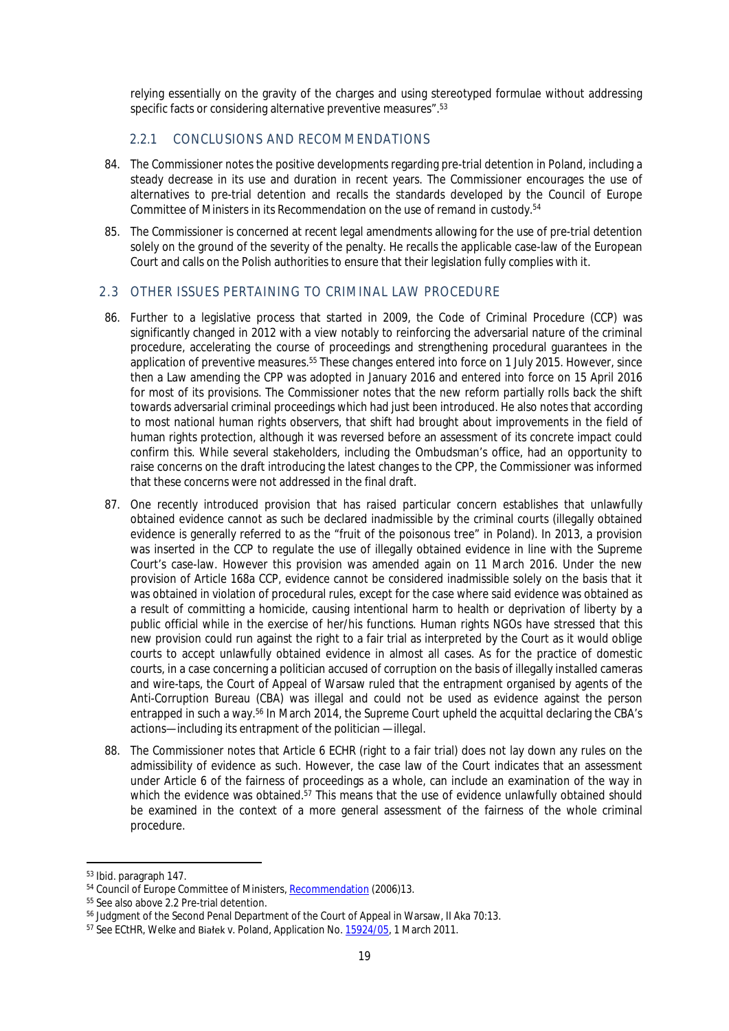relying essentially on the gravity of the charges and using stereotyped formulae without addressing specific facts or considering alternative preventive measures".[53]

### 2.2.1 CONCLUSIONS AND RECOMMENDATIONS

84. The Commissioner notes the positive developments regarding pre-trial detention in Poland, including a steady decrease in its use and duration in recent years. The Commissioner encourages the use of alternatives to pre-trial detention and recalls the standards developed by the Council of Europe Committee of Ministers in its Recommendation on the use of remand in custody.[54]

85. The Commissioner is concerned at recent legal amendments allowing for the use of pre-trial detention solely on the ground of the severity of the penalty. He recalls the applicable case-law of the European Court and calls on the Polish authorities to ensure that their legislation fully complies with it.

## 2.3 OTHER ISSUES PERTAINING TO CRIMINAL LAW PROCEDURE

86. Further to a legislative process that started in 2009, the Code of Criminal Procedure (CCP) was significantly changed in 2012 with a view notably to reinforcing the adversarial nature of the criminal procedure, accelerating the course of proceedings and strengthening procedural guarantees in the application of preventive measures.[55] These changes entered into force on 1 July 2015. However, since then a Law amending the CPP was adopted in January 2016 and entered into force on 15 April 2016 for most of its provisions. The Commissioner notes that the new reform partially rolls back the shift towards adversarial criminal proceedings which had just been introduced. He also notes that according to most national human rights observers, that shift had brought about improvements in the field of human rights protection, although it was reversed before an assessment of its concrete impact could confirm this. While several stakeholders, including the Ombudsman's office, had an opportunity to raise concerns on the draft introducing the latest changes to the CPP, the Commissioner was informed that these concerns were not addressed in the final draft.

87. One recently introduced provision that has raised particular concern establishes that unlawfully obtained evidence cannot as such be declared inadmissible by the criminal courts (illegally obtained evidence is generally referred to as the "fruit of the poisonous tree" in Poland). In 2013, a provision was inserted in the CCP to regulate the use of illegally obtained evidence in line with the Supreme Court's case-law. However this provision was amended again on 11 March 2016. Under the new provision of Article 168a CCP, evidence cannot be considered inadmissible solely on the basis that it was obtained in violation of procedural rules, except for the case where said evidence was obtained as a result of committing a homicide, causing intentional harm to health or deprivation of liberty by a public official while in the exercise of her/his functions. Human rights NGOs have stressed that this new provision could run against the right to a fair trial as interpreted by the Court as it would oblige courts to accept unlawfully obtained evidence in almost all cases. As for the practice of domestic courts, in a case concerning a politician accused of corruption on the basis of illegally installed cameras and wire-taps, the Court of Appeal of Warsaw ruled that the entrapment organised by agents of the Anti-Corruption Bureau (CBA) was illegal and could not be used as evidence against the person entrapped in such a way.[56] In March 2014, the Supreme Court upheld the acquittal declaring the CBA's actions—including its entrapment of the politician —illegal.

88. The Commissioner notes that Article 6 ECHR (right to a fair trial) does not lay down any rules on the admissibility of evidence as such. However, the case law of the Court indicates that an assessment under Article 6 of the fairness of proceedings as a whole, can include an examination of the way in which the evidence was obtained.[57] This means that the use of evidence unlawfully obtained should be examined in the context of a more general assessment of the fairness of the whole criminal procedure.

---

[53] Ibid. paragraph 147.

[54] Council of Europe Committee of Ministers, Recommendation (2006)13.

[55] See also above 2.2 Pre-trial detention.

[56] Judgment of the Second Penal Department of the Court of Appeal in Warsaw, II Aka 70:13.

[57] See ECtHR, Welke and Białek v. Poland, Application No. 15924/05, 1 March 2011.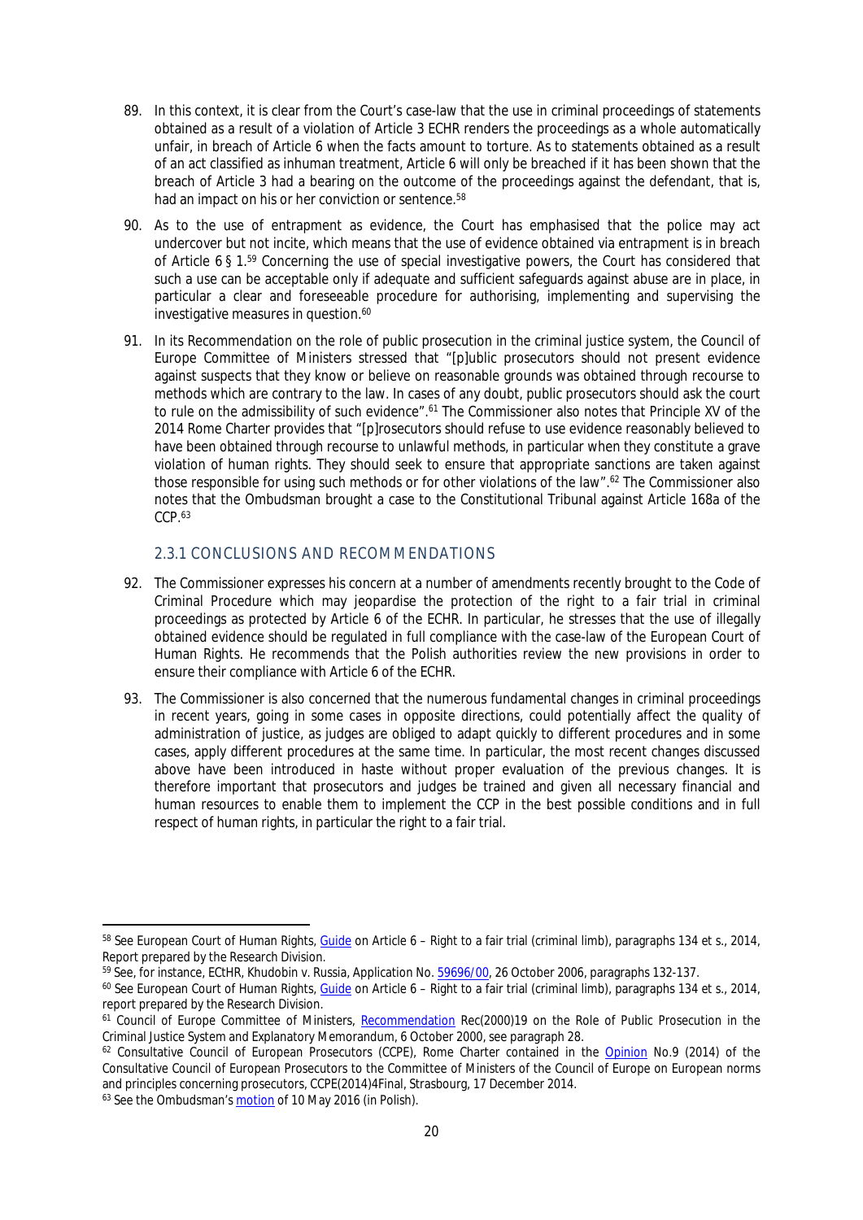89. In this context, it is clear from the Court's case-law that the use in criminal proceedings of statements obtained as a result of a violation of Article 3 ECHR renders the proceedings as a whole automatically unfair, in breach of Article 6 when the facts amount to torture. As to statements obtained as a result of an act classified as inhuman treatment, Article 6 will only be breached if it has been shown that the breach of Article 3 had a bearing on the outcome of the proceedings against the defendant, that is, had an impact on his or her conviction or sentence.[58]

90. As to the use of entrapment as evidence, the Court has emphasised that the police may act undercover but not incite, which means that the use of evidence obtained via entrapment is in breach of Article 6 § 1.[59] Concerning the use of special investigative powers, the Court has considered that such a use can be acceptable only if adequate and sufficient safeguards against abuse are in place, in particular a clear and foreseeable procedure for authorising, implementing and supervising the investigative measures in question.[60]

91. In its Recommendation on the role of public prosecution in the criminal justice system, the Council of Europe Committee of Ministers stressed that "[p]ublic prosecutors should not present evidence against suspects that they know or believe on reasonable grounds was obtained through recourse to methods which are contrary to the law. In cases of any doubt, public prosecutors should ask the court to rule on the admissibility of such evidence".[61] The Commissioner also notes that Principle XV of the 2014 Rome Charter provides that "[p]rosecutors should refuse to use evidence reasonably believed to have been obtained through recourse to unlawful methods, in particular when they constitute a grave violation of human rights. They should seek to ensure that appropriate sanctions are taken against those responsible for using such methods or for other violations of the law".[62] The Commissioner also notes that the Ombudsman brought a case to the Constitutional Tribunal against Article 168a of the CCP.[63]

### 2.3.1 CONCLUSIONS AND RECOMMENDATIONS

92. The Commissioner expresses his concern at a number of amendments recently brought to the Code of Criminal Procedure which may jeopardise the protection of the right to a fair trial in criminal proceedings as protected by Article 6 of the ECHR. In particular, he stresses that the use of illegally obtained evidence should be regulated in full compliance with the case-law of the European Court of Human Rights. He recommends that the Polish authorities review the new provisions in order to ensure their compliance with Article 6 of the ECHR.

93. The Commissioner is also concerned that the numerous fundamental changes in criminal proceedings in recent years, going in some cases in opposite directions, could potentially affect the quality of administration of justice, as judges are obliged to adapt quickly to different procedures and in some cases, apply different procedures at the same time. In particular, the most recent changes discussed above have been introduced in haste without proper evaluation of the previous changes. It is therefore important that prosecutors and judges be trained and given all necessary financial and human resources to enable them to implement the CCP in the best possible conditions and in full respect of human rights, in particular the right to a fair trial.

---

[58] See European Court of Human Rights, Guide on Article 6 – Right to a fair trial (criminal limb), paragraphs 134 et s., 2014, Report prepared by the Research Division.

[59] See, for instance, ECtHR, Khudobin v. Russia, Application No. 59696/00, 26 October 2006, paragraphs 132-137.

[60] See European Court of Human Rights, Guide on Article 6 – Right to a fair trial (criminal limb), paragraphs 134 et s., 2014, report prepared by the Research Division.

[61] Council of Europe Committee of Ministers, Recommendation Rec(2000)19 on the Role of Public Prosecution in the Criminal Justice System and Explanatory Memorandum, 6 October 2000, see paragraph 28.

[62] Consultative Council of European Prosecutors (CCPE), Rome Charter contained in the Opinion No.9 (2014) of the Consultative Council of European Prosecutors to the Committee of Ministers of the Council of Europe on European norms and principles concerning prosecutors, CCPE(2014)4Final, Strasbourg, 17 December 2014.

[63] See the Ombudsman's motion of 10 May 2016 (in Polish).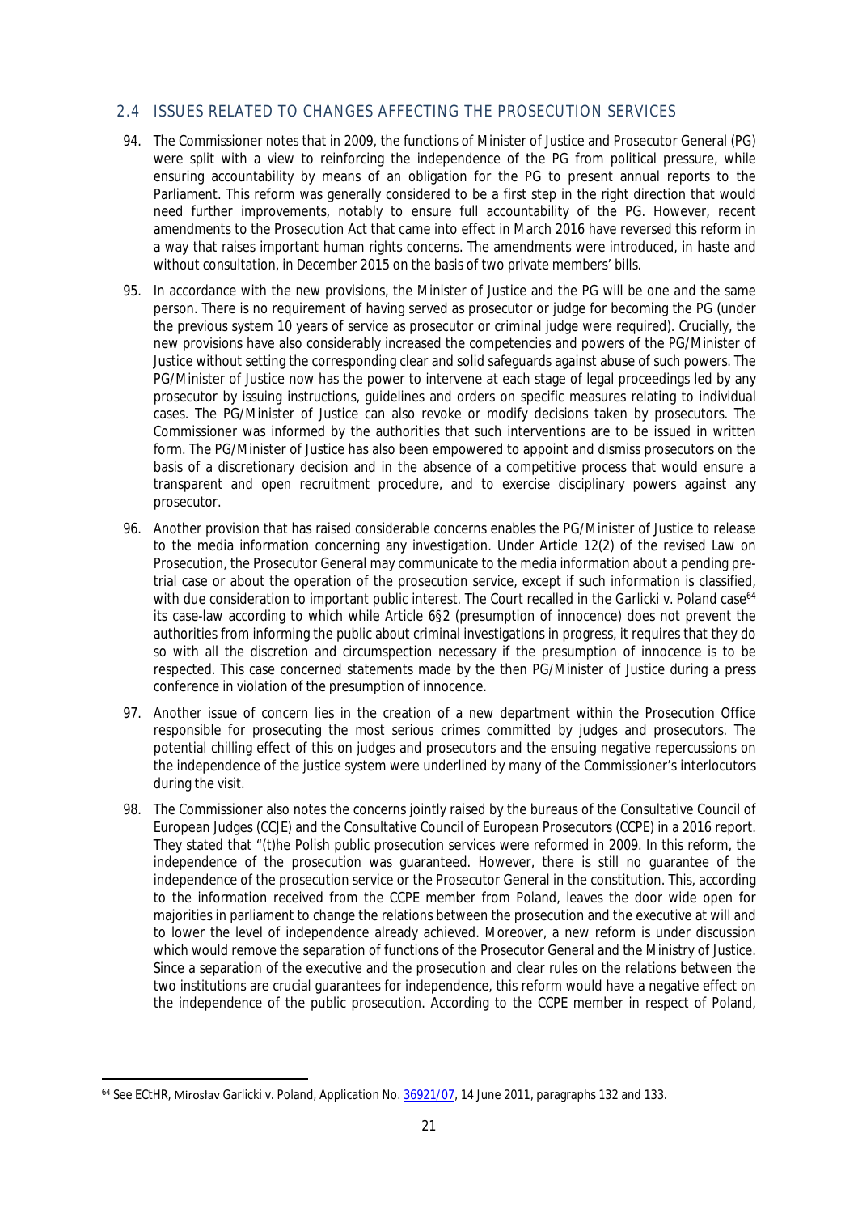## 2.4 ISSUES RELATED TO CHANGES AFFECTING THE PROSECUTION SERVICES

94. The Commissioner notes that in 2009, the functions of Minister of Justice and Prosecutor General (PG) were split with a view to reinforcing the independence of the PG from political pressure, while ensuring accountability by means of an obligation for the PG to present annual reports to the Parliament. This reform was generally considered to be a first step in the right direction that would need further improvements, notably to ensure full accountability of the PG. However, recent amendments to the Prosecution Act that came into effect in March 2016 have reversed this reform in a way that raises important human rights concerns. The amendments were introduced, in haste and without consultation, in December 2015 on the basis of two private members' bills.

95. In accordance with the new provisions, the Minister of Justice and the PG will be one and the same person. There is no requirement of having served as prosecutor or judge for becoming the PG (under the previous system 10 years of service as prosecutor or criminal judge were required). Crucially, the new provisions have also considerably increased the competencies and powers of the PG/Minister of Justice without setting the corresponding clear and solid safeguards against abuse of such powers. The PG/Minister of Justice now has the power to intervene at each stage of legal proceedings led by any prosecutor by issuing instructions, guidelines and orders on specific measures relating to individual cases. The PG/Minister of Justice can also revoke or modify decisions taken by prosecutors. The Commissioner was informed by the authorities that such interventions are to be issued in written form. The PG/Minister of Justice has also been empowered to appoint and dismiss prosecutors on the basis of a discretionary decision and in the absence of a competitive process that would ensure a transparent and open recruitment procedure, and to exercise disciplinary powers against any prosecutor.

96. Another provision that has raised considerable concerns enables the PG/Minister of Justice to release to the media information concerning any investigation. Under Article 12(2) of the revised Law on Prosecution, the Prosecutor General may communicate to the media information about a pending pre-trial case or about the operation of the prosecution service, except if such information is classified, with due consideration to important public interest. The Court recalled in the Garlicki v. Poland case[64] its case-law according to which while Article 6§2 (presumption of innocence) does not prevent the authorities from informing the public about criminal investigations in progress, it requires that they do so with all the discretion and circumspection necessary if the presumption of innocence is to be respected. This case concerned statements made by the then PG/Minister of Justice during a press conference in violation of the presumption of innocence.

97. Another issue of concern lies in the creation of a new department within the Prosecution Office responsible for prosecuting the most serious crimes committed by judges and prosecutors. The potential chilling effect of this on judges and prosecutors and the ensuing negative repercussions on the independence of the justice system were underlined by many of the Commissioner's interlocutors during the visit.

98. The Commissioner also notes the concerns jointly raised by the bureaus of the Consultative Council of European Judges (CCJE) and the Consultative Council of European Prosecutors (CCPE) in a 2016 report. They stated that "(t)he Polish public prosecution services were reformed in 2009. In this reform, the independence of the prosecution was guaranteed. However, there is still no guarantee of the independence of the prosecution service or the Prosecutor General in the constitution. This, according to the information received from the CCPE member from Poland, leaves the door wide open for majorities in parliament to change the relations between the prosecution and the executive at will and to lower the level of independence already achieved. Moreover, a new reform is under discussion which would remove the separation of functions of the Prosecutor General and the Ministry of Justice. Since a separation of the executive and the prosecution and clear rules on the relations between the two institutions are crucial guarantees for independence, this reform would have a negative effect on the independence of the public prosecution. According to the CCPE member in respect of Poland,

---

[64] See ECtHR, Mirosław Garlicki v. Poland, Application No. 36921/07, 14 June 2011, paragraphs 132 and 133.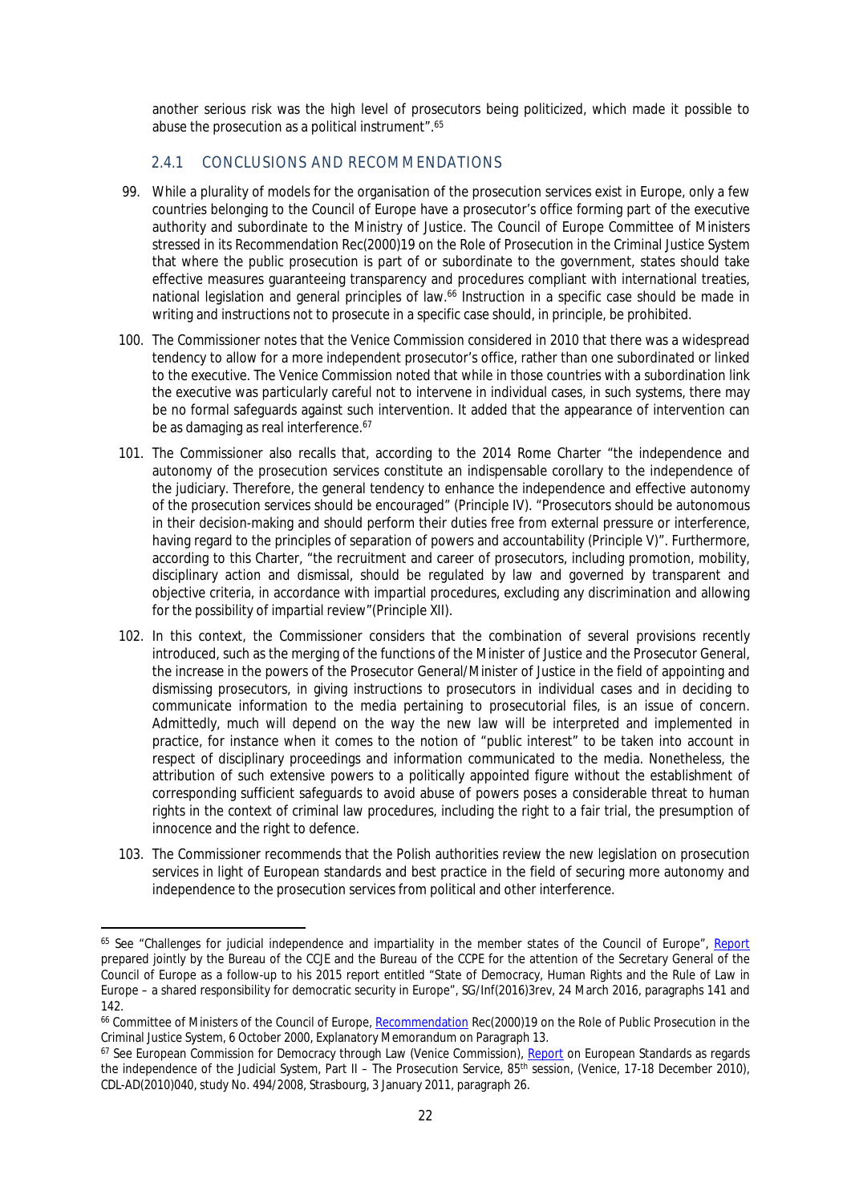another serious risk was the high level of prosecutors being politicized, which made it possible to abuse the prosecution as a political instrument".[65]

### 2.4.1 CONCLUSIONS AND RECOMMENDATIONS

99. While a plurality of models for the organisation of the prosecution services exist in Europe, only a few countries belonging to the Council of Europe have a prosecutor's office forming part of the executive authority and subordinate to the Ministry of Justice. The Council of Europe Committee of Ministers stressed in its Recommendation Rec(2000)19 on the Role of Prosecution in the Criminal Justice System that where the public prosecution is part of or subordinate to the government, states should take effective measures guaranteeing transparency and procedures compliant with international treaties, national legislation and general principles of law.[66] Instruction in a specific case should be made in writing and instructions not to prosecute in a specific case should, in principle, be prohibited.

100. The Commissioner notes that the Venice Commission considered in 2010 that there was a widespread tendency to allow for a more independent prosecutor's office, rather than one subordinated or linked to the executive. The Venice Commission noted that while in those countries with a subordination link the executive was particularly careful not to intervene in individual cases, in such systems, there may be no formal safeguards against such intervention. It added that the appearance of intervention can be as damaging as real interference.[67]

101. The Commissioner also recalls that, according to the 2014 Rome Charter "the independence and autonomy of the prosecution services constitute an indispensable corollary to the independence of the judiciary. Therefore, the general tendency to enhance the independence and effective autonomy of the prosecution services should be encouraged" (Principle IV). "Prosecutors should be autonomous in their decision-making and should perform their duties free from external pressure or interference, having regard to the principles of separation of powers and accountability (Principle V)". Furthermore, according to this Charter, "the recruitment and career of prosecutors, including promotion, mobility, disciplinary action and dismissal, should be regulated by law and governed by transparent and objective criteria, in accordance with impartial procedures, excluding any discrimination and allowing for the possibility of impartial review"(Principle XII).

102. In this context, the Commissioner considers that the combination of several provisions recently introduced, such as the merging of the functions of the Minister of Justice and the Prosecutor General, the increase in the powers of the Prosecutor General/Minister of Justice in the field of appointing and dismissing prosecutors, in giving instructions to prosecutors in individual cases and in deciding to communicate information to the media pertaining to prosecutorial files, is an issue of concern. Admittedly, much will depend on the way the new law will be interpreted and implemented in practice, for instance when it comes to the notion of "public interest" to be taken into account in respect of disciplinary proceedings and information communicated to the media. Nonetheless, the attribution of such extensive powers to a politically appointed figure without the establishment of corresponding sufficient safeguards to avoid abuse of powers poses a considerable threat to human rights in the context of criminal law procedures, including the right to a fair trial, the presumption of innocence and the right to defence.

103. The Commissioner recommends that the Polish authorities review the new legislation on prosecution services in light of European standards and best practice in the field of securing more autonomy and independence to the prosecution services from political and other interference.

---

[65] See "Challenges for judicial independence and impartiality in the member states of the Council of Europe", Report prepared jointly by the Bureau of the CCJE and the Bureau of the CCPE for the attention of the Secretary General of the Council of Europe as a follow-up to his 2015 report entitled "State of Democracy, Human Rights and the Rule of Law in Europe – a shared responsibility for democratic security in Europe", SG/Inf(2016)3rev, 24 March 2016, paragraphs 141 and 142.

[66] Committee of Ministers of the Council of Europe, Recommendation Rec(2000)19 on the Role of Public Prosecution in the Criminal Justice System, 6 October 2000, Explanatory Memorandum on Paragraph 13.

[67] See European Commission for Democracy through Law (Venice Commission), Report on European Standards as regards the independence of the Judicial System, Part II – The Prosecution Service, 85th session, (Venice, 17-18 December 2010), CDL-AD(2010)040, study No. 494/2008, Strasbourg, 3 January 2011, paragraph 26.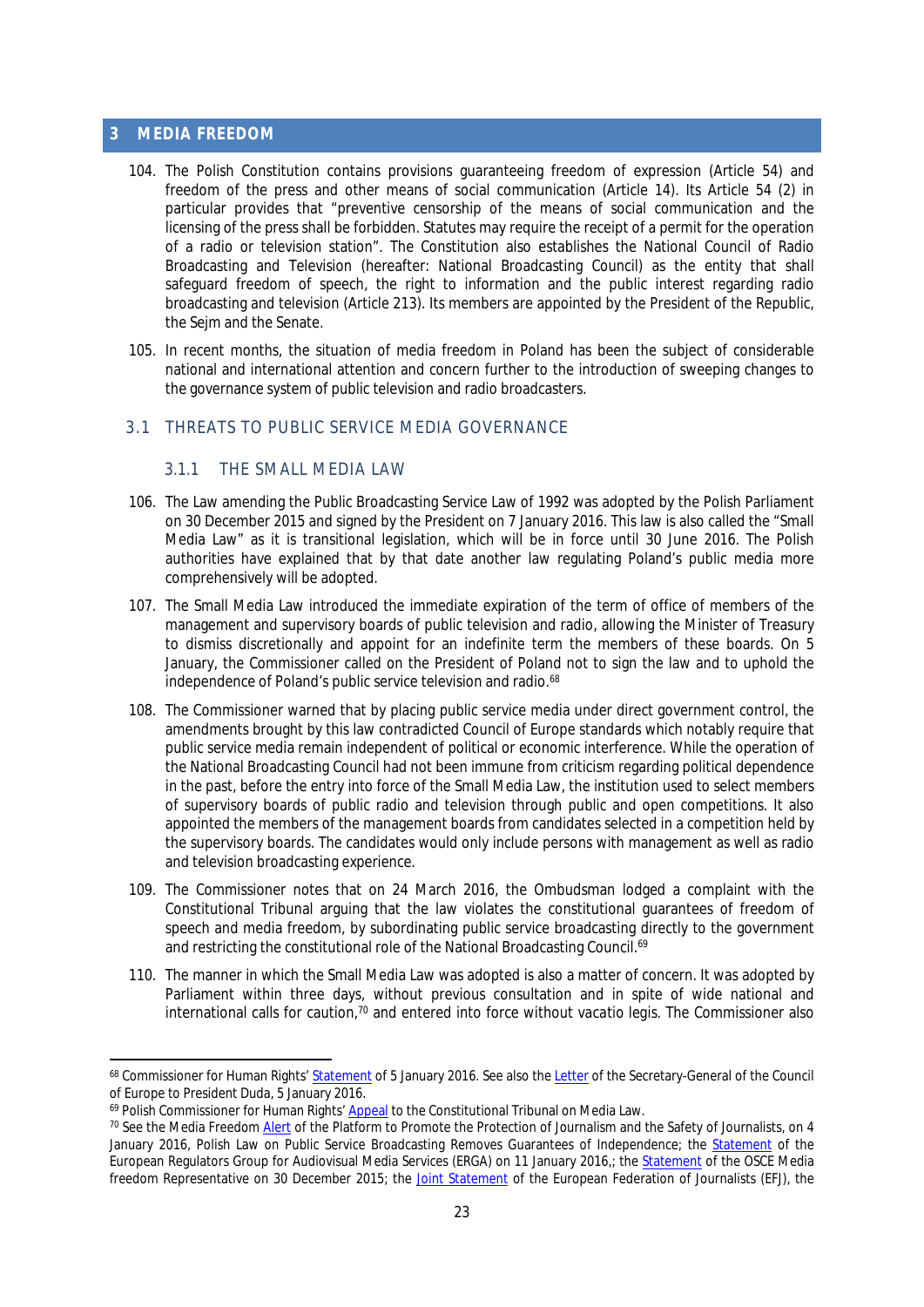## 3 MEDIA FREEDOM

104. The Polish Constitution contains provisions guaranteeing freedom of expression (Article 54) and freedom of the press and other means of social communication (Article 14). Its Article 54 (2) in particular provides that "preventive censorship of the means of social communication and the licensing of the press shall be forbidden. Statutes may require the receipt of a permit for the operation of a radio or television station". The Constitution also establishes the National Council of Radio Broadcasting and Television (hereafter: National Broadcasting Council) as the entity that shall safeguard freedom of speech, the right to information and the public interest regarding radio broadcasting and television (Article 213). Its members are appointed by the President of the Republic, the Sejm and the Senate.

105. In recent months, the situation of media freedom in Poland has been the subject of considerable national and international attention and concern further to the introduction of sweeping changes to the governance system of public television and radio broadcasters.

### 3.1 THREATS TO PUBLIC SERVICE MEDIA GOVERNANCE

#### 3.1.1 THE SMALL MEDIA LAW

106. The Law amending the Public Broadcasting Service Law of 1992 was adopted by the Polish Parliament on 30 December 2015 and signed by the President on 7 January 2016. This law is also called the "Small Media Law" as it is transitional legislation, which will be in force until 30 June 2016. The Polish authorities have explained that by that date another law regulating Poland's public media more comprehensively will be adopted.

107. The Small Media Law introduced the immediate expiration of the term of office of members of the management and supervisory boards of public television and radio, allowing the Minister of Treasury to dismiss discretionally and appoint for an indefinite term the members of these boards. On 5 January, the Commissioner called on the President of Poland not to sign the law and to uphold the independence of Poland's public service television and radio.[68]

108. The Commissioner warned that by placing public service media under direct government control, the amendments brought by this law contradicted Council of Europe standards which notably require that public service media remain independent of political or economic interference. While the operation of the National Broadcasting Council had not been immune from criticism regarding political dependence in the past, before the entry into force of the Small Media Law, the institution used to select members of supervisory boards of public radio and television through public and open competitions. It also appointed the members of the management boards from candidates selected in a competition held by the supervisory boards. The candidates would only include persons with management as well as radio and television broadcasting experience.

109. The Commissioner notes that on 24 March 2016, the Ombudsman lodged a complaint with the Constitutional Tribunal arguing that the law violates the constitutional guarantees of freedom of speech and media freedom, by subordinating public service broadcasting directly to the government and restricting the constitutional role of the National Broadcasting Council.[69]

110. The manner in which the Small Media Law was adopted is also a matter of concern. It was adopted by Parliament within three days, without previous consultation and in spite of wide national and international calls for caution,[70] and entered into force without *vacatio legis*. The Commissioner also

---

[68] Commissioner for Human Rights' Statement of 5 January 2016. See also the Letter of the Secretary-General of the Council of Europe to President Duda, 5 January 2016.

[69] Polish Commissioner for Human Rights' Appeal to the Constitutional Tribunal on Media Law.

[70] See the Media Freedom Alert of the Platform to Promote the Protection of Journalism and the Safety of Journalists, on 4 January 2016, Polish Law on Public Service Broadcasting Removes Guarantees of Independence; the Statement of the European Regulators Group for Audiovisual Media Services (ERGA) on 11 January 2016,; the Statement of the OSCE Media freedom Representative on 30 December 2015; the Joint Statement of the European Federation of Journalists (EFJ), the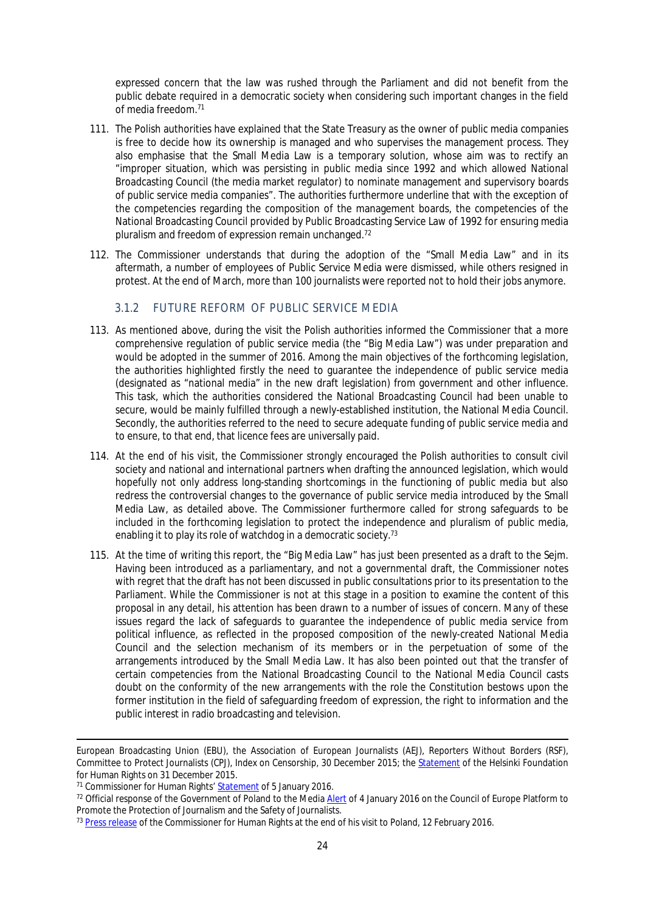expressed concern that the law was rushed through the Parliament and did not benefit from the public debate required in a democratic society when considering such important changes in the field of media freedom.[71]

111. The Polish authorities have explained that the State Treasury as the owner of public media companies is free to decide how its ownership is managed and who supervises the management process. They also emphasise that the Small Media Law is a temporary solution, whose aim was to rectify an "improper situation, which was persisting in public media since 1992 and which allowed National Broadcasting Council (the media market regulator) to nominate management and supervisory boards of public service media companies". The authorities furthermore underline that with the exception of the competencies regarding the composition of the management boards, the competencies of the National Broadcasting Council provided by Public Broadcasting Service Law of 1992 for ensuring media pluralism and freedom of expression remain unchanged.[72]

112. The Commissioner understands that during the adoption of the "Small Media Law" and in its aftermath, a number of employees of Public Service Media were dismissed, while others resigned in protest. At the end of March, more than 100 journalists were reported not to hold their jobs anymore.

### 3.1.2 FUTURE REFORM OF PUBLIC SERVICE MEDIA

113. As mentioned above, during the visit the Polish authorities informed the Commissioner that a more comprehensive regulation of public service media (the "Big Media Law") was under preparation and would be adopted in the summer of 2016. Among the main objectives of the forthcoming legislation, the authorities highlighted firstly the need to guarantee the independence of public service media (designated as "national media" in the new draft legislation) from government and other influence. This task, which the authorities considered the National Broadcasting Council had been unable to secure, would be mainly fulfilled through a newly-established institution, the National Media Council. Secondly, the authorities referred to the need to secure adequate funding of public service media and to ensure, to that end, that licence fees are universally paid.

114. At the end of his visit, the Commissioner strongly encouraged the Polish authorities to consult civil society and national and international partners when drafting the announced legislation, which would hopefully not only address long-standing shortcomings in the functioning of public media but also redress the controversial changes to the governance of public service media introduced by the Small Media Law, as detailed above. The Commissioner furthermore called for strong safeguards to be included in the forthcoming legislation to protect the independence and pluralism of public media, enabling it to play its role of watchdog in a democratic society.[73]

115. At the time of writing this report, the "Big Media Law" has just been presented as a draft to the Sejm. Having been introduced as a parliamentary, and not a governmental draft, the Commissioner notes with regret that the draft has not been discussed in public consultations prior to its presentation to the Parliament. While the Commissioner is not at this stage in a position to examine the content of this proposal in any detail, his attention has been drawn to a number of issues of concern. Many of these issues regard the lack of safeguards to guarantee the independence of public media service from political influence, as reflected in the proposed composition of the newly-created National Media Council and the selection mechanism of its members or in the perpetuation of some of the arrangements introduced by the Small Media Law. It has also been pointed out that the transfer of certain competencies from the National Broadcasting Council to the National Media Council casts doubt on the conformity of the new arrangements with the role the Constitution bestows upon the former institution in the field of safeguarding freedom of expression, the right to information and the public interest in radio broadcasting and television.

---

European Broadcasting Union (EBU), the Association of European Journalists (AEJ), Reporters Without Borders (RSF), Committee to Protect Journalists (CPJ), Index on Censorship, 30 December 2015; the Statement of the Helsinki Foundation for Human Rights on 31 December 2015.

[71] Commissioner for Human Rights' Statement of 5 January 2016.

[72] Official response of the Government of Poland to the Media Alert of 4 January 2016 on the Council of Europe Platform to Promote the Protection of Journalism and the Safety of Journalists.

[73] Press release of the Commissioner for Human Rights at the end of his visit to Poland, 12 February 2016.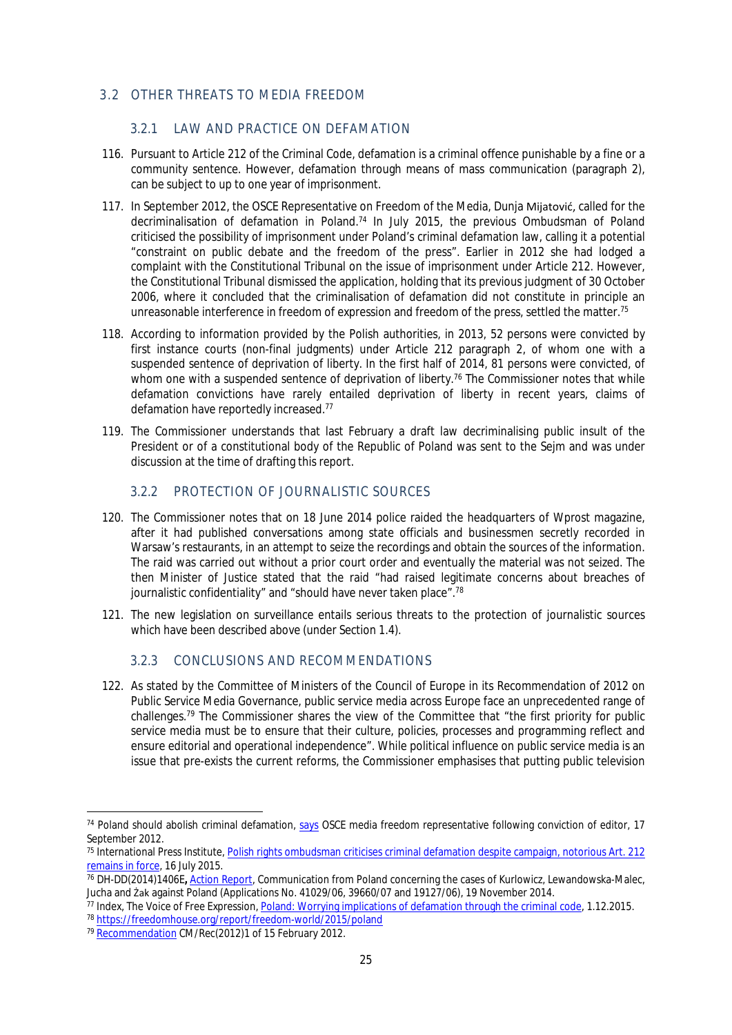## 3.2 OTHER THREATS TO MEDIA FREEDOM

### 3.2.1 LAW AND PRACTICE ON DEFAMATION

116. Pursuant to Article 212 of the Criminal Code, defamation is a criminal offence punishable by a fine or a community sentence. However, defamation through means of mass communication (paragraph 2), can be subject to up to one year of imprisonment.

117. In September 2012, the OSCE Representative on Freedom of the Media, Dunja Mijatović, called for the decriminalisation of defamation in Poland.[74] In July 2015, the previous Ombudsman of Poland criticised the possibility of imprisonment under Poland's criminal defamation law, calling it a potential "constraint on public debate and the freedom of the press". Earlier in 2012 she had lodged a complaint with the Constitutional Tribunal on the issue of imprisonment under Article 212. However, the Constitutional Tribunal dismissed the application, holding that its previous judgment of 30 October 2006, where it concluded that the criminalisation of defamation did not constitute in principle an unreasonable interference in freedom of expression and freedom of the press, settled the matter.[75]

118. According to information provided by the Polish authorities, in 2013, 52 persons were convicted by first instance courts (non-final judgments) under Article 212 paragraph 2, of whom one with a suspended sentence of deprivation of liberty. In the first half of 2014, 81 persons were convicted, of whom one with a suspended sentence of deprivation of liberty.[76] The Commissioner notes that while defamation convictions have rarely entailed deprivation of liberty in recent years, claims of defamation have reportedly increased.[77]

119. The Commissioner understands that last February a draft law decriminalising public insult of the President or of a constitutional body of the Republic of Poland was sent to the Sejm and was under discussion at the time of drafting this report.

### 3.2.2 PROTECTION OF JOURNALISTIC SOURCES

120. The Commissioner notes that on 18 June 2014 police raided the headquarters of Wprost magazine, after it had published conversations among state officials and businessmen secretly recorded in Warsaw's restaurants, in an attempt to seize the recordings and obtain the sources of the information. The raid was carried out without a prior court order and eventually the material was not seized. The then Minister of Justice stated that the raid "had raised legitimate concerns about breaches of journalistic confidentiality" and "should have never taken place".[78]

121. The new legislation on surveillance entails serious threats to the protection of journalistic sources which have been described above (under Section 1.4).

### 3.2.3 CONCLUSIONS AND RECOMMENDATIONS

122. As stated by the Committee of Ministers of the Council of Europe in its Recommendation of 2012 on Public Service Media Governance, public service media across Europe face an unprecedented range of challenges.[79] The Commissioner shares the view of the Committee that "the first priority for public service media must be to ensure that their culture, policies, processes and programming reflect and ensure editorial and operational independence". While political influence on public service media is an issue that pre-exists the current reforms, the Commissioner emphasises that putting public television

---

[74] Poland should abolish criminal defamation, says OSCE media freedom representative following conviction of editor, 17 September 2012.

[75] International Press Institute, Polish rights ombudsman criticises criminal defamation despite campaign, notorious Art. 212 remains in force, 16 July 2015.

[76] DH-DD(2014)1406E, Action Report, Communication from Poland concerning the cases of Kurlowicz, Lewandowska-Malec, Jucha and Żak against Poland (Applications No. 41029/06, 39660/07 and 19127/06), 19 November 2014.

[77] Index, The Voice of Free Expression, Poland: Worrying implications of defamation through the criminal code, 1.12.2015.

[78] https://freedomhouse.org/report/freedom-world/2015/poland

[79] Recommendation CM/Rec(2012)1 of 15 February 2012.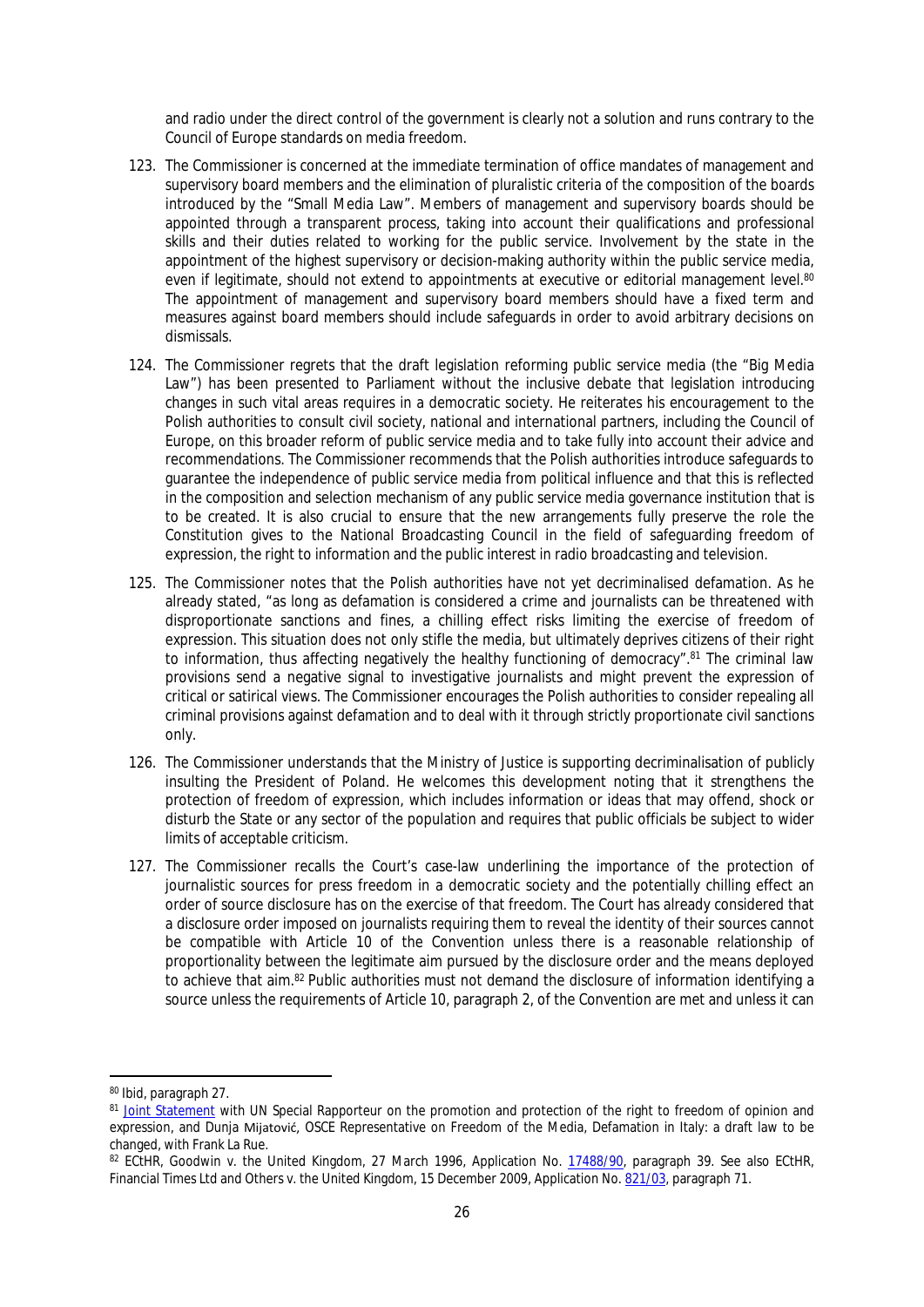and radio under the direct control of the government is clearly not a solution and runs contrary to the Council of Europe standards on media freedom.

123. The Commissioner is concerned at the immediate termination of office mandates of management and supervisory board members and the elimination of pluralistic criteria of the composition of the boards introduced by the "Small Media Law". Members of management and supervisory boards should be appointed through a transparent process, taking into account their qualifications and professional skills and their duties related to working for the public service. Involvement by the state in the appointment of the highest supervisory or decision-making authority within the public service media, even if legitimate, should not extend to appointments at executive or editorial management level.[80] The appointment of management and supervisory board members should have a fixed term and measures against board members should include safeguards in order to avoid arbitrary decisions on dismissals.

124. The Commissioner regrets that the draft legislation reforming public service media (the "Big Media Law") has been presented to Parliament without the inclusive debate that legislation introducing changes in such vital areas requires in a democratic society. He reiterates his encouragement to the Polish authorities to consult civil society, national and international partners, including the Council of Europe, on this broader reform of public service media and to take fully into account their advice and recommendations. The Commissioner recommends that the Polish authorities introduce safeguards to guarantee the independence of public service media from political influence and that this is reflected in the composition and selection mechanism of any public service media governance institution that is to be created. It is also crucial to ensure that the new arrangements fully preserve the role the Constitution gives to the National Broadcasting Council in the field of safeguarding freedom of expression, the right to information and the public interest in radio broadcasting and television.

125. The Commissioner notes that the Polish authorities have not yet decriminalised defamation. As he already stated, "as long as defamation is considered a crime and journalists can be threatened with disproportionate sanctions and fines, a chilling effect risks limiting the exercise of freedom of expression. This situation does not only stifle the media, but ultimately deprives citizens of their right to information, thus affecting negatively the healthy functioning of democracy".[81] The criminal law provisions send a negative signal to investigative journalists and might prevent the expression of critical or satirical views. The Commissioner encourages the Polish authorities to consider repealing all criminal provisions against defamation and to deal with it through strictly proportionate civil sanctions only.

126. The Commissioner understands that the Ministry of Justice is supporting decriminalisation of publicly insulting the President of Poland. He welcomes this development noting that it strengthens the protection of freedom of expression, which includes information or ideas that may offend, shock or disturb the State or any sector of the population and requires that public officials be subject to wider limits of acceptable criticism.

127. The Commissioner recalls the Court's case-law underlining the importance of the protection of journalistic sources for press freedom in a democratic society and the potentially chilling effect an order of source disclosure has on the exercise of that freedom. The Court has already considered that a disclosure order imposed on journalists requiring them to reveal the identity of their sources cannot be compatible with Article 10 of the Convention unless there is a reasonable relationship of proportionality between the legitimate aim pursued by the disclosure order and the means deployed to achieve that aim.[82] Public authorities must not demand the disclosure of information identifying a source unless the requirements of Article 10, paragraph 2, of the Convention are met and unless it can

---

[80] Ibid, paragraph 27.

[81] Joint Statement with UN Special Rapporteur on the promotion and protection of the right to freedom of opinion and expression, and Dunja Mijatović, OSCE Representative on Freedom of the Media, Defamation in Italy: a draft law to be changed, with Frank La Rue.

[82] ECtHR, Goodwin v. the United Kingdom, 27 March 1996, Application No. 17488/90, paragraph 39. See also ECtHR, Financial Times Ltd and Others v. the United Kingdom, 15 December 2009, Application No. 821/03, paragraph 71.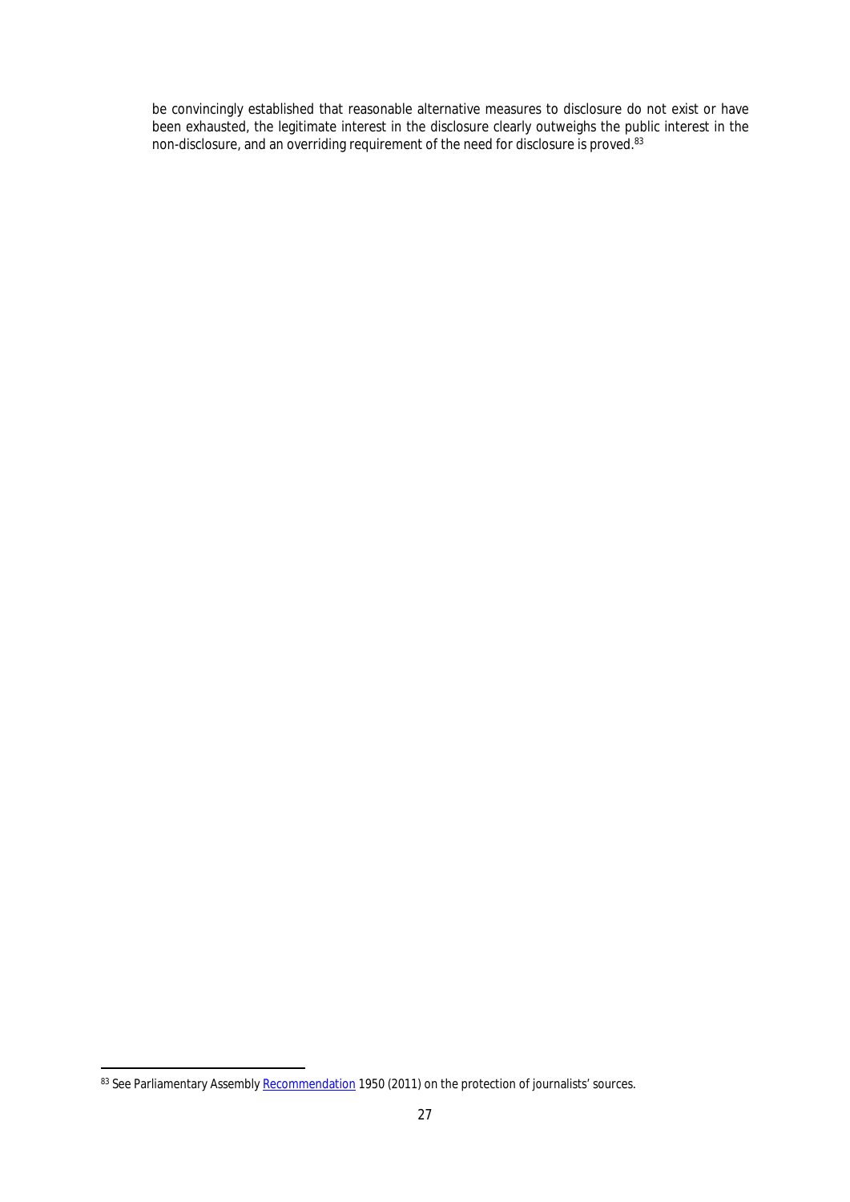be convincingly established that reasonable alternative measures to disclosure do not exist or have been exhausted, the legitimate interest in the disclosure clearly outweighs the public interest in the non-disclosure, and an overriding requirement of the need for disclosure is proved.[83]

[83] See Parliamentary Assembly Recommendation 1950 (2011) on the protection of journalists' sources.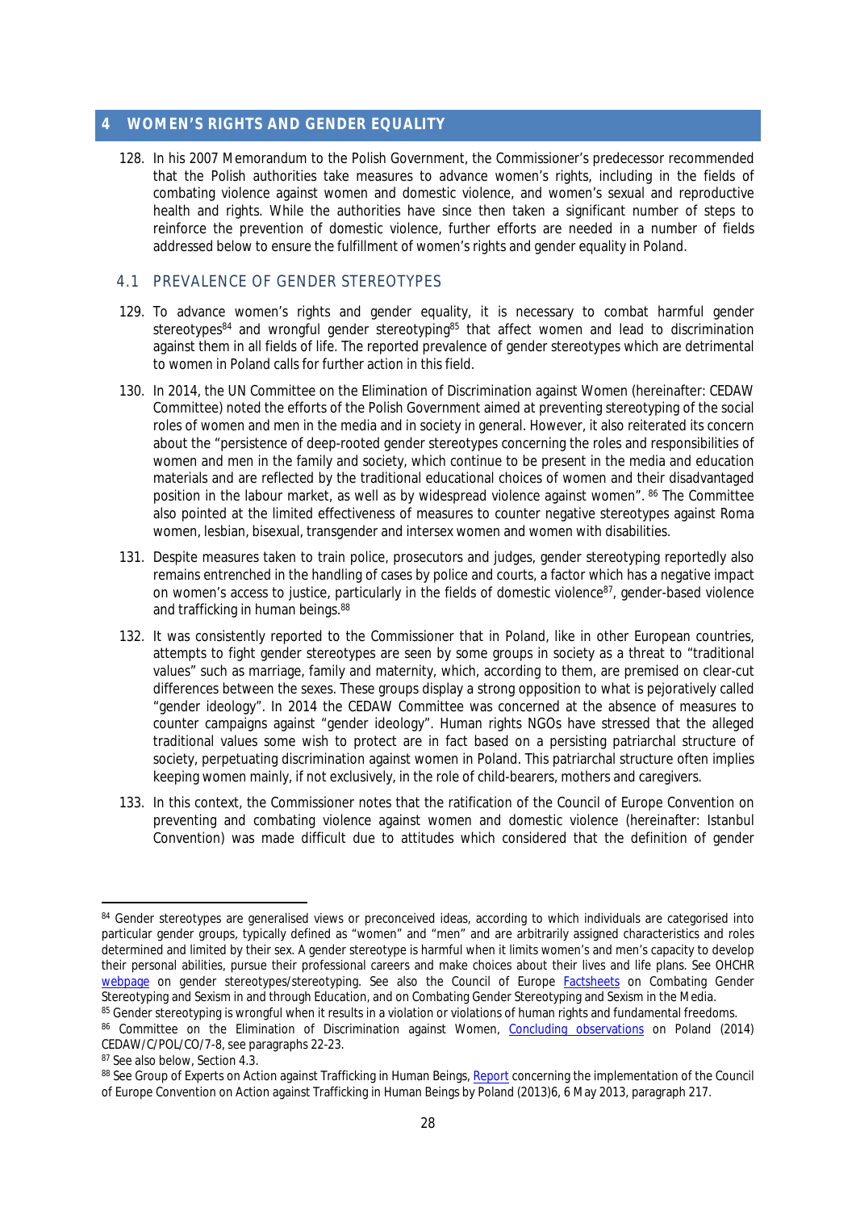# 4 WOMEN'S RIGHTS AND GENDER EQUALITY

128. In his 2007 Memorandum to the Polish Government, the Commissioner's predecessor recommended that the Polish authorities take measures to advance women's rights, including in the fields of combating violence against women and domestic violence, and women's sexual and reproductive health and rights. While the authorities have since then taken a significant number of steps to reinforce the prevention of domestic violence, further efforts are needed in a number of fields addressed below to ensure the fulfillment of women's rights and gender equality in Poland.

## 4.1 PREVALENCE OF GENDER STEREOTYPES

129. To advance women's rights and gender equality, it is necessary to combat harmful gender stereotypes[84] and wrongful gender stereotyping[85] that affect women and lead to discrimination against them in all fields of life. The reported prevalence of gender stereotypes which are detrimental to women in Poland calls for further action in this field.

130. In 2014, the UN Committee on the Elimination of Discrimination against Women (hereinafter: CEDAW Committee) noted the efforts of the Polish Government aimed at preventing stereotyping of the social roles of women and men in the media and in society in general. However, it also reiterated its concern about the "persistence of deep-rooted gender stereotypes concerning the roles and responsibilities of women and men in the family and society, which continue to be present in the media and education materials and are reflected by the traditional educational choices of women and their disadvantaged position in the labour market, as well as by widespread violence against women". [86] The Committee also pointed at the limited effectiveness of measures to counter negative stereotypes against Roma women, lesbian, bisexual, transgender and intersex women and women with disabilities.

131. Despite measures taken to train police, prosecutors and judges, gender stereotyping reportedly also remains entrenched in the handling of cases by police and courts, a factor which has a negative impact on women's access to justice, particularly in the fields of domestic violence[87], gender-based violence and trafficking in human beings.[88]

132. It was consistently reported to the Commissioner that in Poland, like in other European countries, attempts to fight gender stereotypes are seen by some groups in society as a threat to "traditional values" such as marriage, family and maternity, which, according to them, are premised on clear-cut differences between the sexes. These groups display a strong opposition to what is pejoratively called "gender ideology". In 2014 the CEDAW Committee was concerned at the absence of measures to counter campaigns against "gender ideology". Human rights NGOs have stressed that the alleged traditional values some wish to protect are in fact based on a persisting patriarchal structure of society, perpetuating discrimination against women in Poland. This patriarchal structure often implies keeping women mainly, if not exclusively, in the role of child-bearers, mothers and caregivers.

133. In this context, the Commissioner notes that the ratification of the Council of Europe Convention on preventing and combating violence against women and domestic violence (hereinafter: Istanbul Convention) was made difficult due to attitudes which considered that the definition of gender

---

[84] Gender stereotypes are generalised views or preconceived ideas, according to which individuals are categorised into particular gender groups, typically defined as "women" and "men" and are arbitrarily assigned characteristics and roles determined and limited by their sex. A gender stereotype is harmful when it limits women's and men's capacity to develop their personal abilities, pursue their professional careers and make choices about their lives and life plans. See OHCHR webpage on gender stereotypes/stereotyping. See also the Council of Europe Factsheets on Combating Gender Stereotyping and Sexism in and through Education, and on Combating Gender Stereotyping and Sexism in the Media.

[85] Gender stereotyping is wrongful when it results in a violation or violations of human rights and fundamental freedoms.

[86] Committee on the Elimination of Discrimination against Women, Concluding observations on Poland (2014) CEDAW/C/POL/CO/7-8, see paragraphs 22-23.

[87] See also below, Section 4.3.

[88] See Group of Experts on Action against Trafficking in Human Beings, Report concerning the implementation of the Council of Europe Convention on Action against Trafficking in Human Beings by Poland (2013)6, 6 May 2013, paragraph 217.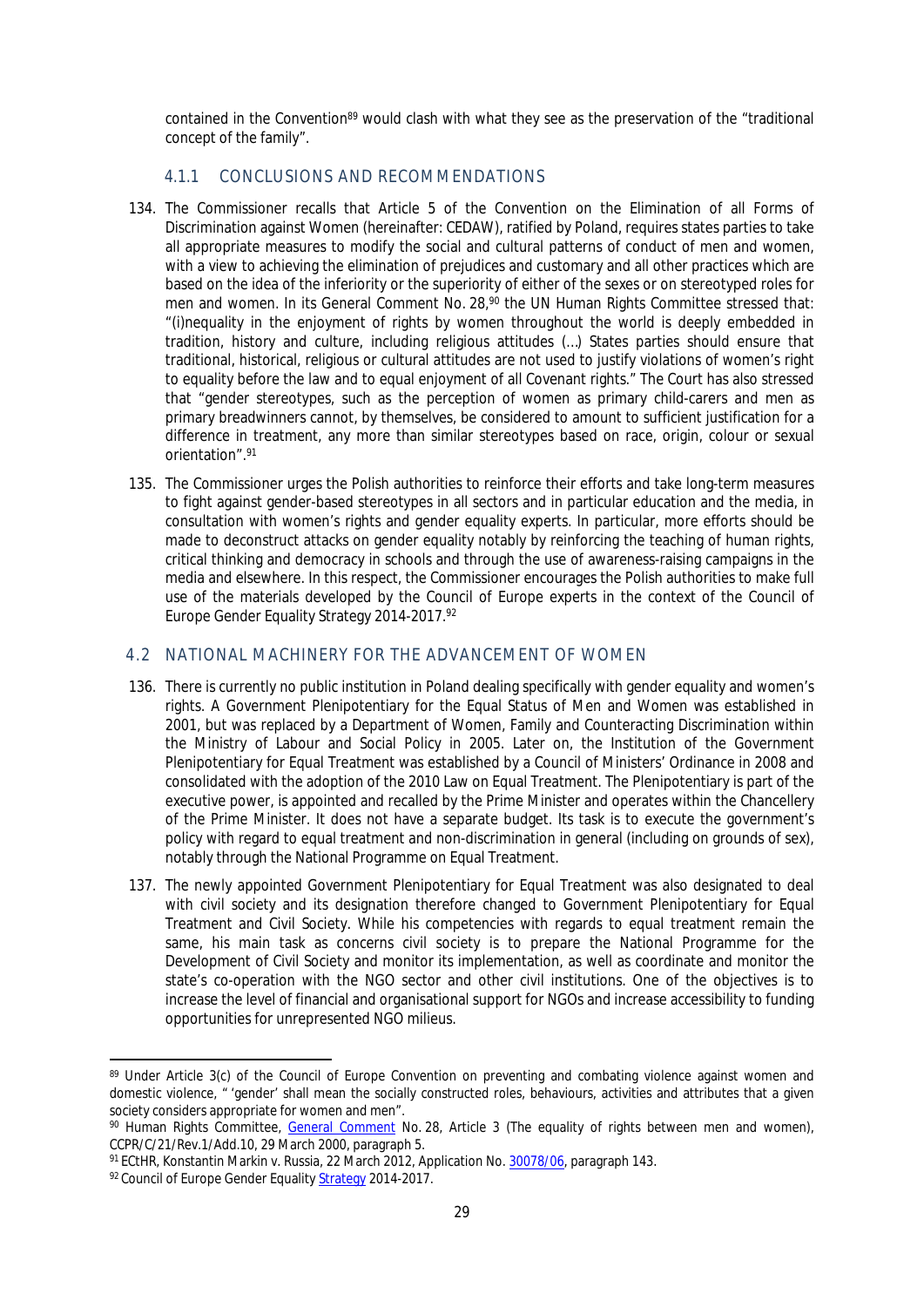contained in the Convention[89] would clash with what they see as the preservation of the "traditional concept of the family".

### 4.1.1 CONCLUSIONS AND RECOMMENDATIONS

134. The Commissioner recalls that Article 5 of the Convention on the Elimination of all Forms of Discrimination against Women (hereinafter: CEDAW), ratified by Poland, requires states parties to take all appropriate measures to modify the social and cultural patterns of conduct of men and women, with a view to achieving the elimination of prejudices and customary and all other practices which are based on the idea of the inferiority or the superiority of either of the sexes or on stereotyped roles for men and women. In its General Comment No. 28,[90] the UN Human Rights Committee stressed that: "(i)nequality in the enjoyment of rights by women throughout the world is deeply embedded in tradition, history and culture, including religious attitudes (…) States parties should ensure that traditional, historical, religious or cultural attitudes are not used to justify violations of women's right to equality before the law and to equal enjoyment of all Covenant rights." The Court has also stressed that "gender stereotypes, such as the perception of women as primary child-carers and men as primary breadwinners cannot, by themselves, be considered to amount to sufficient justification for a difference in treatment, any more than similar stereotypes based on race, origin, colour or sexual orientation".[91]

135. The Commissioner urges the Polish authorities to reinforce their efforts and take long-term measures to fight against gender-based stereotypes in all sectors and in particular education and the media, in consultation with women's rights and gender equality experts. In particular, more efforts should be made to deconstruct attacks on gender equality notably by reinforcing the teaching of human rights, critical thinking and democracy in schools and through the use of awareness-raising campaigns in the media and elsewhere. In this respect, the Commissioner encourages the Polish authorities to make full use of the materials developed by the Council of Europe experts in the context of the Council of Europe Gender Equality Strategy 2014-2017.[92]

## 4.2 NATIONAL MACHINERY FOR THE ADVANCEMENT OF WOMEN

136. There is currently no public institution in Poland dealing specifically with gender equality and women's rights. A Government Plenipotentiary for the Equal Status of Men and Women was established in 2001, but was replaced by a Department of Women, Family and Counteracting Discrimination within the Ministry of Labour and Social Policy in 2005. Later on, the Institution of the Government Plenipotentiary for Equal Treatment was established by a Council of Ministers' Ordinance in 2008 and consolidated with the adoption of the 2010 Law on Equal Treatment. The Plenipotentiary is part of the executive power, is appointed and recalled by the Prime Minister and operates within the Chancellery of the Prime Minister. It does not have a separate budget. Its task is to execute the government's policy with regard to equal treatment and non-discrimination in general (including on grounds of sex), notably through the National Programme on Equal Treatment.

137. The newly appointed Government Plenipotentiary for Equal Treatment was also designated to deal with civil society and its designation therefore changed to Government Plenipotentiary for Equal Treatment and Civil Society. While his competencies with regards to equal treatment remain the same, his main task as concerns civil society is to prepare the National Programme for the Development of Civil Society and monitor its implementation, as well as coordinate and monitor the state's co-operation with the NGO sector and other civil institutions. One of the objectives is to increase the level of financial and organisational support for NGOs and increase accessibility to funding opportunities for unrepresented NGO milieus.

---

[89] Under Article 3(c) of the Council of Europe Convention on preventing and combating violence against women and domestic violence, " 'gender' shall mean the socially constructed roles, behaviours, activities and attributes that a given society considers appropriate for women and men".

[90] Human Rights Committee, General Comment No. 28, Article 3 (The equality of rights between men and women), CCPR/C/21/Rev.1/Add.10, 29 March 2000, paragraph 5.

[91] ECtHR, Konstantin Markin v. Russia, 22 March 2012, Application No. 30078/06, paragraph 143.

[92] Council of Europe Gender Equality Strategy 2014-2017.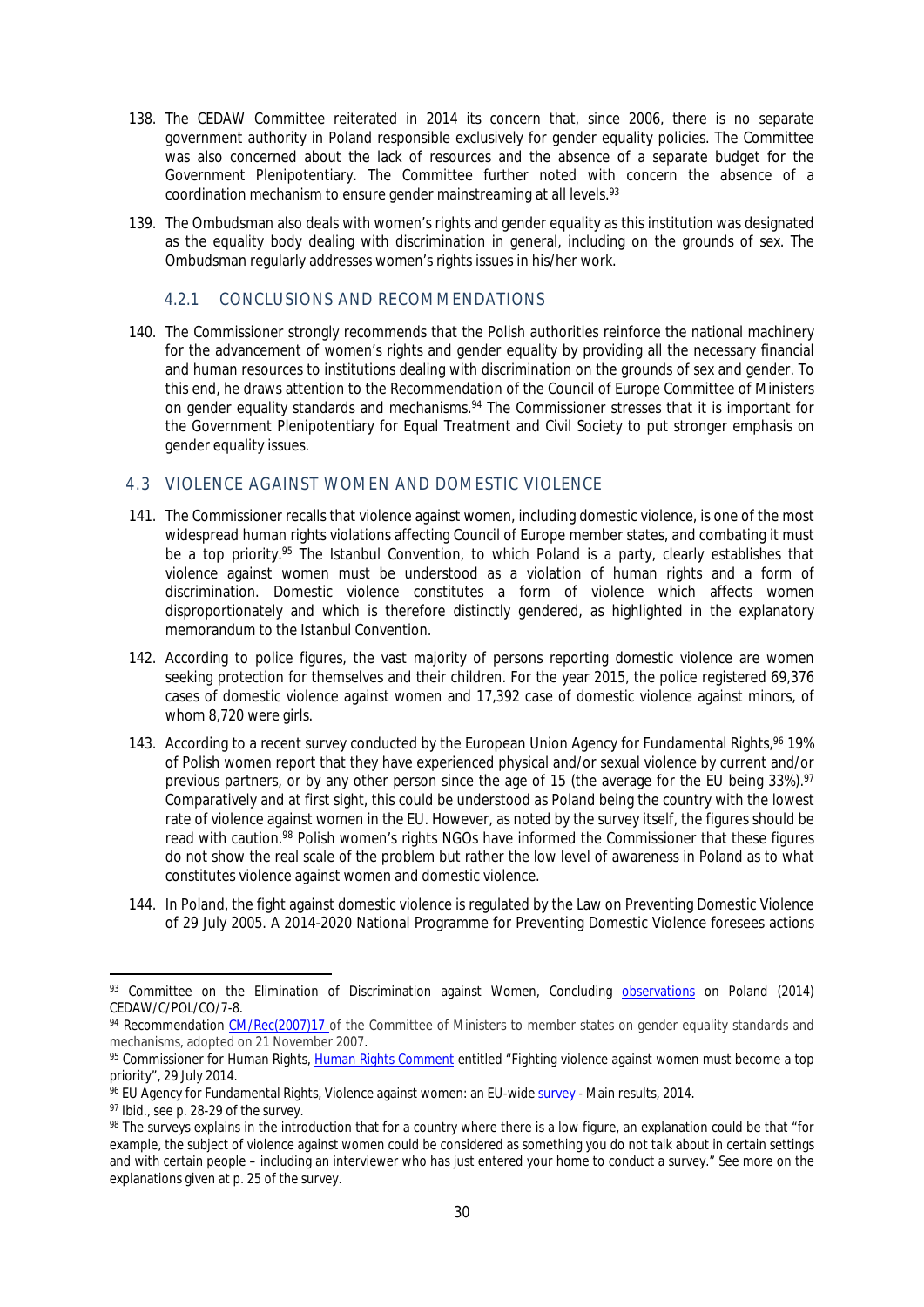138. The CEDAW Committee reiterated in 2014 its concern that, since 2006, there is no separate government authority in Poland responsible exclusively for gender equality policies. The Committee was also concerned about the lack of resources and the absence of a separate budget for the Government Plenipotentiary. The Committee further noted with concern the absence of a coordination mechanism to ensure gender mainstreaming at all levels.[93]

139. The Ombudsman also deals with women's rights and gender equality as this institution was designated as the equality body dealing with discrimination in general, including on the grounds of sex. The Ombudsman regularly addresses women's rights issues in his/her work.

### 4.2.1 CONCLUSIONS AND RECOMMENDATIONS

140. The Commissioner strongly recommends that the Polish authorities reinforce the national machinery for the advancement of women's rights and gender equality by providing all the necessary financial and human resources to institutions dealing with discrimination on the grounds of sex and gender. To this end, he draws attention to the Recommendation of the Council of Europe Committee of Ministers on gender equality standards and mechanisms.[94] The Commissioner stresses that it is important for the Government Plenipotentiary for Equal Treatment and Civil Society to put stronger emphasis on gender equality issues.

## 4.3 VIOLENCE AGAINST WOMEN AND DOMESTIC VIOLENCE

141. The Commissioner recalls that violence against women, including domestic violence, is one of the most widespread human rights violations affecting Council of Europe member states, and combating it must be a top priority.[95] The Istanbul Convention, to which Poland is a party, clearly establishes that violence against women must be understood as a violation of human rights and a form of discrimination. Domestic violence constitutes a form of violence which affects women disproportionately and which is therefore distinctly gendered, as highlighted in the explanatory memorandum to the Istanbul Convention.

142. According to police figures, the vast majority of persons reporting domestic violence are women seeking protection for themselves and their children. For the year 2015, the police registered 69,376 cases of domestic violence against women and 17,392 case of domestic violence against minors, of whom 8,720 were girls.

143. According to a recent survey conducted by the European Union Agency for Fundamental Rights,[96] 19% of Polish women report that they have experienced physical and/or sexual violence by current and/or previous partners, or by any other person since the age of 15 (the average for the EU being 33%).[97] Comparatively and at first sight, this could be understood as Poland being the country with the lowest rate of violence against women in the EU. However, as noted by the survey itself, the figures should be read with caution.[98] Polish women's rights NGOs have informed the Commissioner that these figures do not show the real scale of the problem but rather the low level of awareness in Poland as to what constitutes violence against women and domestic violence.

144. In Poland, the fight against domestic violence is regulated by the Law on Preventing Domestic Violence of 29 July 2005. A 2014-2020 National Programme for Preventing Domestic Violence foresees actions

---

[93] Committee on the Elimination of Discrimination against Women, Concluding observations on Poland (2014) CEDAW/C/POL/CO/7-8.

[94] Recommendation CM/Rec(2007)17 of the Committee of Ministers to member states on gender equality standards and mechanisms, adopted on 21 November 2007.

[95] Commissioner for Human Rights, Human Rights Comment entitled "Fighting violence against women must become a top priority", 29 July 2014.

[96] EU Agency for Fundamental Rights, Violence against women: an EU-wide survey - Main results, 2014.

[97] Ibid., see p. 28-29 of the survey.

[98] The surveys explains in the introduction that for a country where there is a low figure, an explanation could be that "for example, the subject of violence against women could be considered as something you do not talk about in certain settings and with certain people – including an interviewer who has just entered your home to conduct a survey." See more on the explanations given at p. 25 of the survey.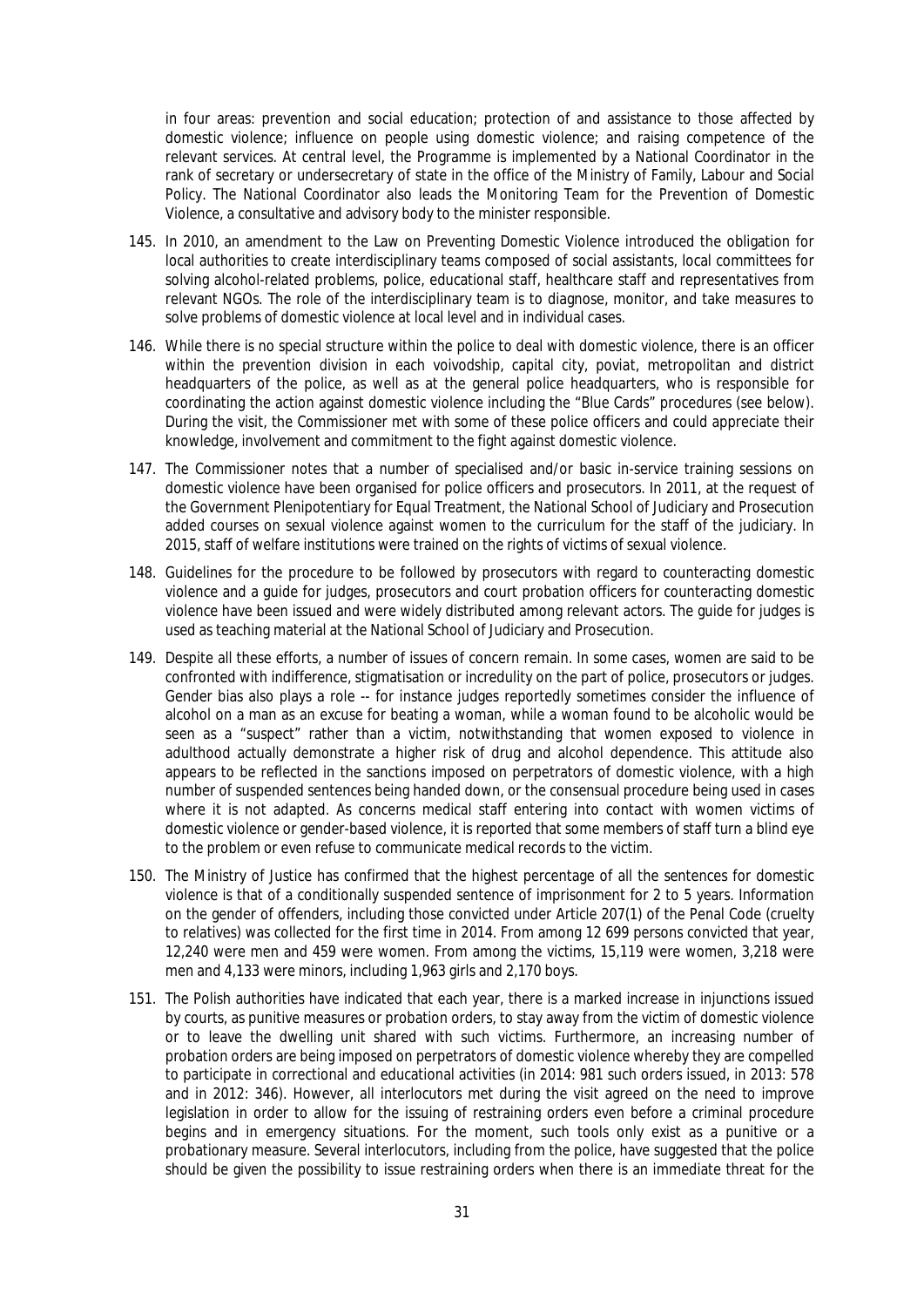in four areas: prevention and social education; protection of and assistance to those affected by domestic violence; influence on people using domestic violence; and raising competence of the relevant services. At central level, the Programme is implemented by a National Coordinator in the rank of secretary or undersecretary of state in the office of the Ministry of Family, Labour and Social Policy. The National Coordinator also leads the Monitoring Team for the Prevention of Domestic Violence, a consultative and advisory body to the minister responsible.

145. In 2010, an amendment to the Law on Preventing Domestic Violence introduced the obligation for local authorities to create interdisciplinary teams composed of social assistants, local committees for solving alcohol-related problems, police, educational staff, healthcare staff and representatives from relevant NGOs. The role of the interdisciplinary team is to diagnose, monitor, and take measures to solve problems of domestic violence at local level and in individual cases.

146. While there is no special structure within the police to deal with domestic violence, there is an officer within the prevention division in each voivodship, capital city, poviat, metropolitan and district headquarters of the police, as well as at the general police headquarters, who is responsible for coordinating the action against domestic violence including the "Blue Cards" procedures (see below). During the visit, the Commissioner met with some of these police officers and could appreciate their knowledge, involvement and commitment to the fight against domestic violence.

147. The Commissioner notes that a number of specialised and/or basic in-service training sessions on domestic violence have been organised for police officers and prosecutors. In 2011, at the request of the Government Plenipotentiary for Equal Treatment, the National School of Judiciary and Prosecution added courses on sexual violence against women to the curriculum for the staff of the judiciary. In 2015, staff of welfare institutions were trained on the rights of victims of sexual violence.

148. Guidelines for the procedure to be followed by prosecutors with regard to counteracting domestic violence and a guide for judges, prosecutors and court probation officers for counteracting domestic violence have been issued and were widely distributed among relevant actors. The guide for judges is used as teaching material at the National School of Judiciary and Prosecution.

149. Despite all these efforts, a number of issues of concern remain. In some cases, women are said to be confronted with indifference, stigmatisation or incredulity on the part of police, prosecutors or judges. Gender bias also plays a role -- for instance judges reportedly sometimes consider the influence of alcohol on a man as an excuse for beating a woman, while a woman found to be alcoholic would be seen as a "suspect" rather than a victim, notwithstanding that women exposed to violence in adulthood actually demonstrate a higher risk of drug and alcohol dependence. This attitude also appears to be reflected in the sanctions imposed on perpetrators of domestic violence, with a high number of suspended sentences being handed down, or the consensual procedure being used in cases where it is not adapted. As concerns medical staff entering into contact with women victims of domestic violence or gender-based violence, it is reported that some members of staff turn a blind eye to the problem or even refuse to communicate medical records to the victim.

150. The Ministry of Justice has confirmed that the highest percentage of all the sentences for domestic violence is that of a conditionally suspended sentence of imprisonment for 2 to 5 years. Information on the gender of offenders, including those convicted under Article 207(1) of the Penal Code (cruelty to relatives) was collected for the first time in 2014. From among 12 699 persons convicted that year, 12,240 were men and 459 were women. From among the victims, 15,119 were women, 3,218 were men and 4,133 were minors, including 1,963 girls and 2,170 boys.

151. The Polish authorities have indicated that each year, there is a marked increase in injunctions issued by courts, as punitive measures or probation orders, to stay away from the victim of domestic violence or to leave the dwelling unit shared with such victims. Furthermore, an increasing number of probation orders are being imposed on perpetrators of domestic violence whereby they are compelled to participate in correctional and educational activities (in 2014: 981 such orders issued, in 2013: 578 and in 2012: 346). However, all interlocutors met during the visit agreed on the need to improve legislation in order to allow for the issuing of restraining orders even before a criminal procedure begins and in emergency situations. For the moment, such tools only exist as a punitive or a probationary measure. Several interlocutors, including from the police, have suggested that the police should be given the possibility to issue restraining orders when there is an immediate threat for the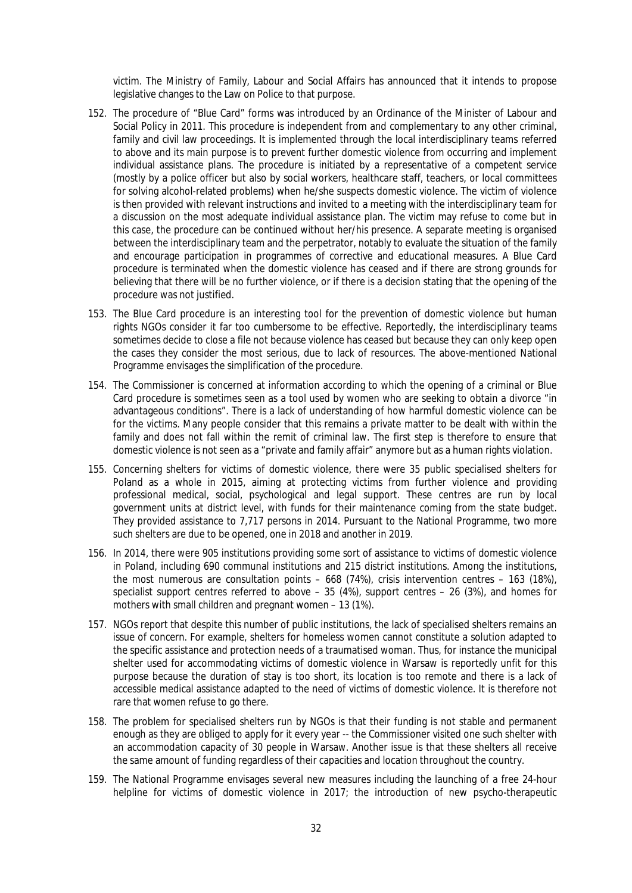victim. The Ministry of Family, Labour and Social Affairs has announced that it intends to propose legislative changes to the Law on Police to that purpose.

152. The procedure of "Blue Card" forms was introduced by an Ordinance of the Minister of Labour and Social Policy in 2011. This procedure is independent from and complementary to any other criminal, family and civil law proceedings. It is implemented through the local interdisciplinary teams referred to above and its main purpose is to prevent further domestic violence from occurring and implement individual assistance plans. The procedure is initiated by a representative of a competent service (mostly by a police officer but also by social workers, healthcare staff, teachers, or local committees for solving alcohol-related problems) when he/she suspects domestic violence. The victim of violence is then provided with relevant instructions and invited to a meeting with the interdisciplinary team for a discussion on the most adequate individual assistance plan. The victim may refuse to come but in this case, the procedure can be continued without her/his presence. A separate meeting is organised between the interdisciplinary team and the perpetrator, notably to evaluate the situation of the family and encourage participation in programmes of corrective and educational measures. A Blue Card procedure is terminated when the domestic violence has ceased and if there are strong grounds for believing that there will be no further violence, or if there is a decision stating that the opening of the procedure was not justified.

153. The Blue Card procedure is an interesting tool for the prevention of domestic violence but human rights NGOs consider it far too cumbersome to be effective. Reportedly, the interdisciplinary teams sometimes decide to close a file not because violence has ceased but because they can only keep open the cases they consider the most serious, due to lack of resources. The above-mentioned National Programme envisages the simplification of the procedure.

154. The Commissioner is concerned at information according to which the opening of a criminal or Blue Card procedure is sometimes seen as a tool used by women who are seeking to obtain a divorce "in advantageous conditions". There is a lack of understanding of how harmful domestic violence can be for the victims. Many people consider that this remains a private matter to be dealt with within the family and does not fall within the remit of criminal law. The first step is therefore to ensure that domestic violence is not seen as a "private and family affair" anymore but as a human rights violation.

155. Concerning shelters for victims of domestic violence, there were 35 public specialised shelters for Poland as a whole in 2015, aiming at protecting victims from further violence and providing professional medical, social, psychological and legal support. These centres are run by local government units at district level, with funds for their maintenance coming from the state budget. They provided assistance to 7,717 persons in 2014. Pursuant to the National Programme, two more such shelters are due to be opened, one in 2018 and another in 2019.

156. In 2014, there were 905 institutions providing some sort of assistance to victims of domestic violence in Poland, including 690 communal institutions and 215 district institutions. Among the institutions, the most numerous are consultation points – 668 (74%), crisis intervention centres – 163 (18%), specialist support centres referred to above – 35 (4%), support centres – 26 (3%), and homes for mothers with small children and pregnant women – 13 (1%).

157. NGOs report that despite this number of public institutions, the lack of specialised shelters remains an issue of concern. For example, shelters for homeless women cannot constitute a solution adapted to the specific assistance and protection needs of a traumatised woman. Thus, for instance the municipal shelter used for accommodating victims of domestic violence in Warsaw is reportedly unfit for this purpose because the duration of stay is too short, its location is too remote and there is a lack of accessible medical assistance adapted to the need of victims of domestic violence. It is therefore not rare that women refuse to go there.

158. The problem for specialised shelters run by NGOs is that their funding is not stable and permanent enough as they are obliged to apply for it every year -- the Commissioner visited one such shelter with an accommodation capacity of 30 people in Warsaw. Another issue is that these shelters all receive the same amount of funding regardless of their capacities and location throughout the country.

159. The National Programme envisages several new measures including the launching of a free 24-hour helpline for victims of domestic violence in 2017; the introduction of new psycho-therapeutic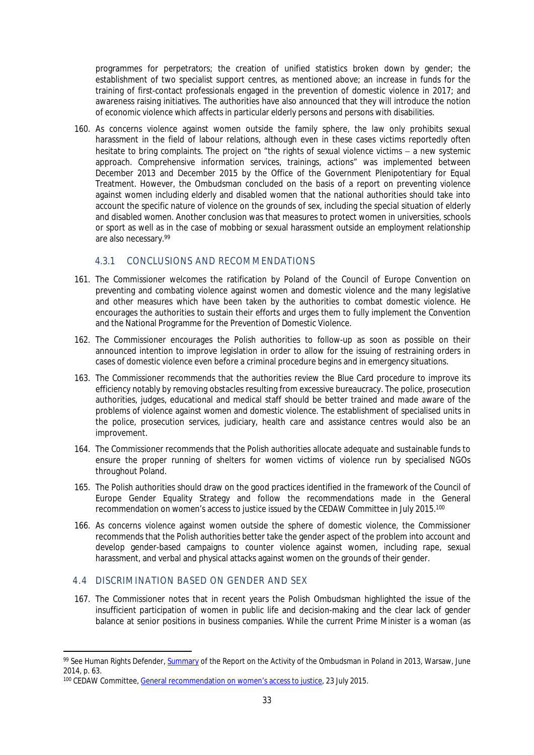programmes for perpetrators; the creation of unified statistics broken down by gender; the establishment of two specialist support centres, as mentioned above; an increase in funds for the training of first-contact professionals engaged in the prevention of domestic violence in 2017; and awareness raising initiatives. The authorities have also announced that they will introduce the notion of economic violence which affects in particular elderly persons and persons with disabilities.

160. As concerns violence against women outside the family sphere, the law only prohibits sexual harassment in the field of labour relations, although even in these cases victims reportedly often hesitate to bring complaints. The project on "the rights of sexual violence victims – a new systemic approach. Comprehensive information services, trainings, actions" was implemented between December 2013 and December 2015 by the Office of the Government Plenipotentiary for Equal Treatment. However, the Ombudsman concluded on the basis of a report on preventing violence against women including elderly and disabled women that the national authorities should take into account the specific nature of violence on the grounds of sex, including the special situation of elderly and disabled women. Another conclusion was that measures to protect women in universities, schools or sport as well as in the case of mobbing or sexual harassment outside an employment relationship are also necessary.[99]

### 4.3.1 CONCLUSIONS AND RECOMMENDATIONS

161. The Commissioner welcomes the ratification by Poland of the Council of Europe Convention on preventing and combating violence against women and domestic violence and the many legislative and other measures which have been taken by the authorities to combat domestic violence. He encourages the authorities to sustain their efforts and urges them to fully implement the Convention and the National Programme for the Prevention of Domestic Violence.

162. The Commissioner encourages the Polish authorities to follow-up as soon as possible on their announced intention to improve legislation in order to allow for the issuing of restraining orders in cases of domestic violence even before a criminal procedure begins and in emergency situations.

163. The Commissioner recommends that the authorities review the Blue Card procedure to improve its efficiency notably by removing obstacles resulting from excessive bureaucracy. The police, prosecution authorities, judges, educational and medical staff should be better trained and made aware of the problems of violence against women and domestic violence. The establishment of specialised units in the police, prosecution services, judiciary, health care and assistance centres would also be an improvement.

164. The Commissioner recommends that the Polish authorities allocate adequate and sustainable funds to ensure the proper running of shelters for women victims of violence run by specialised NGOs throughout Poland.

165. The Polish authorities should draw on the good practices identified in the framework of the Council of Europe Gender Equality Strategy and follow the recommendations made in the General recommendation on women's access to justice issued by the CEDAW Committee in July 2015.[100]

166. As concerns violence against women outside the sphere of domestic violence, the Commissioner recommends that the Polish authorities better take the gender aspect of the problem into account and develop gender-based campaigns to counter violence against women, including rape, sexual harassment, and verbal and physical attacks against women on the grounds of their gender.

## 4.4 DISCRIMINATION BASED ON GENDER AND SEX

167. The Commissioner notes that in recent years the Polish Ombudsman highlighted the issue of the insufficient participation of women in public life and decision-making and the clear lack of gender balance at senior positions in business companies. While the current Prime Minister is a woman (as

---

[99] See Human Rights Defender, Summary of the Report on the Activity of the Ombudsman in Poland in 2013, Warsaw, June 2014, p. 63.

[100] CEDAW Committee, General recommendation on women's access to justice, 23 July 2015.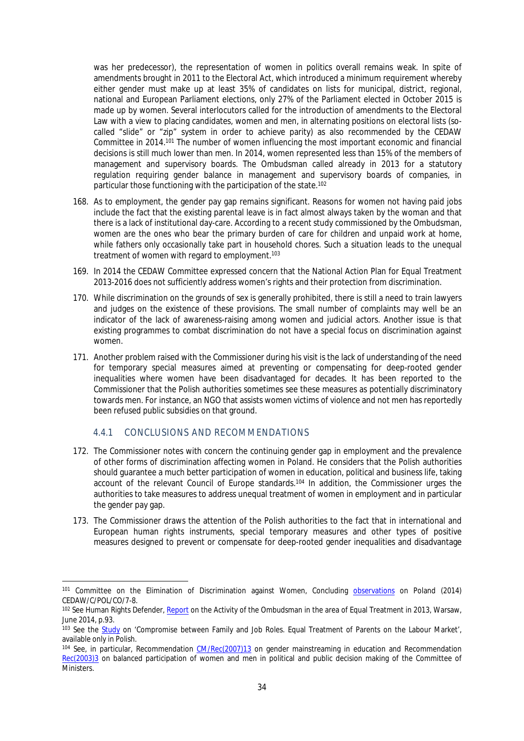was her predecessor), the representation of women in politics overall remains weak. In spite of amendments brought in 2011 to the Electoral Act, which introduced a minimum requirement whereby either gender must make up at least 35% of candidates on lists for municipal, district, regional, national and European Parliament elections, only 27% of the Parliament elected in October 2015 is made up by women. Several interlocutors called for the introduction of amendments to the Electoral Law with a view to placing candidates, women and men, in alternating positions on electoral lists (so-called "slide" or "zip" system in order to achieve parity) as also recommended by the CEDAW Committee in 2014.[101] The number of women influencing the most important economic and financial decisions is still much lower than men. In 2014, women represented less than 15% of the members of management and supervisory boards. The Ombudsman called already in 2013 for a statutory regulation requiring gender balance in management and supervisory boards of companies, in particular those functioning with the participation of the state.[102]

168. As to employment, the gender pay gap remains significant. Reasons for women not having paid jobs include the fact that the existing parental leave is in fact almost always taken by the woman and that there is a lack of institutional day-care. According to a recent study commissioned by the Ombudsman, women are the ones who bear the primary burden of care for children and unpaid work at home, while fathers only occasionally take part in household chores. Such a situation leads to the unequal treatment of women with regard to employment.[103]

169. In 2014 the CEDAW Committee expressed concern that the National Action Plan for Equal Treatment 2013-2016 does not sufficiently address women's rights and their protection from discrimination.

170. While discrimination on the grounds of sex is generally prohibited, there is still a need to train lawyers and judges on the existence of these provisions. The small number of complaints may well be an indicator of the lack of awareness-raising among women and judicial actors. Another issue is that existing programmes to combat discrimination do not have a special focus on discrimination against women.

171. Another problem raised with the Commissioner during his visit is the lack of understanding of the need for temporary special measures aimed at preventing or compensating for deep-rooted gender inequalities where women have been disadvantaged for decades. It has been reported to the Commissioner that the Polish authorities sometimes see these measures as potentially discriminatory towards men. For instance, an NGO that assists women victims of violence and not men has reportedly been refused public subsidies on that ground.

### 4.4.1 CONCLUSIONS AND RECOMMENDATIONS

172. The Commissioner notes with concern the continuing gender gap in employment and the prevalence of other forms of discrimination affecting women in Poland. He considers that the Polish authorities should guarantee a much better participation of women in education, political and business life, taking account of the relevant Council of Europe standards.[104] In addition, the Commissioner urges the authorities to take measures to address unequal treatment of women in employment and in particular the gender pay gap.

173. The Commissioner draws the attention of the Polish authorities to the fact that in international and European human rights instruments, special temporary measures and other types of positive measures designed to prevent or compensate for deep-rooted gender inequalities and disadvantage

---

[101] Committee on the Elimination of Discrimination against Women, Concluding observations on Poland (2014) CEDAW/C/POL/CO/7-8.

[102] See Human Rights Defender, Report on the Activity of the Ombudsman in the area of Equal Treatment in 2013, Warsaw, June 2014, p.93.

[103] See the Study on 'Compromise between Family and Job Roles. Equal Treatment of Parents on the Labour Market', available only in Polish.

[104] See, in particular, Recommendation CM/Rec(2007)13 on gender mainstreaming in education and Recommendation Rec(2003)3 on balanced participation of women and men in political and public decision making of the Committee of Ministers.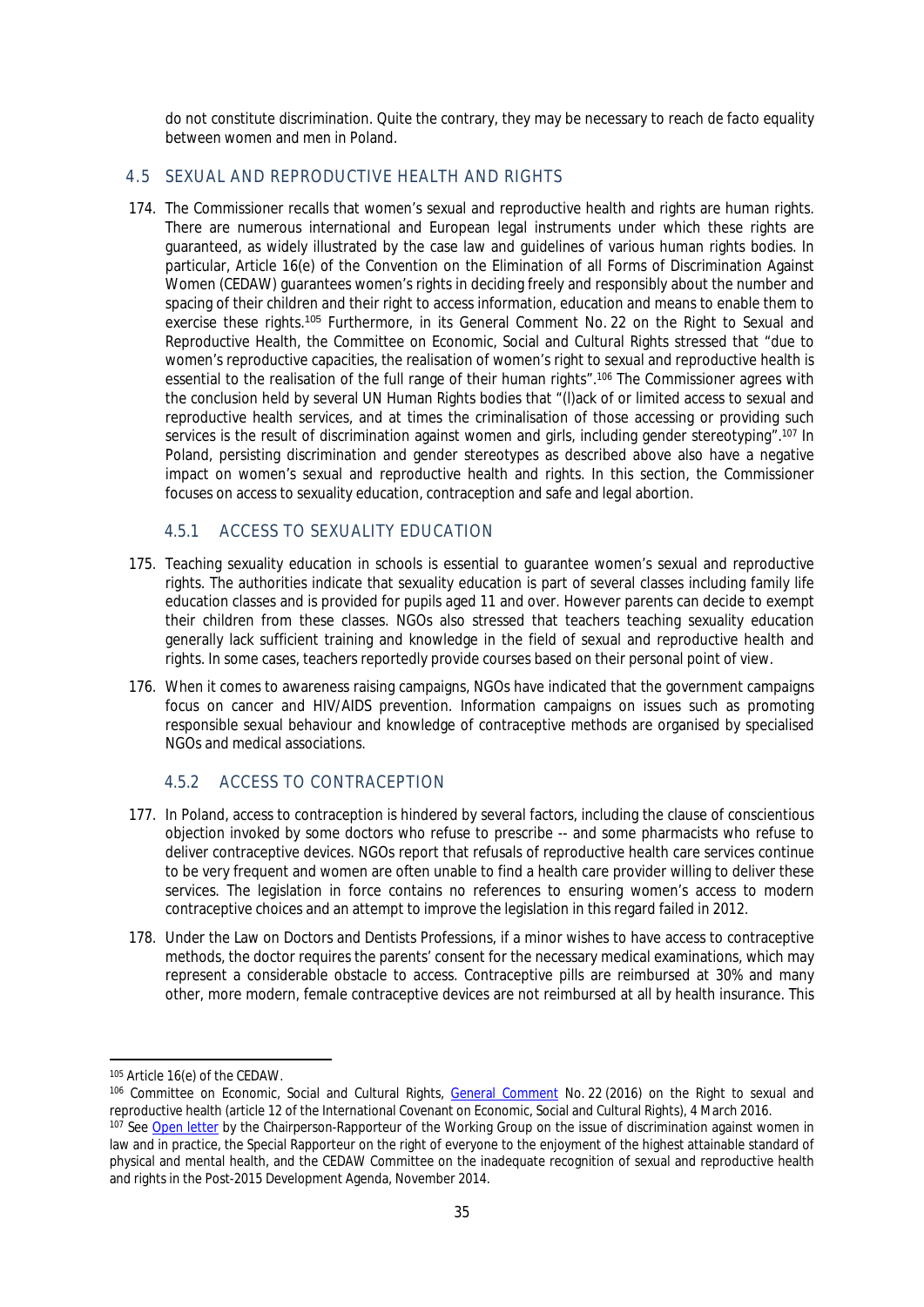do not constitute discrimination. Quite the contrary, they may be necessary to reach de facto equality between women and men in Poland.

### 4.5 SEXUAL AND REPRODUCTIVE HEALTH AND RIGHTS

174. The Commissioner recalls that women's sexual and reproductive health and rights are human rights. There are numerous international and European legal instruments under which these rights are guaranteed, as widely illustrated by the case law and guidelines of various human rights bodies. In particular, Article 16(e) of the Convention on the Elimination of all Forms of Discrimination Against Women (CEDAW) guarantees women's rights in deciding freely and responsibly about the number and spacing of their children and their right to access information, education and means to enable them to exercise these rights.[105] Furthermore, in its General Comment No. 22 on the Right to Sexual and Reproductive Health, the Committee on Economic, Social and Cultural Rights stressed that "due to women's reproductive capacities, the realisation of women's right to sexual and reproductive health is essential to the realisation of the full range of their human rights".[106] The Commissioner agrees with the conclusion held by several UN Human Rights bodies that "(l)ack of or limited access to sexual and reproductive health services, and at times the criminalisation of those accessing or providing such services is the result of discrimination against women and girls, including gender stereotyping".[107] In Poland, persisting discrimination and gender stereotypes as described above also have a negative impact on women's sexual and reproductive health and rights. In this section, the Commissioner focuses on access to sexuality education, contraception and safe and legal abortion.

#### 4.5.1 ACCESS TO SEXUALITY EDUCATION

175. Teaching sexuality education in schools is essential to guarantee women's sexual and reproductive rights. The authorities indicate that sexuality education is part of several classes including family life education classes and is provided for pupils aged 11 and over. However parents can decide to exempt their children from these classes. NGOs also stressed that teachers teaching sexuality education generally lack sufficient training and knowledge in the field of sexual and reproductive health and rights. In some cases, teachers reportedly provide courses based on their personal point of view.

176. When it comes to awareness raising campaigns, NGOs have indicated that the government campaigns focus on cancer and HIV/AIDS prevention. Information campaigns on issues such as promoting responsible sexual behaviour and knowledge of contraceptive methods are organised by specialised NGOs and medical associations.

#### 4.5.2 ACCESS TO CONTRACEPTION

177. In Poland, access to contraception is hindered by several factors, including the clause of conscientious objection invoked by some doctors who refuse to prescribe -- and some pharmacists who refuse to deliver contraceptive devices. NGOs report that refusals of reproductive health care services continue to be very frequent and women are often unable to find a health care provider willing to deliver these services. The legislation in force contains no references to ensuring women's access to modern contraceptive choices and an attempt to improve the legislation in this regard failed in 2012.

178. Under the Law on Doctors and Dentists Professions, if a minor wishes to have access to contraceptive methods, the doctor requires the parents' consent for the necessary medical examinations, which may represent a considerable obstacle to access. Contraceptive pills are reimbursed at 30% and many other, more modern, female contraceptive devices are not reimbursed at all by health insurance. This

---

[105] Article 16(e) of the CEDAW.

[106] Committee on Economic, Social and Cultural Rights, General Comment No. 22 (2016) on the Right to sexual and reproductive health (article 12 of the International Covenant on Economic, Social and Cultural Rights), 4 March 2016.

[107] See Open letter by the Chairperson-Rapporteur of the Working Group on the issue of discrimination against women in law and in practice, the Special Rapporteur on the right of everyone to the enjoyment of the highest attainable standard of physical and mental health, and the CEDAW Committee on the inadequate recognition of sexual and reproductive health and rights in the Post-2015 Development Agenda, November 2014.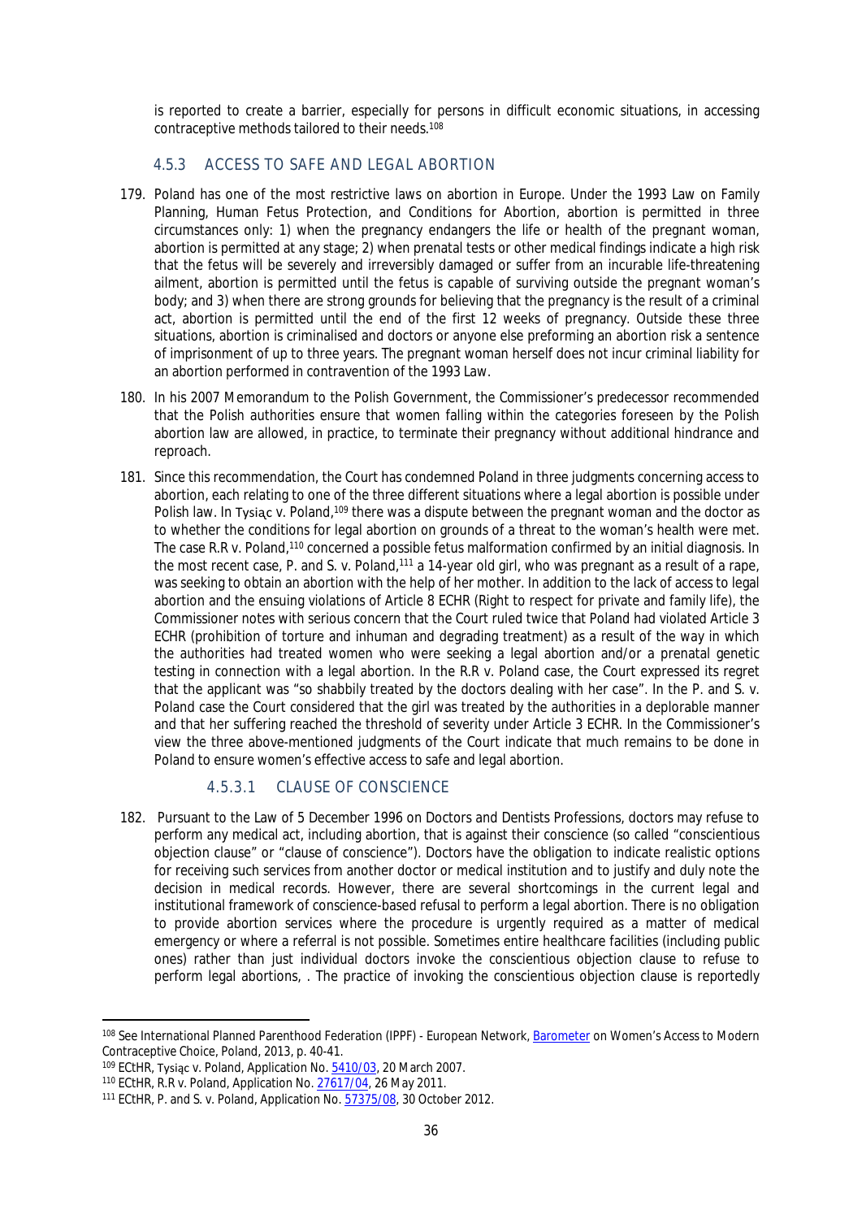is reported to create a barrier, especially for persons in difficult economic situations, in accessing contraceptive methods tailored to their needs.[108]

### 4.5.3 ACCESS TO SAFE AND LEGAL ABORTION

179. Poland has one of the most restrictive laws on abortion in Europe. Under the 1993 Law on Family Planning, Human Fetus Protection, and Conditions for Abortion, abortion is permitted in three circumstances only: 1) when the pregnancy endangers the life or health of the pregnant woman, abortion is permitted at any stage; 2) when prenatal tests or other medical findings indicate a high risk that the fetus will be severely and irreversibly damaged or suffer from an incurable life-threatening ailment, abortion is permitted until the fetus is capable of surviving outside the pregnant woman's body; and 3) when there are strong grounds for believing that the pregnancy is the result of a criminal act, abortion is permitted until the end of the first 12 weeks of pregnancy. Outside these three situations, abortion is criminalised and doctors or anyone else preforming an abortion risk a sentence of imprisonment of up to three years. The pregnant woman herself does not incur criminal liability for an abortion performed in contravention of the 1993 Law.

180. In his 2007 Memorandum to the Polish Government, the Commissioner's predecessor recommended that the Polish authorities ensure that women falling within the categories foreseen by the Polish abortion law are allowed, in practice, to terminate their pregnancy without additional hindrance and reproach.

181. Since this recommendation, the Court has condemned Poland in three judgments concerning access to abortion, each relating to one of the three different situations where a legal abortion is possible under Polish law. In *Tysiąc v. Poland*,[109] there was a dispute between the pregnant woman and the doctor as to whether the conditions for legal abortion on grounds of a threat to the woman's health were met. The case *R.R v. Poland*,[110] concerned a possible fetus malformation confirmed by an initial diagnosis. In the most recent case, *P. and S. v. Poland*,[111] a 14-year old girl, who was pregnant as a result of a rape, was seeking to obtain an abortion with the help of her mother. In addition to the lack of access to legal abortion and the ensuing violations of Article 8 ECHR (Right to respect for private and family life), the Commissioner notes with serious concern that the Court ruled twice that Poland had violated Article 3 ECHR (prohibition of torture and inhuman and degrading treatment) as a result of the way in which the authorities had treated women who were seeking a legal abortion and/or a prenatal genetic testing in connection with a legal abortion. In the *R.R v. Poland* case, the Court expressed its regret that the applicant was "so shabbily treated by the doctors dealing with her case". In the *P. and S. v. Poland* case the Court considered that the girl was treated by the authorities in a deplorable manner and that her suffering reached the threshold of severity under Article 3 ECHR. In the Commissioner's view the three above-mentioned judgments of the Court indicate that much remains to be done in Poland to ensure women's effective access to safe and legal abortion.

#### 4.5.3.1 CLAUSE OF CONSCIENCE

182. Pursuant to the Law of 5 December 1996 on Doctors and Dentists Professions, doctors may refuse to perform any medical act, including abortion, that is against their conscience (so called "conscientious objection clause" or "clause of conscience"). Doctors have the obligation to indicate realistic options for receiving such services from another doctor or medical institution and to justify and duly note the decision in medical records. However, there are several shortcomings in the current legal and institutional framework of conscience-based refusal to perform a legal abortion. There is no obligation to provide abortion services where the procedure is urgently required as a matter of medical emergency or where a referral is not possible. Sometimes entire healthcare facilities (including public ones) rather than just individual doctors invoke the conscientious objection clause to refuse to perform legal abortions, . The practice of invoking the conscientious objection clause is reportedly

---

[108] See International Planned Parenthood Federation (IPPF) - European Network, Barometer on Women's Access to Modern Contraceptive Choice, Poland, 2013, p. 40-41.

[109] ECtHR, *Tysiąc v. Poland*, Application No. 5410/03, 20 March 2007.

[110] ECtHR, *R.R v. Poland*, Application No. 27617/04, 26 May 2011.

[111] ECtHR, *P. and S. v. Poland*, Application No. 57375/08, 30 October 2012.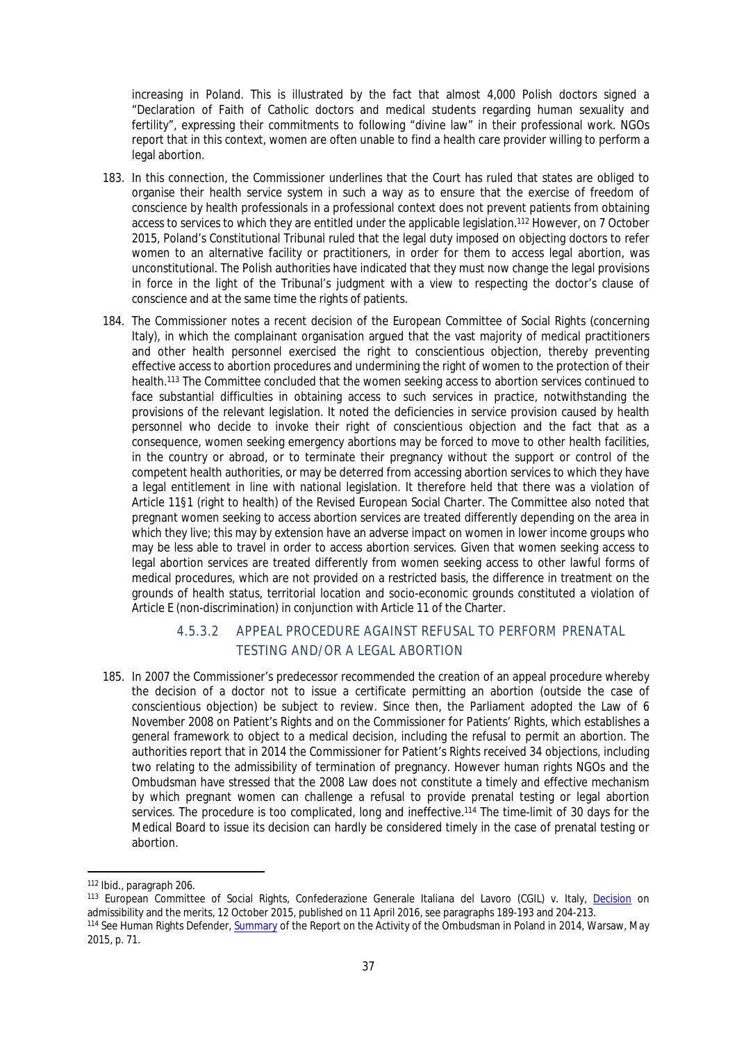increasing in Poland. This is illustrated by the fact that almost 4,000 Polish doctors signed a "Declaration of Faith of Catholic doctors and medical students regarding human sexuality and fertility", expressing their commitments to following "divine law" in their professional work. NGOs report that in this context, women are often unable to find a health care provider willing to perform a legal abortion.

183. In this connection, the Commissioner underlines that the Court has ruled that states are obliged to organise their health service system in such a way as to ensure that the exercise of freedom of conscience by health professionals in a professional context does not prevent patients from obtaining access to services to which they are entitled under the applicable legislation.[112] However, on 7 October 2015, Poland's Constitutional Tribunal ruled that the legal duty imposed on objecting doctors to refer women to an alternative facility or practitioners, in order for them to access legal abortion, was unconstitutional. The Polish authorities have indicated that they must now change the legal provisions in force in the light of the Tribunal's judgment with a view to respecting the doctor's clause of conscience and at the same time the rights of patients.

184. The Commissioner notes a recent decision of the European Committee of Social Rights (concerning Italy), in which the complainant organisation argued that the vast majority of medical practitioners and other health personnel exercised the right to conscientious objection, thereby preventing effective access to abortion procedures and undermining the right of women to the protection of their health.[113] The Committee concluded that the women seeking access to abortion services continued to face substantial difficulties in obtaining access to such services in practice, notwithstanding the provisions of the relevant legislation. It noted the deficiencies in service provision caused by health personnel who decide to invoke their right of conscientious objection and the fact that as a consequence, women seeking emergency abortions may be forced to move to other health facilities, in the country or abroad, or to terminate their pregnancy without the support or control of the competent health authorities, or may be deterred from accessing abortion services to which they have a legal entitlement in line with national legislation. It therefore held that there was a violation of Article 11§1 (right to health) of the Revised European Social Charter. The Committee also noted that pregnant women seeking to access abortion services are treated differently depending on the area in which they live; this may by extension have an adverse impact on women in lower income groups who may be less able to travel in order to access abortion services. Given that women seeking access to legal abortion services are treated differently from women seeking access to other lawful forms of medical procedures, which are not provided on a restricted basis, the difference in treatment on the grounds of health status, territorial location and socio-economic grounds constituted a violation of Article E (non-discrimination) in conjunction with Article 11 of the Charter.

#### 4.5.3.2 APPEAL PROCEDURE AGAINST REFUSAL TO PERFORM PRENATAL TESTING AND/OR A LEGAL ABORTION

185. In 2007 the Commissioner's predecessor recommended the creation of an appeal procedure whereby the decision of a doctor not to issue a certificate permitting an abortion (outside the case of conscientious objection) be subject to review. Since then, the Parliament adopted the Law of 6 November 2008 on Patient's Rights and on the Commissioner for Patients' Rights, which establishes a general framework to object to a medical decision, including the refusal to permit an abortion. The authorities report that in 2014 the Commissioner for Patient's Rights received 34 objections, including two relating to the admissibility of termination of pregnancy. However human rights NGOs and the Ombudsman have stressed that the 2008 Law does not constitute a timely and effective mechanism by which pregnant women can challenge a refusal to provide prenatal testing or legal abortion services. The procedure is too complicated, long and ineffective.[114] The time-limit of 30 days for the Medical Board to issue its decision can hardly be considered timely in the case of prenatal testing or abortion.

---

[112] Ibid., paragraph 206.

[113] European Committee of Social Rights, Confederazione Generale Italiana del Lavoro (CGIL) v. Italy, Decision on admissibility and the merits, 12 October 2015, published on 11 April 2016, see paragraphs 189-193 and 204-213.

[114] See Human Rights Defender, Summary of the Report on the Activity of the Ombudsman in Poland in 2014, Warsaw, May 2015, p. 71.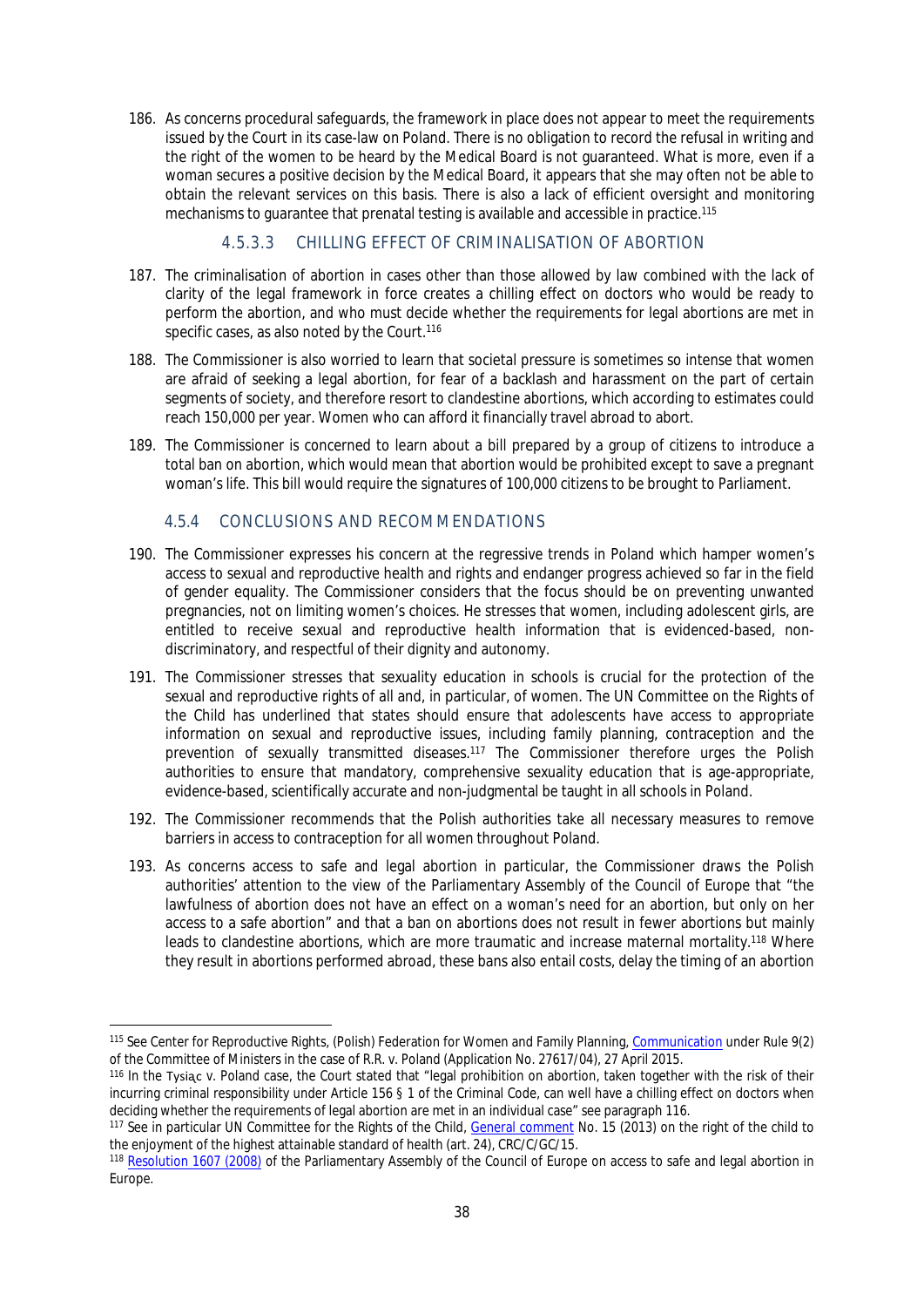186. As concerns procedural safeguards, the framework in place does not appear to meet the requirements issued by the Court in its case-law on Poland. There is no obligation to record the refusal in writing and the right of the women to be heard by the Medical Board is not guaranteed. What is more, even if a woman secures a positive decision by the Medical Board, it appears that she may often not be able to obtain the relevant services on this basis. There is also a lack of efficient oversight and monitoring mechanisms to guarantee that prenatal testing is available and accessible in practice.[115]

#### 4.5.3.3 CHILLING EFFECT OF CRIMINALISATION OF ABORTION

187. The criminalisation of abortion in cases other than those allowed by law combined with the lack of clarity of the legal framework in force creates a chilling effect on doctors who would be ready to perform the abortion, and who must decide whether the requirements for legal abortions are met in specific cases, as also noted by the Court.[116]

188. The Commissioner is also worried to learn that societal pressure is sometimes so intense that women are afraid of seeking a legal abortion, for fear of a backlash and harassment on the part of certain segments of society, and therefore resort to clandestine abortions, which according to estimates could reach 150,000 per year. Women who can afford it financially travel abroad to abort.

189. The Commissioner is concerned to learn about a bill prepared by a group of citizens to introduce a total ban on abortion, which would mean that abortion would be prohibited except to save a pregnant woman's life. This bill would require the signatures of 100,000 citizens to be brought to Parliament.

### 4.5.4 CONCLUSIONS AND RECOMMENDATIONS

190. The Commissioner expresses his concern at the regressive trends in Poland which hamper women's access to sexual and reproductive health and rights and endanger progress achieved so far in the field of gender equality. The Commissioner considers that the focus should be on preventing unwanted pregnancies, not on limiting women's choices. He stresses that women, including adolescent girls, are entitled to receive sexual and reproductive health information that is evidenced-based, non-discriminatory, and respectful of their dignity and autonomy.

191. The Commissioner stresses that sexuality education in schools is crucial for the protection of the sexual and reproductive rights of all and, in particular, of women. The UN Committee on the Rights of the Child has underlined that states should ensure that adolescents have access to appropriate information on sexual and reproductive issues, including family planning, contraception and the prevention of sexually transmitted diseases.[117] The Commissioner therefore urges the Polish authorities to ensure that mandatory, comprehensive sexuality education that is age-appropriate, evidence-based, scientifically accurate and non-judgmental be taught in all schools in Poland.

192. The Commissioner recommends that the Polish authorities take all necessary measures to remove barriers in access to contraception for all women throughout Poland.

193. As concerns access to safe and legal abortion in particular, the Commissioner draws the Polish authorities' attention to the view of the Parliamentary Assembly of the Council of Europe that "the lawfulness of abortion does not have an effect on a woman's need for an abortion, but only on her access to a safe abortion" and that a ban on abortions does not result in fewer abortions but mainly leads to clandestine abortions, which are more traumatic and increase maternal mortality.[118] Where they result in abortions performed abroad, these bans also entail costs, delay the timing of an abortion

---

[115] See Center for Reproductive Rights, (Polish) Federation for Women and Family Planning, Communication under Rule 9(2) of the Committee of Ministers in the case of R.R. v. Poland (Application No. 27617/04), 27 April 2015.

[116] In the Tysiąc v. Poland case, the Court stated that "legal prohibition on abortion, taken together with the risk of their incurring criminal responsibility under Article 156 § 1 of the Criminal Code, can well have a chilling effect on doctors when deciding whether the requirements of legal abortion are met in an individual case" see paragraph 116.

[117] See in particular UN Committee for the Rights of the Child, General comment No. 15 (2013) on the right of the child to the enjoyment of the highest attainable standard of health (art. 24), CRC/C/GC/15.

[118] Resolution 1607 (2008) of the Parliamentary Assembly of the Council of Europe on access to safe and legal abortion in Europe.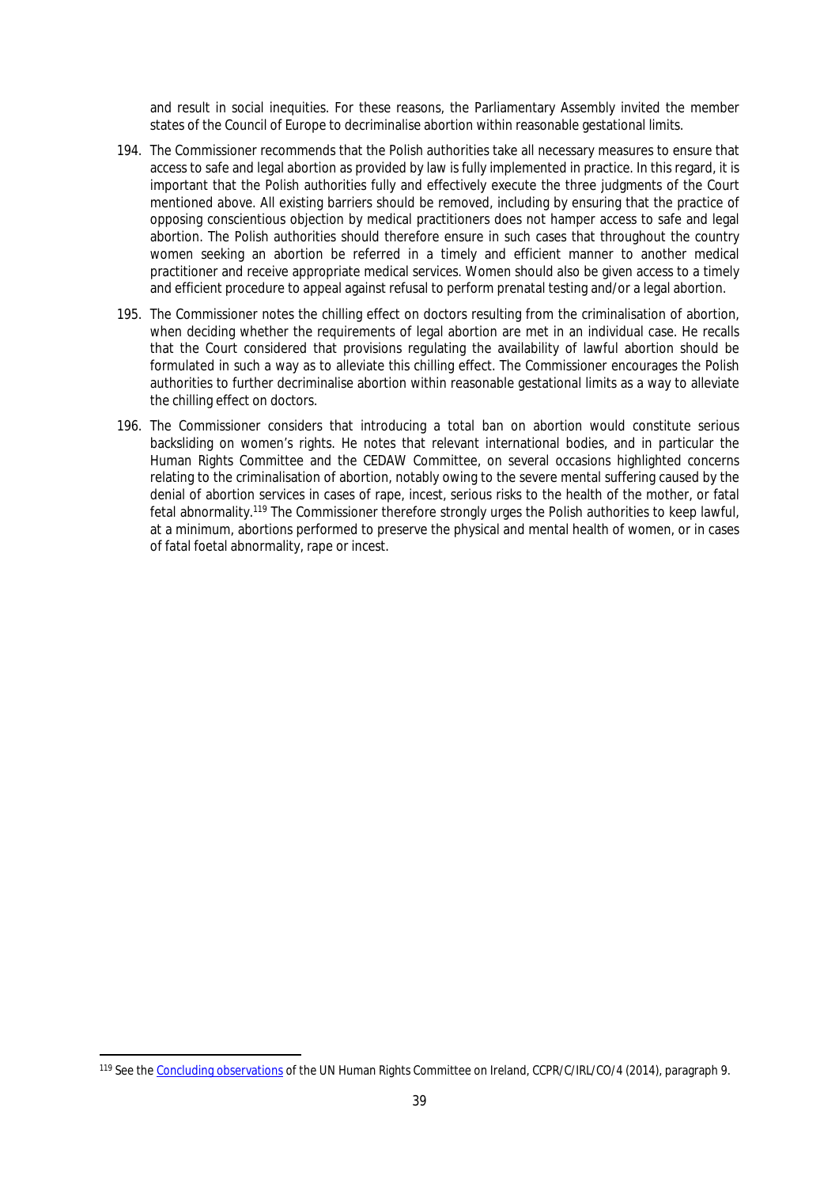and result in social inequities. For these reasons, the Parliamentary Assembly invited the member states of the Council of Europe to decriminalise abortion within reasonable gestational limits.

194. The Commissioner recommends that the Polish authorities take all necessary measures to ensure that access to safe and legal abortion as provided by law is fully implemented in practice. In this regard, it is important that the Polish authorities fully and effectively execute the three judgments of the Court mentioned above. All existing barriers should be removed, including by ensuring that the practice of opposing conscientious objection by medical practitioners does not hamper access to safe and legal abortion. The Polish authorities should therefore ensure in such cases that throughout the country women seeking an abortion be referred in a timely and efficient manner to another medical practitioner and receive appropriate medical services. Women should also be given access to a timely and efficient procedure to appeal against refusal to perform prenatal testing and/or a legal abortion.

195. The Commissioner notes the chilling effect on doctors resulting from the criminalisation of abortion, when deciding whether the requirements of legal abortion are met in an individual case. He recalls that the Court considered that provisions regulating the availability of lawful abortion should be formulated in such a way as to alleviate this chilling effect. The Commissioner encourages the Polish authorities to further decriminalise abortion within reasonable gestational limits as a way to alleviate the chilling effect on doctors.

196. The Commissioner considers that introducing a total ban on abortion would constitute serious backsliding on women's rights. He notes that relevant international bodies, and in particular the Human Rights Committee and the CEDAW Committee, on several occasions highlighted concerns relating to the criminalisation of abortion, notably owing to the severe mental suffering caused by the denial of abortion services in cases of rape, incest, serious risks to the health of the mother, or fatal fetal abnormality.[119] The Commissioner therefore strongly urges the Polish authorities to keep lawful, at a minimum, abortions performed to preserve the physical and mental health of women, or in cases of fatal foetal abnormality, rape or incest.

---

[119] See the Concluding observations of the UN Human Rights Committee on Ireland, CCPR/C/IRL/CO/4 (2014), paragraph 9.